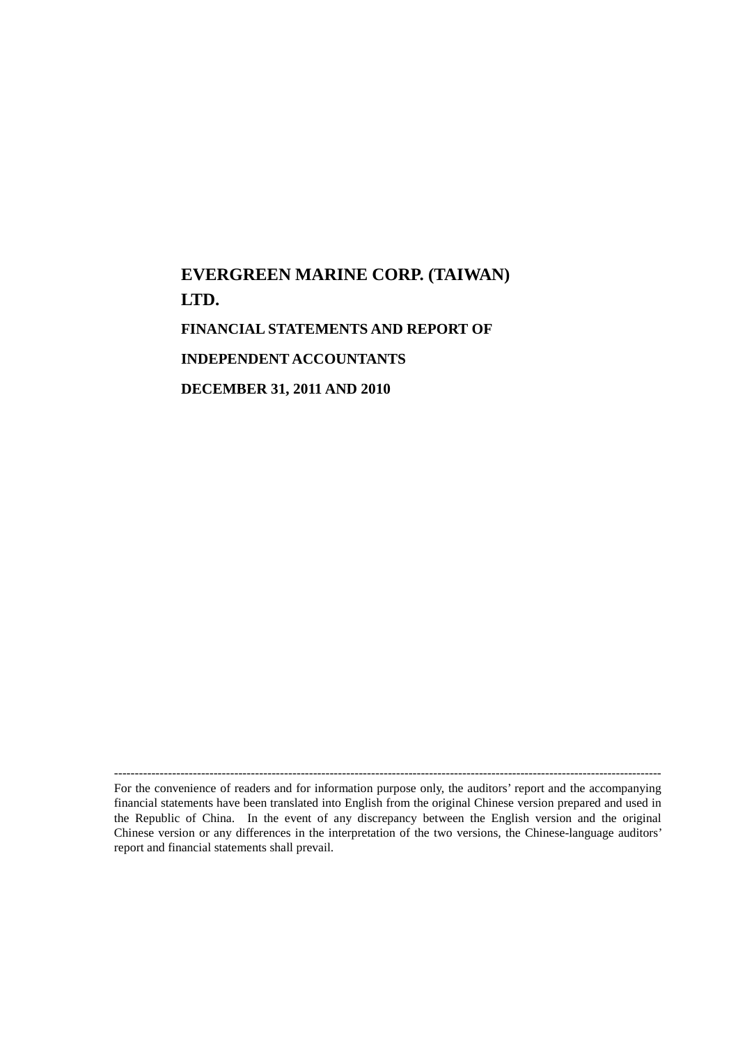# EVERGREEN MARINE CORP. (TAIWAN) LTD.

## FINANCIAL STATEMENTS AND REPORT OF INDEPENDENT ACCOUNTANTS

## DECEMBER 31, 2011 AND 2010

---

For the convenience of readers and for information purpose only, the auditors' report and the accompanying financial statements have been translated into English from the original Chinese version prepared and used in the Republic of China. In the event of any discrepancy between the English version and the original Chinese version or any differences in the interpretation of the two versions, the Chinese-language auditors' report and financial statements shall prevail.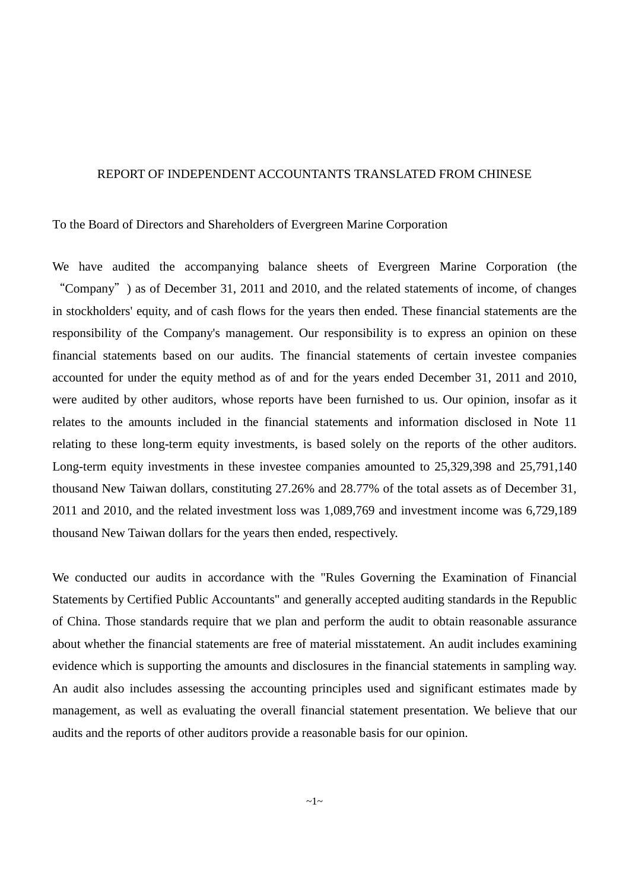REPORT OF INDEPENDENT ACCOUNTANTS TRANSLATED FROM CHINESE

To the Board of Directors and Shareholders of Evergreen Marine Corporation

We have audited the accompanying balance sheets of Evergreen Marine Corporation (the "Company") as of December 31, 2011 and 2010, and the related statements of income, of changes in stockholders' equity, and of cash flows for the years then ended. These financial statements are the responsibility of the Company's management. Our responsibility is to express an opinion on these financial statements based on our audits. The financial statements of certain investee companies accounted for under the equity method as of and for the years ended December 31, 2011 and 2010, were audited by other auditors, whose reports have been furnished to us. Our opinion, insofar as it relates to the amounts included in the financial statements and information disclosed in Note 11 relating to these long-term equity investments, is based solely on the reports of the other auditors. Long-term equity investments in these investee companies amounted to 25,329,398 and 25,791,140 thousand New Taiwan dollars, constituting 27.26% and 28.77% of the total assets as of December 31, 2011 and 2010, and the related investment loss was 1,089,769 and investment income was 6,729,189 thousand New Taiwan dollars for the years then ended, respectively.

We conducted our audits in accordance with the "Rules Governing the Examination of Financial Statements by Certified Public Accountants" and generally accepted auditing standards in the Republic of China. Those standards require that we plan and perform the audit to obtain reasonable assurance about whether the financial statements are free of material misstatement. An audit includes examining evidence which is supporting the amounts and disclosures in the financial statements in sampling way. An audit also includes assessing the accounting principles used and significant estimates made by management, as well as evaluating the overall financial statement presentation. We believe that our audits and the reports of other auditors provide a reasonable basis for our opinion.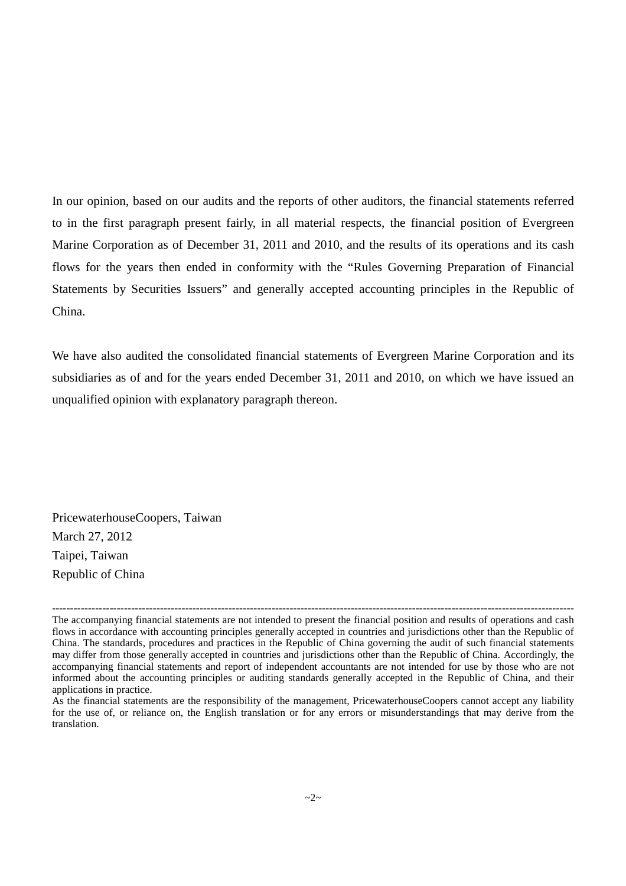In our opinion, based on our audits and the reports of other auditors, the financial statements referred to in the first paragraph present fairly, in all material respects, the financial position of Evergreen Marine Corporation as of December 31, 2011 and 2010, and the results of its operations and its cash flows for the years then ended in conformity with the "Rules Governing Preparation of Financial Statements by Securities Issuers" and generally accepted accounting principles in the Republic of China.

We have also audited the consolidated financial statements of Evergreen Marine Corporation and its subsidiaries as of and for the years ended December 31, 2011 and 2010, on which we have issued an unqualified opinion with explanatory paragraph thereon.

PricewaterhouseCoopers, Taiwan
March 27, 2012
Taipei, Taiwan
Republic of China

---

The accompanying financial statements are not intended to present the financial position and results of operations and cash flows in accordance with accounting principles generally accepted in countries and jurisdictions other than the Republic of China. The standards, procedures and practices in the Republic of China governing the audit of such financial statements may differ from those generally accepted in countries and jurisdictions other than the Republic of China. Accordingly, the accompanying financial statements and report of independent accountants are not intended for use by those who are not informed about the accounting principles or auditing standards generally accepted in the Republic of China, and their applications in practice.

As the financial statements are the responsibility of the management, PricewaterhouseCoopers cannot accept any liability for the use of, or reliance on, the English translation or for any errors or misunderstandings that may derive from the translation.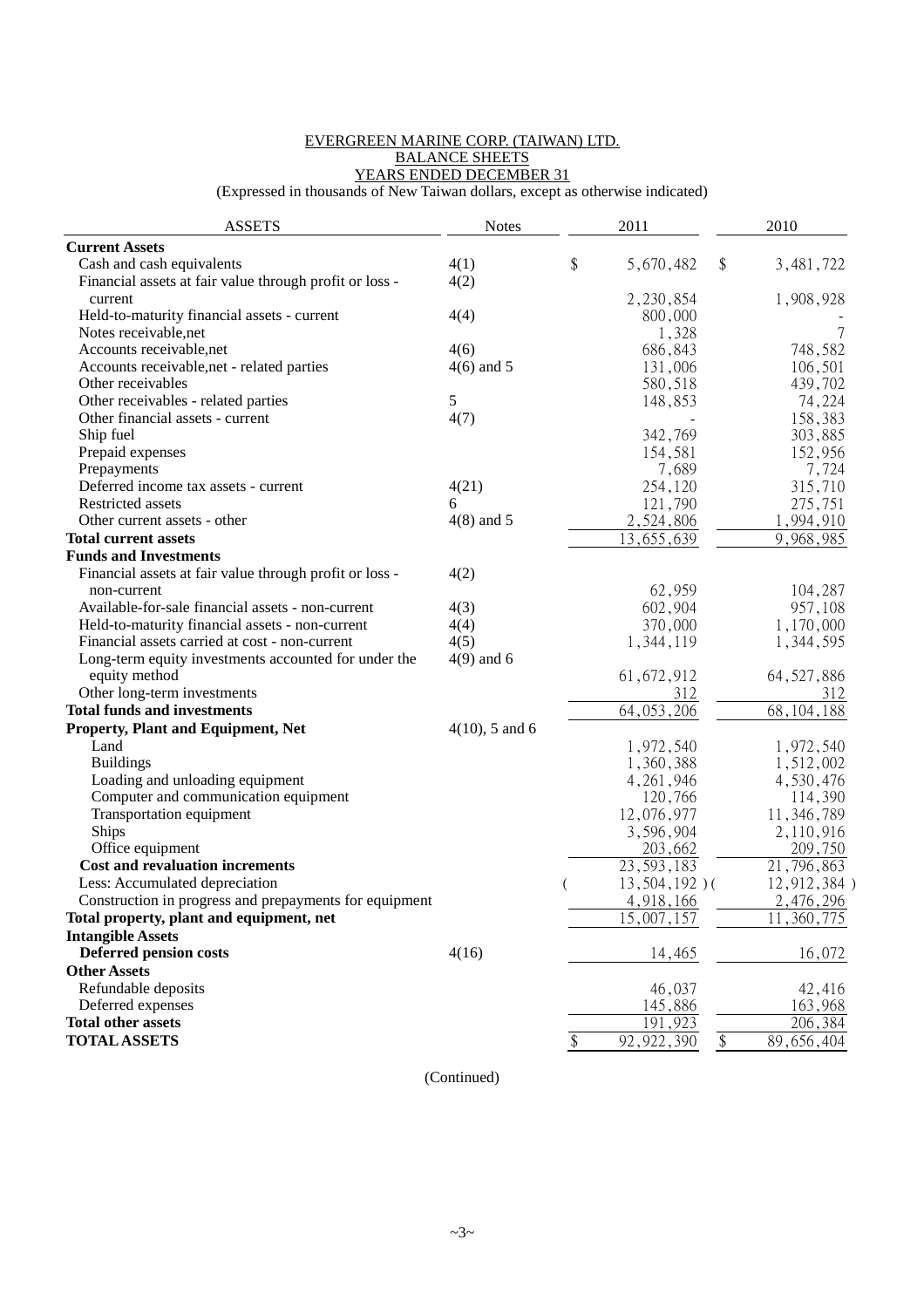# EVERGREEN MARINE CORP. (TAIWAN) LTD.
## BALANCE SHEETS
## YEARS ENDED DECEMBER 31

(Expressed in thousands of New Taiwan dollars, except as otherwise indicated)

| ASSETS | Notes | 2011 | 2010 |
|---|---|---|---|
| **Current Assets** | | | |
| Cash and cash equivalents | 4(1) | $ 5,670,482 | $ 3,481,722 |
| Financial assets at fair value through profit or loss - current | 4(2) | 2,230,854 | 1,908,928 |
| Held-to-maturity financial assets - current | 4(4) | 800,000 | - |
| Notes receivable,net | | 1,328 | 7 |
| Accounts receivable,net | 4(6) | 686,843 | 748,582 |
| Accounts receivable,net - related parties | 4(6) and 5 | 131,006 | 106,501 |
| Other receivables | | 580,518 | 439,702 |
| Other receivables - related parties | 5 | 148,853 | 74,224 |
| Other financial assets - current | 4(7) | - | 158,383 |
| Ship fuel | | 342,769 | 303,885 |
| Prepaid expenses | | 154,581 | 152,956 |
| Prepayments | | 7,689 | 7,724 |
| Deferred income tax assets - current | 4(21) | 254,120 | 315,710 |
| Restricted assets | 6 | 121,790 | 275,751 |
| Other current assets - other | 4(8) and 5 | 2,524,806 | 1,994,910 |
| **Total current assets** | | 13,655,639 | 9,968,985 |
| **Funds and Investments** | | | |
| Financial assets at fair value through profit or loss - non-current | 4(2) | 62,959 | 104,287 |
| Available-for-sale financial assets - non-current | 4(3) | 602,904 | 957,108 |
| Held-to-maturity financial assets - non-current | 4(4) | 370,000 | 1,170,000 |
| Financial assets carried at cost - non-current | 4(5) | 1,344,119 | 1,344,595 |
| Long-term equity investments accounted for under the equity method | 4(9) and 6 | 61,672,912 | 64,527,886 |
| Other long-term investments | | 312 | 312 |
| **Total funds and investments** | | 64,053,206 | 68,104,188 |
| **Property, Plant and Equipment, Net** | 4(10), 5 and 6 | | |
| Land | | 1,972,540 | 1,972,540 |
| Buildings | | 1,360,388 | 1,512,002 |
| Loading and unloading equipment | | 4,261,946 | 4,530,476 |
| Computer and communication equipment | | 120,766 | 114,390 |
| Transportation equipment | | 12,076,977 | 11,346,789 |
| Ships | | 3,596,904 | 2,110,916 |
| Office equipment | | 203,662 | 209,750 |
| **Cost and revaluation increments** | | 23,593,183 | 21,796,863 |
| Less: Accumulated depreciation | | ( 13,504,192 ) | ( 12,912,384 ) |
| Construction in progress and prepayments for equipment | | 4,918,166 | 2,476,296 |
| **Total property, plant and equipment, net** | | 15,007,157 | 11,360,775 |
| **Intangible Assets** | | | |
| **Deferred pension costs** | 4(16) | 14,465 | 16,072 |
| **Other Assets** | | | |
| Refundable deposits | | 46,037 | 42,416 |
| Deferred expenses | | 145,886 | 163,968 |
| **Total other assets** | | 191,923 | 206,384 |
| **TOTAL ASSETS** | | $ 92,922,390 | $ 89,656,404 |

(Continued)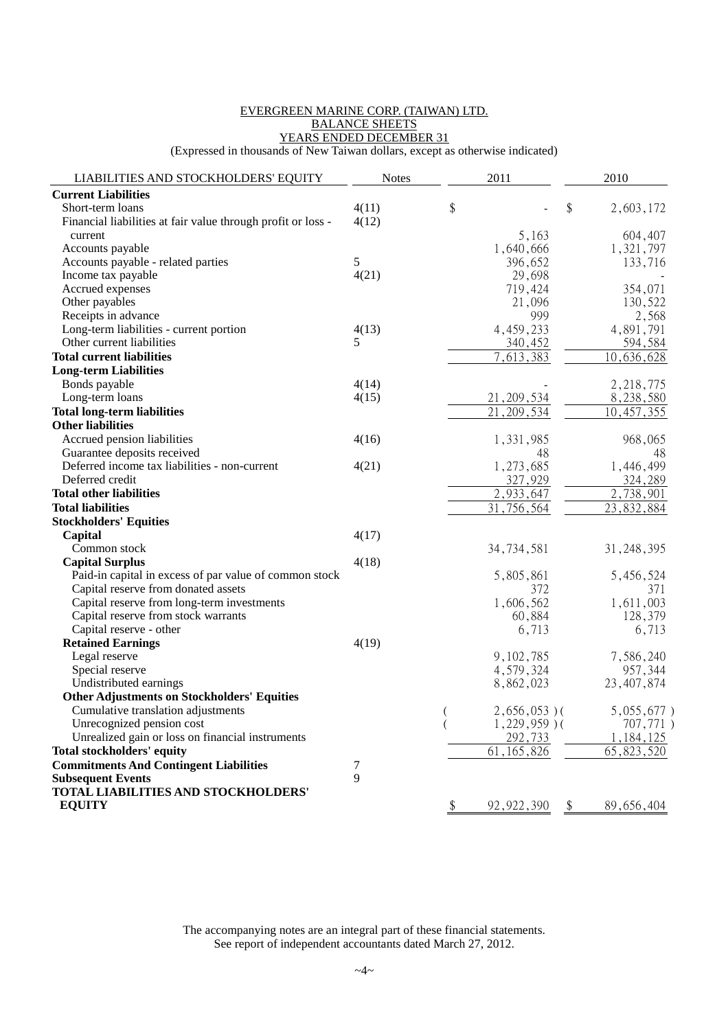EVERGREEN MARINE CORP. (TAIWAN) LTD.
BALANCE SHEETS
YEARS ENDED DECEMBER 31
(Expressed in thousands of New Taiwan dollars, except as otherwise indicated)

| LIABILITIES AND STOCKHOLDERS' EQUITY | Notes | 2011 | 2010 |
|---|---|---|---|
| **Current Liabilities** | | | |
| Short-term loans | 4(11) | $ - | $ 2,603,172 |
| Financial liabilities at fair value through profit or loss - current | 4(12) | 5,163 | 604,407 |
| Accounts payable | | 1,640,666 | 1,321,797 |
| Accounts payable - related parties | 5 | 396,652 | 133,716 |
| Income tax payable | 4(21) | 29,698 | - |
| Accrued expenses | | 719,424 | 354,071 |
| Other payables | | 21,096 | 130,522 |
| Receipts in advance | | 999 | 2,568 |
| Long-term liabilities - current portion | 4(13) | 4,459,233 | 4,891,791 |
| Other current liabilities | 5 | 340,452 | 594,584 |
| **Total current liabilities** | | 7,613,383 | 10,636,628 |
| **Long-term Liabilities** | | | |
| Bonds payable | 4(14) | - | 2,218,775 |
| Long-term loans | 4(15) | 21,209,534 | 8,238,580 |
| **Total long-term liabilities** | | 21,209,534 | 10,457,355 |
| **Other liabilities** | | | |
| Accrued pension liabilities | 4(16) | 1,331,985 | 968,065 |
| Guarantee deposits received | | 48 | 48 |
| Deferred income tax liabilities - non-current | 4(21) | 1,273,685 | 1,446,499 |
| Deferred credit | | 327,929 | 324,289 |
| **Total other liabilities** | | 2,933,647 | 2,738,901 |
| **Total liabilities** | | 31,756,564 | 23,832,884 |
| **Stockholders' Equities** | | | |
| **Capital** | 4(17) | | |
| Common stock | | 34,734,581 | 31,248,395 |
| **Capital Surplus** | 4(18) | | |
| Paid-in capital in excess of par value of common stock | | 5,805,861 | 5,456,524 |
| Capital reserve from donated assets | | 372 | 371 |
| Capital reserve from long-term investments | | 1,606,562 | 1,611,003 |
| Capital reserve from stock warrants | | 60,884 | 128,379 |
| Capital reserve - other | | 6,713 | 6,713 |
| **Retained Earnings** | 4(19) | | |
| Legal reserve | | 9,102,785 | 7,586,240 |
| Special reserve | | 4,579,324 | 957,344 |
| Undistributed earnings | | 8,862,023 | 23,407,874 |
| **Other Adjustments on Stockholders' Equities** | | | |
| Cumulative translation adjustments | | ( 2,656,053 ) | ( 5,055,677 ) |
| Unrecognized pension cost | | ( 1,229,959 ) | ( 707,771 ) |
| Unrealized gain or loss on financial instruments | | 292,733 | 1,184,125 |
| **Total stockholders' equity** | | 61,165,826 | 65,823,520 |
| **Commitments And Contingent Liabilities** | 7 | | |
| **Subsequent Events** | 9 | | |
| **TOTAL LIABILITIES AND STOCKHOLDERS' EQUITY** | | $ 92,922,390 | $ 89,656,404 |

The accompanying notes are an integral part of these financial statements.
See report of independent accountants dated March 27, 2012.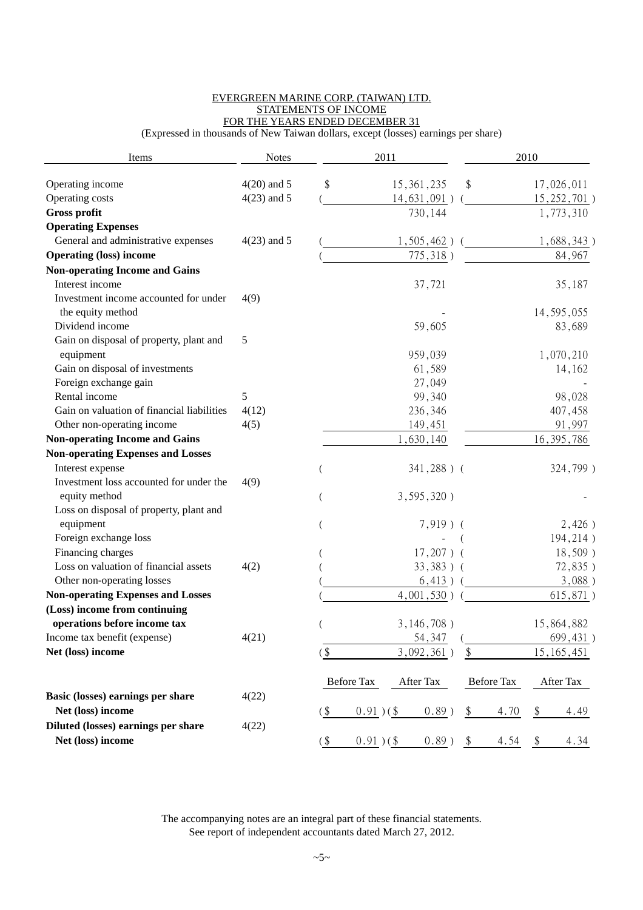EVERGREEN MARINE CORP. (TAIWAN) LTD.
STATEMENTS OF INCOME
FOR THE YEARS ENDED DECEMBER 31
(Expressed in thousands of New Taiwan dollars, except (losses) earnings per share)

| Items | Notes | 2011 | 2010 |
|---|---|---|---|
| Operating income | 4(20) and 5 | $ 15,361,235 | $ 17,026,011 |
| Operating costs | 4(23) and 5 | ( 14,631,091 ) | ( 15,252,701 ) |
| **Gross profit** | | 730,144 | 1,773,310 |
| **Operating Expenses** | | | |
| General and administrative expenses | 4(23) and 5 | ( 1,505,462 ) | ( 1,688,343 ) |
| **Operating (loss) income** | | ( 775,318 ) | 84,967 |
| **Non-operating Income and Gains** | | | |
| Interest income | | 37,721 | 35,187 |
| Investment income accounted for under the equity method | 4(9) | - | 14,595,055 |
| Dividend income | | 59,605 | 83,689 |
| Gain on disposal of property, plant and equipment | 5 | 959,039 | 1,070,210 |
| Gain on disposal of investments | | 61,589 | 14,162 |
| Foreign exchange gain | | 27,049 | - |
| Rental income | 5 | 99,340 | 98,028 |
| Gain on valuation of financial liabilities | 4(12) | 236,346 | 407,458 |
| Other non-operating income | 4(5) | 149,451 | 91,997 |
| **Non-operating Income and Gains** | | 1,630,140 | 16,395,786 |
| **Non-operating Expenses and Losses** | | | |
| Interest expense | | ( 341,288 ) | ( 324,799 ) |
| Investment loss accounted for under the equity method | 4(9) | ( 3,595,320 ) | - |
| Loss on disposal of property, plant and equipment | | ( 7,919 ) | ( 2,426 ) |
| Foreign exchange loss | | - | ( 194,214 ) |
| Financing charges | | ( 17,207 ) | ( 18,509 ) |
| Loss on valuation of financial assets | 4(2) | ( 33,383 ) | ( 72,835 ) |
| Other non-operating losses | | ( 6,413 ) | ( 3,088 ) |
| **Non-operating Expenses and Losses** | | ( 4,001,530 ) | ( 615,871 ) |
| **(Loss) income from continuing operations before income tax** | | ( 3,146,708 ) | 15,864,882 |
| Income tax benefit (expense) | 4(21) | 54,347 | ( 699,431 ) |
| **Net (loss) income** | | ($ 3,092,361 ) | $ 15,165,451 |

| | Notes | 2011 Before Tax | 2011 After Tax | 2010 Before Tax | 2010 After Tax |
|---|---|---|---|---|---|
| **Basic (losses) earnings per share** | 4(22) | | | | |
| **Net (loss) income** | | ($ 0.91 ) | ($ 0.89 ) | $ 4.70 | $ 4.49 |
| **Diluted (losses) earnings per share** | 4(22) | | | | |
| **Net (loss) income** | | ($ 0.91 ) | ($ 0.89 ) | $ 4.54 | $ 4.34 |

The accompanying notes are an integral part of these financial statements.
See report of independent accountants dated March 27, 2012.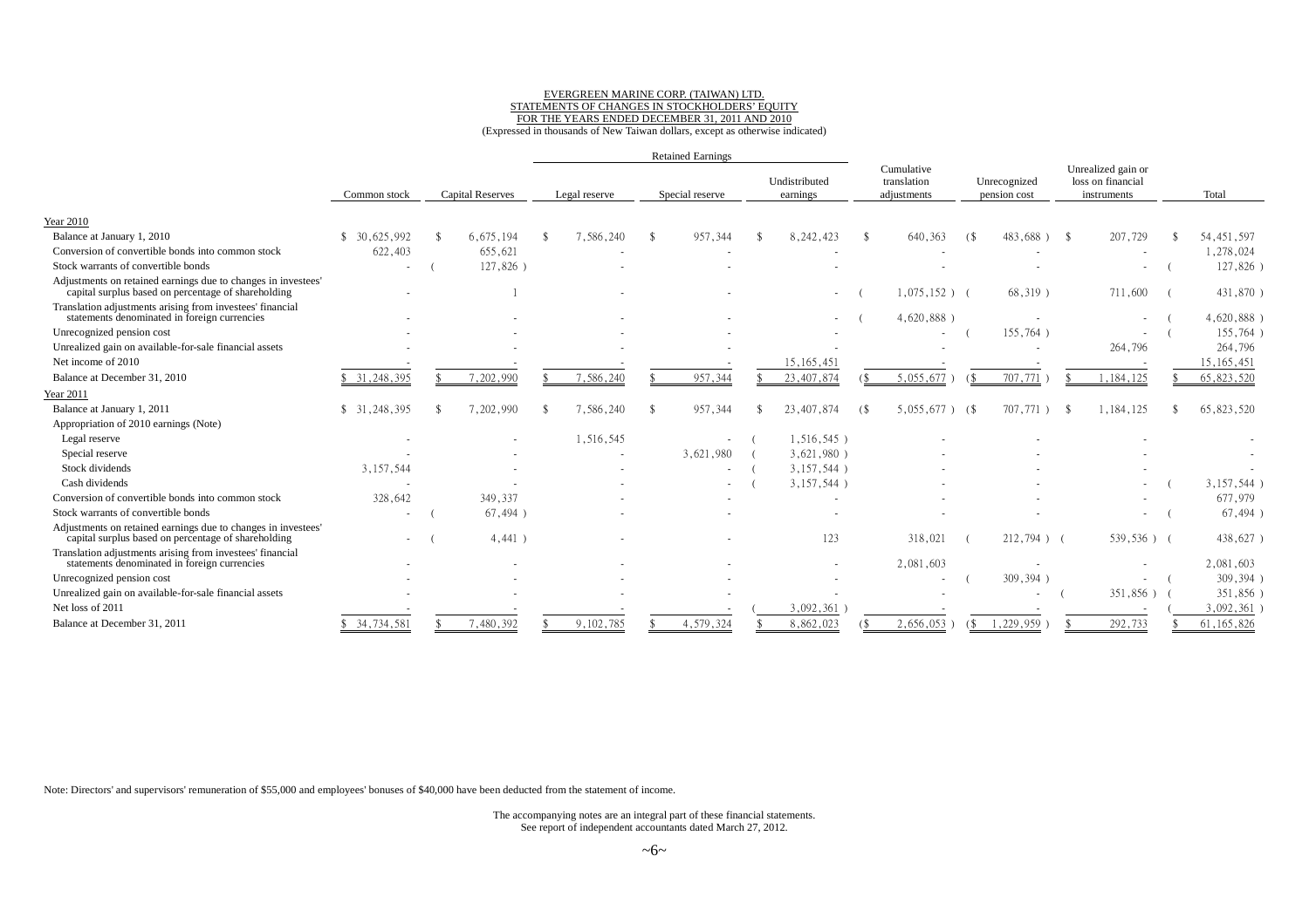EVERGREEN MARINE CORP. (TAIWAN) LTD.
STATEMENTS OF CHANGES IN STOCKHOLDERS' EQUITY
FOR THE YEARS ENDED DECEMBER 31, 2011 AND 2010
(Expressed in thousands of New Taiwan dollars, except as otherwise indicated)

| | Common stock | Capital Reserves | Retained Earnings | | | Cumulative translation adjustments | Unrecognized pension cost | Unrealized gain or loss on financial instruments | Total |
|---|---|---|---|---|---|---|---|---|---|
| | | | Legal reserve | Special reserve | Undistributed earnings | | | | |
| Year 2010 | | | | | | | | | |
| Balance at January 1, 2010 | $ 30,625,992 | $ 6,675,194 | $ 7,586,240 | $ 957,344 | $ 8,242,423 | $ 640,363 | ($ 483,688 ) | $ 207,729 | $ 54,451,597 |
| Conversion of convertible bonds into common stock | 622,403 | 655,621 | - | - | - | - | - | - | 1,278,024 |
| Stock warrants of convertible bonds | - | ( 127,826 ) | - | - | - | - | - | - | ( 127,826 ) |
| Adjustments on retained earnings due to changes in investees' capital surplus based on percentage of shareholding | - | 1 | - | - | - | ( 1,075,152 ) | ( 68,319 ) | 711,600 | ( 431,870 ) |
| Translation adjustments arising from investees' financial statements denominated in foreign currencies | - | - | - | - | - | ( 4,620,888 ) | - | - | ( 4,620,888 ) |
| Unrecognized pension cost | - | - | - | - | - | - | ( 155,764 ) | - | ( 155,764 ) |
| Unrealized gain on available-for-sale financial assets | - | - | - | - | - | - | - | 264,796 | 264,796 |
| Net income of 2010 | - | - | - | - | 15,165,451 | - | - | - | 15,165,451 |
| Balance at December 31, 2010 | $ 31,248,395 | $ 7,202,990 | $ 7,586,240 | $ 957,344 | $ 23,407,874 | ($ 5,055,677 ) | ($ 707,771 ) | $ 1,184,125 | $ 65,823,520 |
| Year 2011 | | | | | | | | | |
| Balance at January 1, 2011 | $ 31,248,395 | $ 7,202,990 | $ 7,586,240 | $ 957,344 | $ 23,407,874 | ($ 5,055,677 ) | ($ 707,771 ) | $ 1,184,125 | $ 65,823,520 |
| Appropriation of 2010 earnings (Note) | | | | | | | | | |
| Legal reserve | - | - | 1,516,545 | - | ( 1,516,545 ) | - | - | - | - |
| Special reserve | - | - | - | 3,621,980 | ( 3,621,980 ) | - | - | - | - |
| Stock dividends | 3,157,544 | - | - | - | ( 3,157,544 ) | - | - | - | - |
| Cash dividends | - | - | - | - | ( 3,157,544 ) | - | - | - | ( 3,157,544 ) |
| Conversion of convertible bonds into common stock | 328,642 | 349,337 | - | - | - | - | - | - | 677,979 |
| Stock warrants of convertible bonds | - | ( 67,494 ) | - | - | - | - | - | - | ( 67,494 ) |
| Adjustments on retained earnings due to changes in investees' capital surplus based on percentage of shareholding | - | ( 4,441 ) | - | - | 123 | 318,021 | ( 212,794 ) | ( 539,536 ) | ( 438,627 ) |
| Translation adjustments arising from investees' financial statements denominated in foreign currencies | - | - | - | - | - | 2,081,603 | - | - | 2,081,603 |
| Unrecognized pension cost | - | - | - | - | - | - | ( 309,394 ) | - | ( 309,394 ) |
| Unrealized gain on available-for-sale financial assets | - | - | - | - | - | - | - | ( 351,856 ) | ( 351,856 ) |
| Net loss of 2011 | - | - | - | - | ( 3,092,361 ) | - | - | - | ( 3,092,361 ) |
| Balance at December 31, 2011 | $ 34,734,581 | $ 7,480,392 | $ 9,102,785 | $ 4,579,324 | $ 8,862,023 | ($ 2,656,053 ) | ($ 1,229,959 ) | $ 292,733 | $ 61,165,826 |

Note: Directors' and supervisors' remuneration of $55,000 and employees' bonuses of $40,000 have been deducted from the statement of income.

The accompanying notes are an integral part of these financial statements.
See report of independent accountants dated March 27, 2012.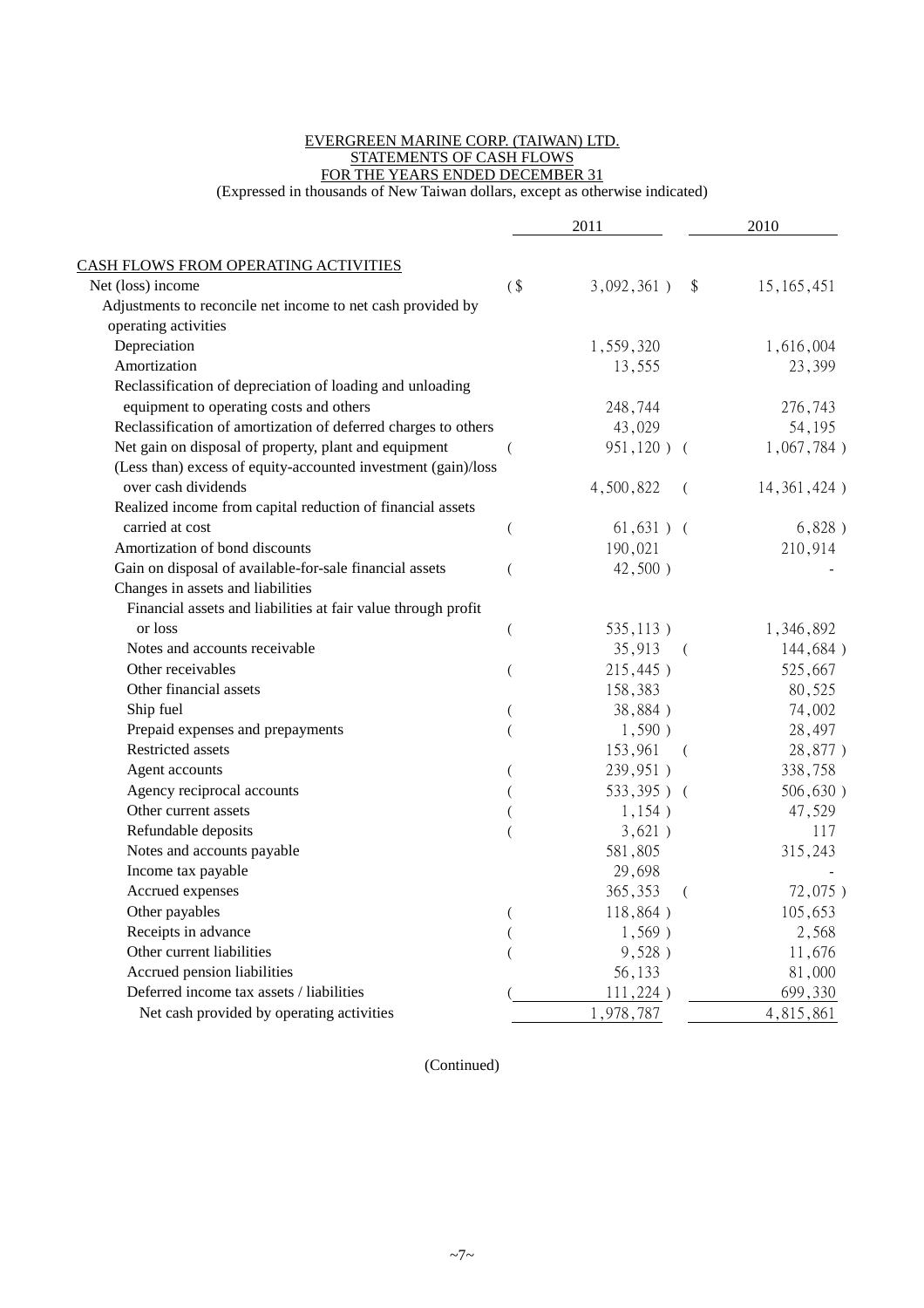EVERGREEN MARINE CORP. (TAIWAN) LTD.
STATEMENTS OF CASH FLOWS
FOR THE YEARS ENDED DECEMBER 31
(Expressed in thousands of New Taiwan dollars, except as otherwise indicated)

| | 2011 | 2010 |
|---|---|---|
| CASH FLOWS FROM OPERATING ACTIVITIES | | |
| Net (loss) income | ($ 3,092,361 ) | $ 15,165,451 |
| Adjustments to reconcile net income to net cash provided by operating activities | | |
| Depreciation | 1,559,320 | 1,616,004 |
| Amortization | 13,555 | 23,399 |
| Reclassification of depreciation of loading and unloading equipment to operating costs and others | 248,744 | 276,743 |
| Reclassification of amortization of deferred charges to others | 43,029 | 54,195 |
| Net gain on disposal of property, plant and equipment | ( 951,120 ) | ( 1,067,784 ) |
| (Less than) excess of equity-accounted investment (gain)/loss over cash dividends | 4,500,822 | ( 14,361,424 ) |
| Realized income from capital reduction of financial assets carried at cost | ( 61,631 ) | ( 6,828 ) |
| Amortization of bond discounts | 190,021 | 210,914 |
| Gain on disposal of available-for-sale financial assets | ( 42,500 ) | - |
| Changes in assets and liabilities | | |
| Financial assets and liabilities at fair value through profit or loss | ( 535,113 ) | 1,346,892 |
| Notes and accounts receivable | 35,913 | ( 144,684 ) |
| Other receivables | ( 215,445 ) | 525,667 |
| Other financial assets | 158,383 | 80,525 |
| Ship fuel | ( 38,884 ) | 74,002 |
| Prepaid expenses and prepayments | ( 1,590 ) | 28,497 |
| Restricted assets | 153,961 | ( 28,877 ) |
| Agent accounts | ( 239,951 ) | 338,758 |
| Agency reciprocal accounts | ( 533,395 ) | ( 506,630 ) |
| Other current assets | ( 1,154 ) | 47,529 |
| Refundable deposits | ( 3,621 ) | 117 |
| Notes and accounts payable | 581,805 | 315,243 |
| Income tax payable | 29,698 | - |
| Accrued expenses | 365,353 | ( 72,075 ) |
| Other payables | ( 118,864 ) | 105,653 |
| Receipts in advance | ( 1,569 ) | 2,568 |
| Other current liabilities | ( 9,528 ) | 11,676 |
| Accrued pension liabilities | 56,133 | 81,000 |
| Deferred income tax assets / liabilities | ( 111,224 ) | 699,330 |
| Net cash provided by operating activities | 1,978,787 | 4,815,861 |

(Continued)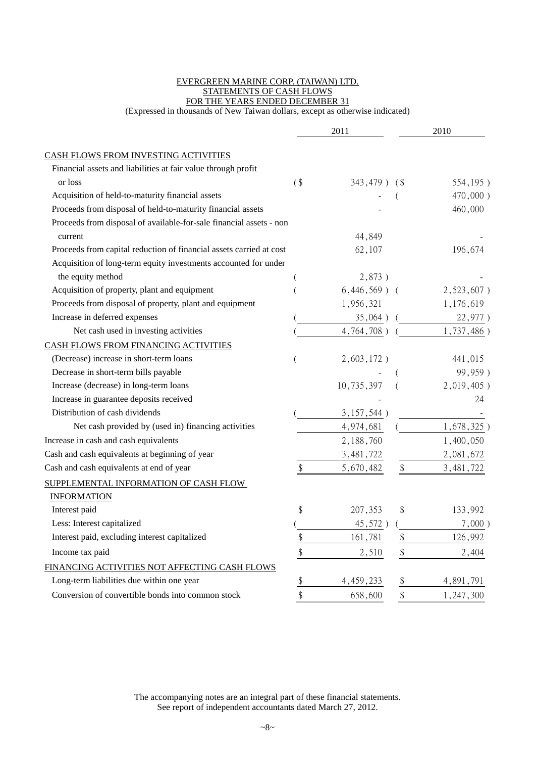EVERGREEN MARINE CORP. (TAIWAN) LTD.
STATEMENTS OF CASH FLOWS
FOR THE YEARS ENDED DECEMBER 31
(Expressed in thousands of New Taiwan dollars, except as otherwise indicated)

| | 2011 | 2010 |
|---|---|---|
| CASH FLOWS FROM INVESTING ACTIVITIES | | |
| Financial assets and liabilities at fair value through profit or loss | ($ 343,479 ) | ($ 554,195 ) |
| Acquisition of held-to-maturity financial assets | - | ( 470,000 ) |
| Proceeds from disposal of held-to-maturity financial assets | - | 460,000 |
| Proceeds from disposal of available-for-sale financial assets - non current | 44,849 | - |
| Proceeds from capital reduction of financial assets carried at cost | 62,107 | 196,674 |
| Acquisition of long-term equity investments accounted for under the equity method | ( 2,873 ) | - |
| Acquisition of property, plant and equipment | ( 6,446,569 ) | ( 2,523,607 ) |
| Proceeds from disposal of property, plant and equipment | 1,956,321 | 1,176,619 |
| Increase in deferred expenses | ( 35,064 ) | ( 22,977 ) |
| Net cash used in investing activities | ( 4,764,708 ) | ( 1,737,486 ) |
| CASH FLOWS FROM FINANCING ACTIVITIES | | |
| (Decrease) increase in short-term loans | ( 2,603,172 ) | 441,015 |
| Decrease in short-term bills payable | - | ( 99,959 ) |
| Increase (decrease) in long-term loans | 10,735,397 | ( 2,019,405 ) |
| Increase in guarantee deposits received | - | 24 |
| Distribution of cash dividends | ( 3,157,544 ) | - |
| Net cash provided by (used in) financing activities | 4,974,681 | ( 1,678,325 ) |
| Increase in cash and cash equivalents | 2,188,760 | 1,400,050 |
| Cash and cash equivalents at beginning of year | 3,481,722 | 2,081,672 |
| Cash and cash equivalents at end of year | $ 5,670,482 | $ 3,481,722 |
| SUPPLEMENTAL INFORMATION OF CASH FLOW INFORMATION | | |
| Interest paid | $ 207,353 | $ 133,992 |
| Less: Interest capitalized | ( 45,572 ) | ( 7,000 ) |
| Interest paid, excluding interest capitalized | $ 161,781 | $ 126,992 |
| Income tax paid | $ 2,510 | $ 2,404 |
| FINANCING ACTIVITIES NOT AFFECTING CASH FLOWS | | |
| Long-term liabilities due within one year | $ 4,459,233 | $ 4,891,791 |
| Conversion of convertible bonds into common stock | $ 658,600 | $ 1,247,300 |

The accompanying notes are an integral part of these financial statements.
See report of independent accountants dated March 27, 2012.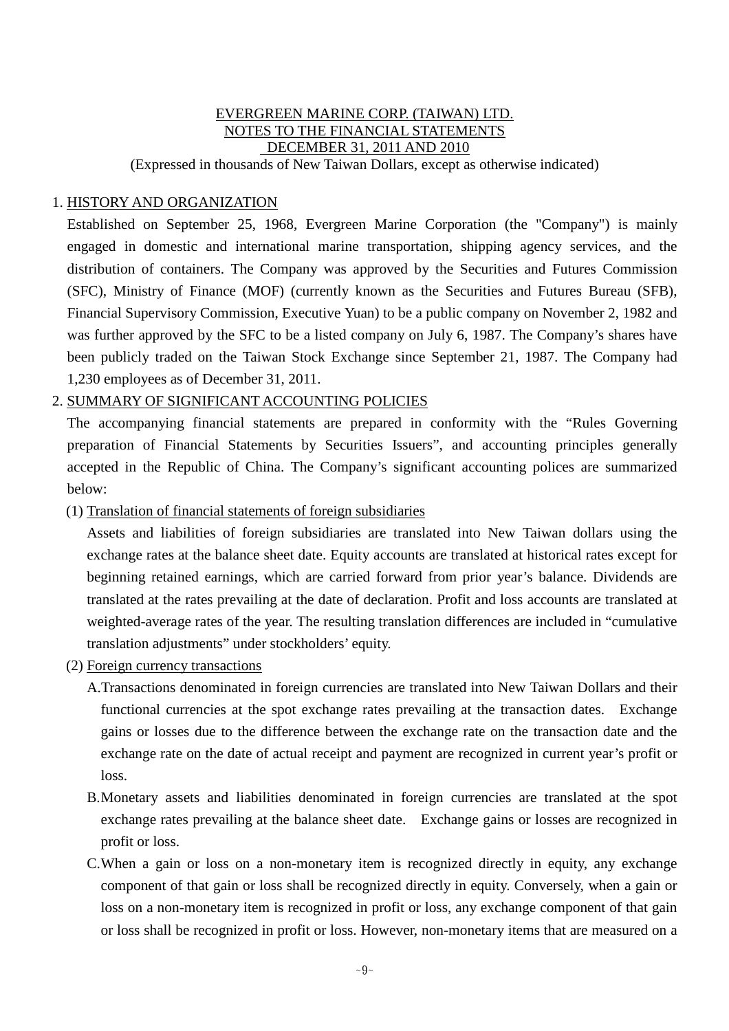EVERGREEN MARINE CORP. (TAIWAN) LTD.
NOTES TO THE FINANCIAL STATEMENTS
DECEMBER 31, 2011 AND 2010
(Expressed in thousands of New Taiwan Dollars, except as otherwise indicated)

1. HISTORY AND ORGANIZATION

Established on September 25, 1968, Evergreen Marine Corporation (the "Company") is mainly engaged in domestic and international marine transportation, shipping agency services, and the distribution of containers. The Company was approved by the Securities and Futures Commission (SFC), Ministry of Finance (MOF) (currently known as the Securities and Futures Bureau (SFB), Financial Supervisory Commission, Executive Yuan) to be a public company on November 2, 1982 and was further approved by the SFC to be a listed company on July 6, 1987. The Company's shares have been publicly traded on the Taiwan Stock Exchange since September 21, 1987. The Company had 1,230 employees as of December 31, 2011.

2. SUMMARY OF SIGNIFICANT ACCOUNTING POLICIES

The accompanying financial statements are prepared in conformity with the "Rules Governing preparation of Financial Statements by Securities Issuers", and accounting principles generally accepted in the Republic of China. The Company's significant accounting polices are summarized below:

(1) Translation of financial statements of foreign subsidiaries

Assets and liabilities of foreign subsidiaries are translated into New Taiwan dollars using the exchange rates at the balance sheet date. Equity accounts are translated at historical rates except for beginning retained earnings, which are carried forward from prior year's balance. Dividends are translated at the rates prevailing at the date of declaration. Profit and loss accounts are translated at weighted-average rates of the year. The resulting translation differences are included in "cumulative translation adjustments" under stockholders' equity.

(2) Foreign currency transactions

A. Transactions denominated in foreign currencies are translated into New Taiwan Dollars and their functional currencies at the spot exchange rates prevailing at the transaction dates. Exchange gains or losses due to the difference between the exchange rate on the transaction date and the exchange rate on the date of actual receipt and payment are recognized in current year's profit or loss.

B. Monetary assets and liabilities denominated in foreign currencies are translated at the spot exchange rates prevailing at the balance sheet date. Exchange gains or losses are recognized in profit or loss.

C. When a gain or loss on a non-monetary item is recognized directly in equity, any exchange component of that gain or loss shall be recognized directly in equity. Conversely, when a gain or loss on a non-monetary item is recognized in profit or loss, any exchange component of that gain or loss shall be recognized in profit or loss. However, non-monetary items that are measured on a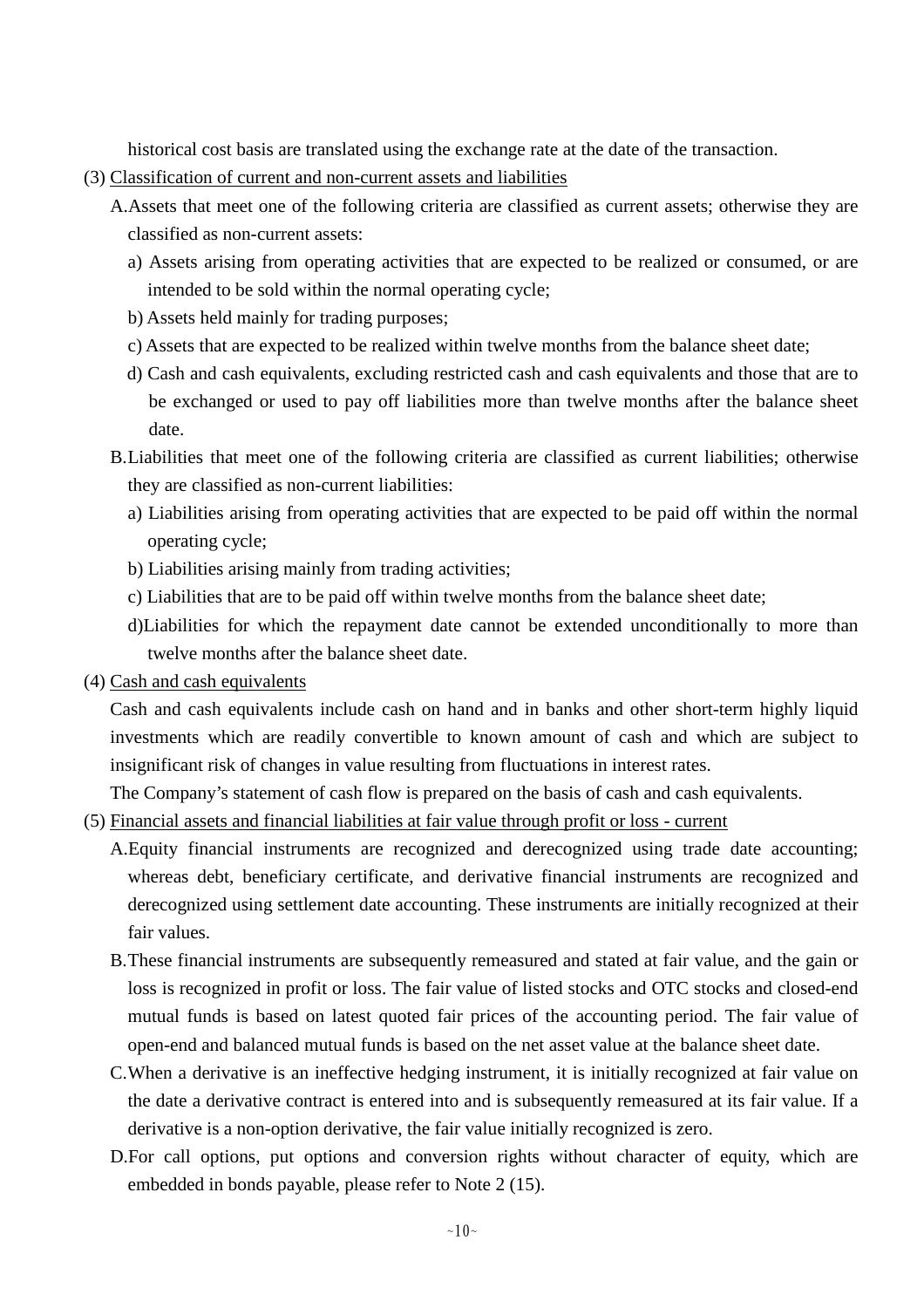historical cost basis are translated using the exchange rate at the date of the transaction.

(3) Classification of current and non-current assets and liabilities

A. Assets that meet one of the following criteria are classified as current assets; otherwise they are classified as non-current assets:

a) Assets arising from operating activities that are expected to be realized or consumed, or are intended to be sold within the normal operating cycle;

b) Assets held mainly for trading purposes;

c) Assets that are expected to be realized within twelve months from the balance sheet date;

d) Cash and cash equivalents, excluding restricted cash and cash equivalents and those that are to be exchanged or used to pay off liabilities more than twelve months after the balance sheet date.

B. Liabilities that meet one of the following criteria are classified as current liabilities; otherwise they are classified as non-current liabilities:

a) Liabilities arising from operating activities that are expected to be paid off within the normal operating cycle;

b) Liabilities arising mainly from trading activities;

c) Liabilities that are to be paid off within twelve months from the balance sheet date;

d) Liabilities for which the repayment date cannot be extended unconditionally to more than twelve months after the balance sheet date.

(4) Cash and cash equivalents

Cash and cash equivalents include cash on hand and in banks and other short-term highly liquid investments which are readily convertible to known amount of cash and which are subject to insignificant risk of changes in value resulting from fluctuations in interest rates.

The Company's statement of cash flow is prepared on the basis of cash and cash equivalents.

(5) Financial assets and financial liabilities at fair value through profit or loss - current

A. Equity financial instruments are recognized and derecognized using trade date accounting; whereas debt, beneficiary certificate, and derivative financial instruments are recognized and derecognized using settlement date accounting. These instruments are initially recognized at their fair values.

B. These financial instruments are subsequently remeasured and stated at fair value, and the gain or loss is recognized in profit or loss. The fair value of listed stocks and OTC stocks and closed-end mutual funds is based on latest quoted fair prices of the accounting period. The fair value of open-end and balanced mutual funds is based on the net asset value at the balance sheet date.

C. When a derivative is an ineffective hedging instrument, it is initially recognized at fair value on the date a derivative contract is entered into and is subsequently remeasured at its fair value. If a derivative is a non-option derivative, the fair value initially recognized is zero.

D. For call options, put options and conversion rights without character of equity, which are embedded in bonds payable, please refer to Note 2 (15).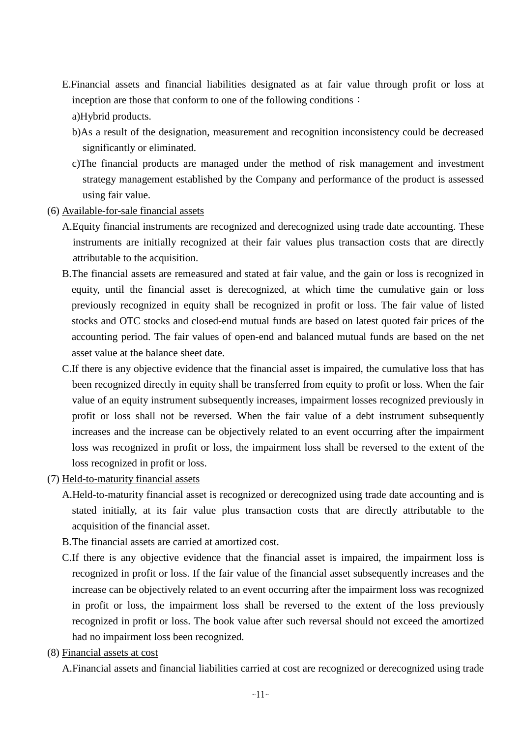E.Financial assets and financial liabilities designated as at fair value through profit or loss at inception are those that conform to one of the following conditions：

a)Hybrid products.

b)As a result of the designation, measurement and recognition inconsistency could be decreased significantly or eliminated.

c)The financial products are managed under the method of risk management and investment strategy management established by the Company and performance of the product is assessed using fair value.

(6) <u>Available-for-sale financial assets</u>

A.Equity financial instruments are recognized and derecognized using trade date accounting. These instruments are initially recognized at their fair values plus transaction costs that are directly attributable to the acquisition.

B.The financial assets are remeasured and stated at fair value, and the gain or loss is recognized in equity, until the financial asset is derecognized, at which time the cumulative gain or loss previously recognized in equity shall be recognized in profit or loss. The fair value of listed stocks and OTC stocks and closed-end mutual funds are based on latest quoted fair prices of the accounting period. The fair values of open-end and balanced mutual funds are based on the net asset value at the balance sheet date.

C.If there is any objective evidence that the financial asset is impaired, the cumulative loss that has been recognized directly in equity shall be transferred from equity to profit or loss. When the fair value of an equity instrument subsequently increases, impairment losses recognized previously in profit or loss shall not be reversed. When the fair value of a debt instrument subsequently increases and the increase can be objectively related to an event occurring after the impairment loss was recognized in profit or loss, the impairment loss shall be reversed to the extent of the loss recognized in profit or loss.

(7) <u>Held-to-maturity financial assets</u>

A.Held-to-maturity financial asset is recognized or derecognized using trade date accounting and is stated initially, at its fair value plus transaction costs that are directly attributable to the acquisition of the financial asset.

B.The financial assets are carried at amortized cost.

C.If there is any objective evidence that the financial asset is impaired, the impairment loss is recognized in profit or loss. If the fair value of the financial asset subsequently increases and the increase can be objectively related to an event occurring after the impairment loss was recognized in profit or loss, the impairment loss shall be reversed to the extent of the loss previously recognized in profit or loss. The book value after such reversal should not exceed the amortized had no impairment loss been recognized.

(8) <u>Financial assets at cost</u>

A.Financial assets and financial liabilities carried at cost are recognized or derecognized using trade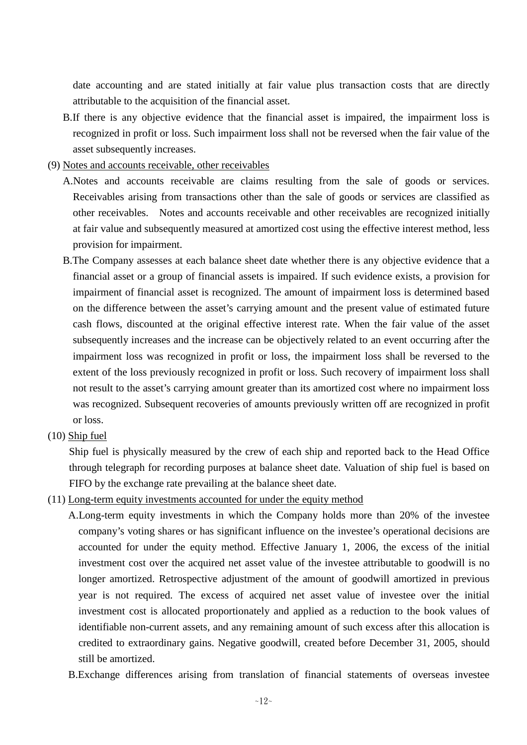date accounting and are stated initially at fair value plus transaction costs that are directly attributable to the acquisition of the financial asset.

B.If there is any objective evidence that the financial asset is impaired, the impairment loss is recognized in profit or loss. Such impairment loss shall not be reversed when the fair value of the asset subsequently increases.

(9) Notes and accounts receivable, other receivables

A.Notes and accounts receivable are claims resulting from the sale of goods or services. Receivables arising from transactions other than the sale of goods or services are classified as other receivables. Notes and accounts receivable and other receivables are recognized initially at fair value and subsequently measured at amortized cost using the effective interest method, less provision for impairment.

B.The Company assesses at each balance sheet date whether there is any objective evidence that a financial asset or a group of financial assets is impaired. If such evidence exists, a provision for impairment of financial asset is recognized. The amount of impairment loss is determined based on the difference between the asset's carrying amount and the present value of estimated future cash flows, discounted at the original effective interest rate. When the fair value of the asset subsequently increases and the increase can be objectively related to an event occurring after the impairment loss was recognized in profit or loss, the impairment loss shall be reversed to the extent of the loss previously recognized in profit or loss. Such recovery of impairment loss shall not result to the asset's carrying amount greater than its amortized cost where no impairment loss was recognized. Subsequent recoveries of amounts previously written off are recognized in profit or loss.

(10) Ship fuel

Ship fuel is physically measured by the crew of each ship and reported back to the Head Office through telegraph for recording purposes at balance sheet date. Valuation of ship fuel is based on FIFO by the exchange rate prevailing at the balance sheet date.

(11) Long-term equity investments accounted for under the equity method

A.Long-term equity investments in which the Company holds more than 20% of the investee company's voting shares or has significant influence on the investee's operational decisions are accounted for under the equity method. Effective January 1, 2006, the excess of the initial investment cost over the acquired net asset value of the investee attributable to goodwill is no longer amortized. Retrospective adjustment of the amount of goodwill amortized in previous year is not required. The excess of acquired net asset value of investee over the initial investment cost is allocated proportionately and applied as a reduction to the book values of identifiable non-current assets, and any remaining amount of such excess after this allocation is credited to extraordinary gains. Negative goodwill, created before December 31, 2005, should still be amortized.

B.Exchange differences arising from translation of financial statements of overseas investee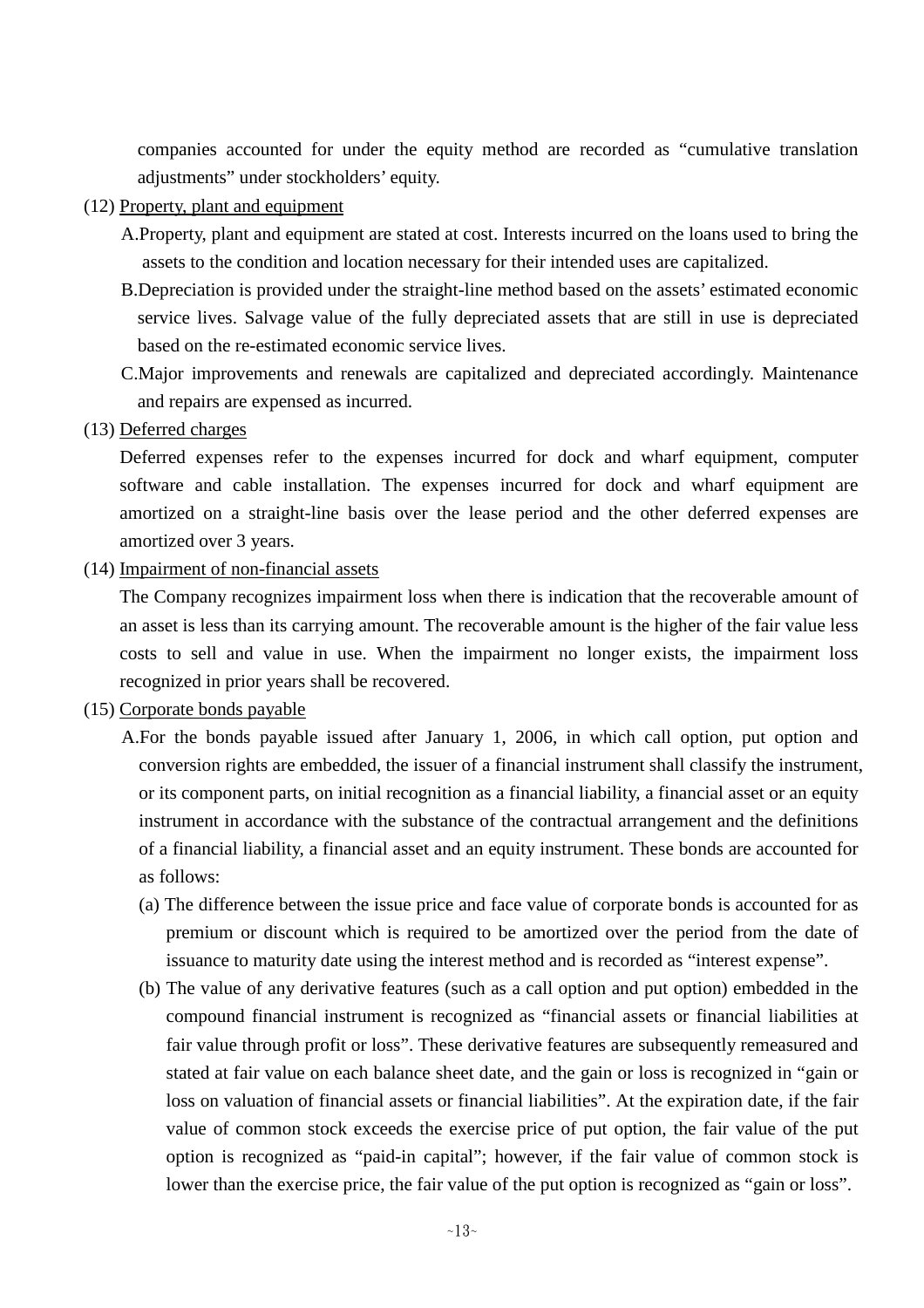companies accounted for under the equity method are recorded as "cumulative translation adjustments" under stockholders' equity.

(12) Property, plant and equipment

A. Property, plant and equipment are stated at cost. Interests incurred on the loans used to bring the assets to the condition and location necessary for their intended uses are capitalized.

B. Depreciation is provided under the straight-line method based on the assets' estimated economic service lives. Salvage value of the fully depreciated assets that are still in use is depreciated based on the re-estimated economic service lives.

C. Major improvements and renewals are capitalized and depreciated accordingly. Maintenance and repairs are expensed as incurred.

(13) Deferred charges

Deferred expenses refer to the expenses incurred for dock and wharf equipment, computer software and cable installation. The expenses incurred for dock and wharf equipment are amortized on a straight-line basis over the lease period and the other deferred expenses are amortized over 3 years.

(14) Impairment of non-financial assets

The Company recognizes impairment loss when there is indication that the recoverable amount of an asset is less than its carrying amount. The recoverable amount is the higher of the fair value less costs to sell and value in use. When the impairment no longer exists, the impairment loss recognized in prior years shall be recovered.

(15) Corporate bonds payable

A. For the bonds payable issued after January 1, 2006, in which call option, put option and conversion rights are embedded, the issuer of a financial instrument shall classify the instrument, or its component parts, on initial recognition as a financial liability, a financial asset or an equity instrument in accordance with the substance of the contractual arrangement and the definitions of a financial liability, a financial asset and an equity instrument. These bonds are accounted for as follows:

(a) The difference between the issue price and face value of corporate bonds is accounted for as premium or discount which is required to be amortized over the period from the date of issuance to maturity date using the interest method and is recorded as "interest expense".

(b) The value of any derivative features (such as a call option and put option) embedded in the compound financial instrument is recognized as "financial assets or financial liabilities at fair value through profit or loss". These derivative features are subsequently remeasured and stated at fair value on each balance sheet date, and the gain or loss is recognized in "gain or loss on valuation of financial assets or financial liabilities". At the expiration date, if the fair value of common stock exceeds the exercise price of put option, the fair value of the put option is recognized as "paid-in capital"; however, if the fair value of common stock is lower than the exercise price, the fair value of the put option is recognized as "gain or loss".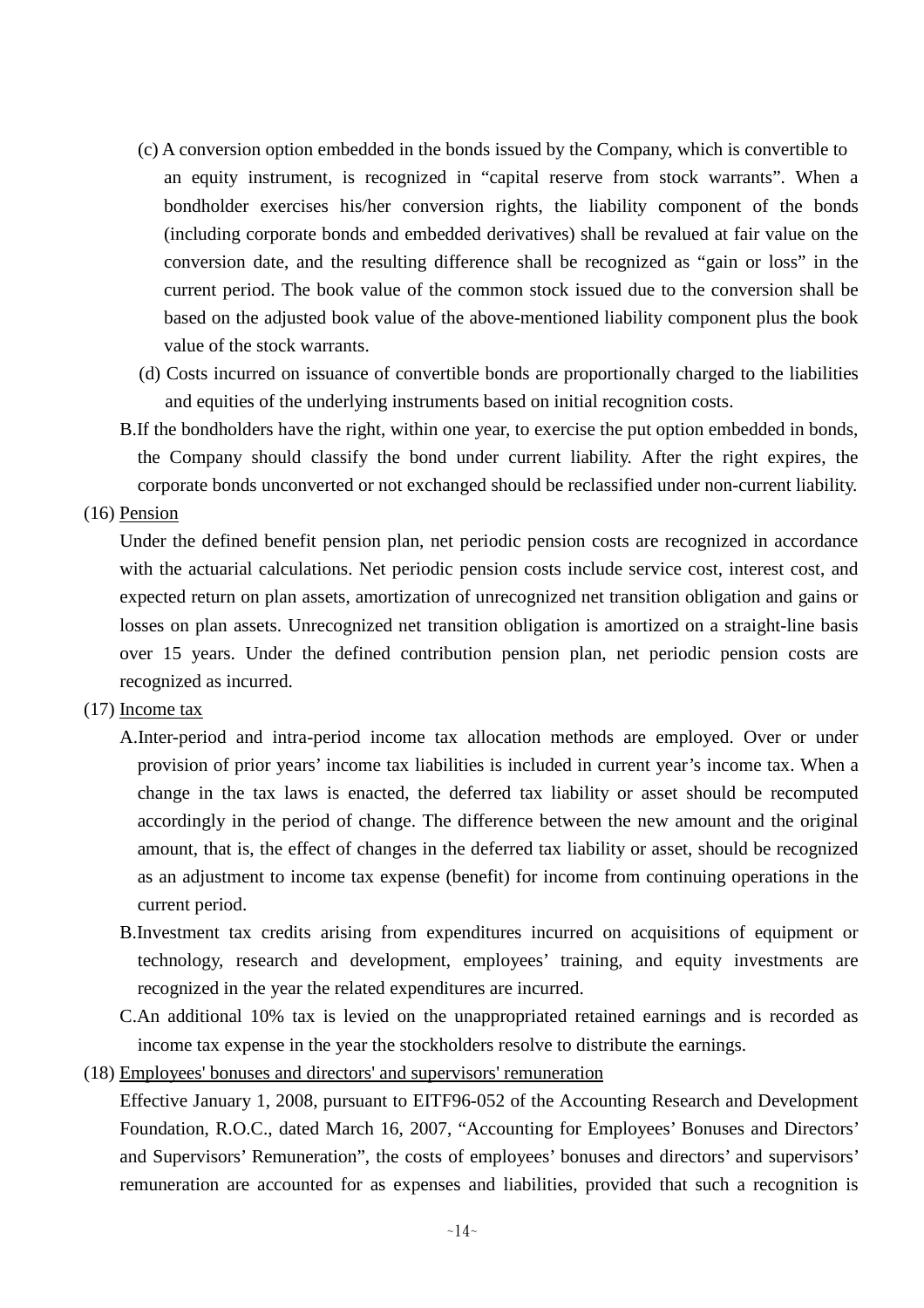(c) A conversion option embedded in the bonds issued by the Company, which is convertible to an equity instrument, is recognized in "capital reserve from stock warrants". When a bondholder exercises his/her conversion rights, the liability component of the bonds (including corporate bonds and embedded derivatives) shall be revalued at fair value on the conversion date, and the resulting difference shall be recognized as "gain or loss" in the current period. The book value of the common stock issued due to the conversion shall be based on the adjusted book value of the above-mentioned liability component plus the book value of the stock warrants.

(d) Costs incurred on issuance of convertible bonds are proportionally charged to the liabilities and equities of the underlying instruments based on initial recognition costs.

B. If the bondholders have the right, within one year, to exercise the put option embedded in bonds, the Company should classify the bond under current liability. After the right expires, the corporate bonds unconverted or not exchanged should be reclassified under non-current liability.

(16) Pension

Under the defined benefit pension plan, net periodic pension costs are recognized in accordance with the actuarial calculations. Net periodic pension costs include service cost, interest cost, and expected return on plan assets, amortization of unrecognized net transition obligation and gains or losses on plan assets. Unrecognized net transition obligation is amortized on a straight-line basis over 15 years. Under the defined contribution pension plan, net periodic pension costs are recognized as incurred.

(17) Income tax

A. Inter-period and intra-period income tax allocation methods are employed. Over or under provision of prior years' income tax liabilities is included in current year's income tax. When a change in the tax laws is enacted, the deferred tax liability or asset should be recomputed accordingly in the period of change. The difference between the new amount and the original amount, that is, the effect of changes in the deferred tax liability or asset, should be recognized as an adjustment to income tax expense (benefit) for income from continuing operations in the current period.

B. Investment tax credits arising from expenditures incurred on acquisitions of equipment or technology, research and development, employees' training, and equity investments are recognized in the year the related expenditures are incurred.

C. An additional 10% tax is levied on the unappropriated retained earnings and is recorded as income tax expense in the year the stockholders resolve to distribute the earnings.

(18) Employees' bonuses and directors' and supervisors' remuneration

Effective January 1, 2008, pursuant to EITF96-052 of the Accounting Research and Development Foundation, R.O.C., dated March 16, 2007, "Accounting for Employees' Bonuses and Directors' and Supervisors' Remuneration", the costs of employees' bonuses and directors' and supervisors' remuneration are accounted for as expenses and liabilities, provided that such a recognition is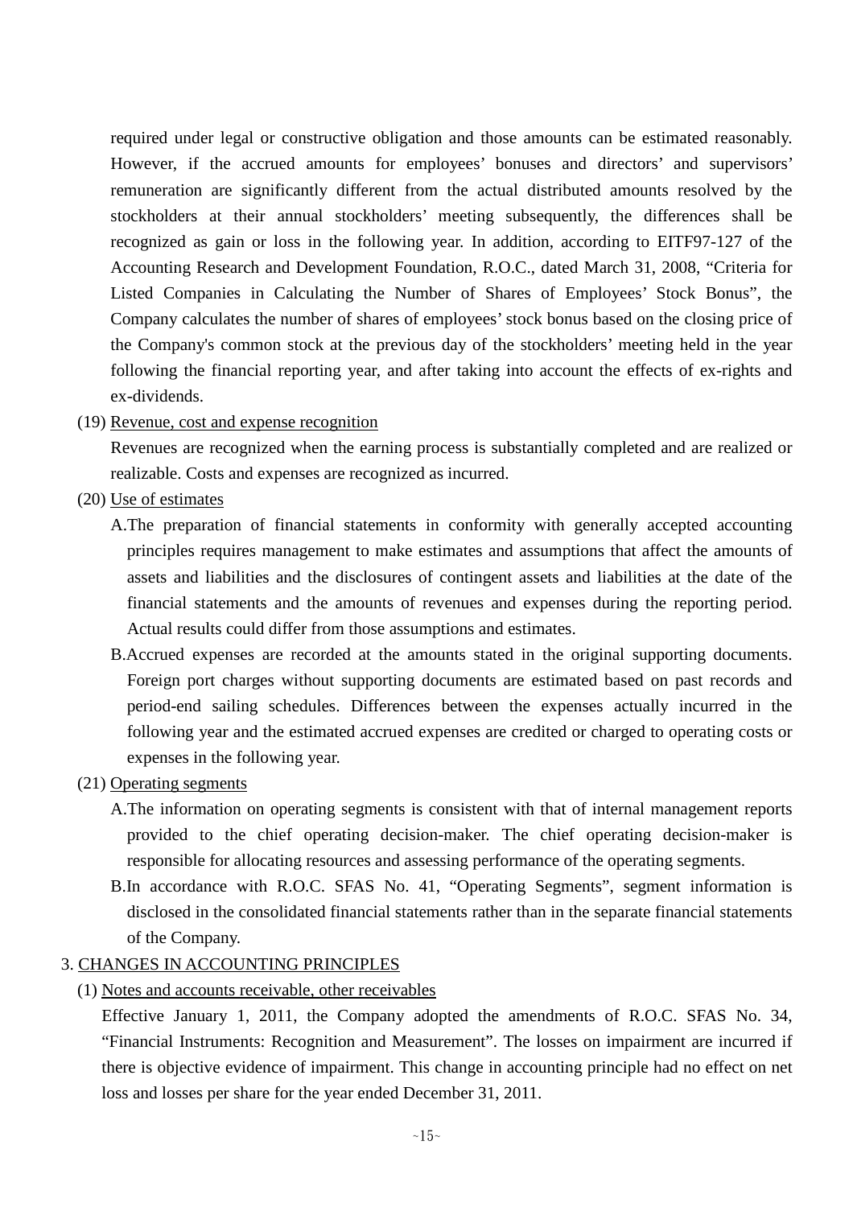required under legal or constructive obligation and those amounts can be estimated reasonably. However, if the accrued amounts for employees' bonuses and directors' and supervisors' remuneration are significantly different from the actual distributed amounts resolved by the stockholders at their annual stockholders' meeting subsequently, the differences shall be recognized as gain or loss in the following year. In addition, according to EITF97-127 of the Accounting Research and Development Foundation, R.O.C., dated March 31, 2008, "Criteria for Listed Companies in Calculating the Number of Shares of Employees' Stock Bonus", the Company calculates the number of shares of employees' stock bonus based on the closing price of the Company's common stock at the previous day of the stockholders' meeting held in the year following the financial reporting year, and after taking into account the effects of ex-rights and ex-dividends.

(19) Revenue, cost and expense recognition

Revenues are recognized when the earning process is substantially completed and are realized or realizable. Costs and expenses are recognized as incurred.

(20) Use of estimates

A.The preparation of financial statements in conformity with generally accepted accounting principles requires management to make estimates and assumptions that affect the amounts of assets and liabilities and the disclosures of contingent assets and liabilities at the date of the financial statements and the amounts of revenues and expenses during the reporting period. Actual results could differ from those assumptions and estimates.

B.Accrued expenses are recorded at the amounts stated in the original supporting documents. Foreign port charges without supporting documents are estimated based on past records and period-end sailing schedules. Differences between the expenses actually incurred in the following year and the estimated accrued expenses are credited or charged to operating costs or expenses in the following year.

(21) Operating segments

A.The information on operating segments is consistent with that of internal management reports provided to the chief operating decision-maker. The chief operating decision-maker is responsible for allocating resources and assessing performance of the operating segments.

B.In accordance with R.O.C. SFAS No. 41, "Operating Segments", segment information is disclosed in the consolidated financial statements rather than in the separate financial statements of the Company.

3. CHANGES IN ACCOUNTING PRINCIPLES

(1) Notes and accounts receivable, other receivables

Effective January 1, 2011, the Company adopted the amendments of R.O.C. SFAS No. 34, "Financial Instruments: Recognition and Measurement". The losses on impairment are incurred if there is objective evidence of impairment. This change in accounting principle had no effect on net loss and losses per share for the year ended December 31, 2011.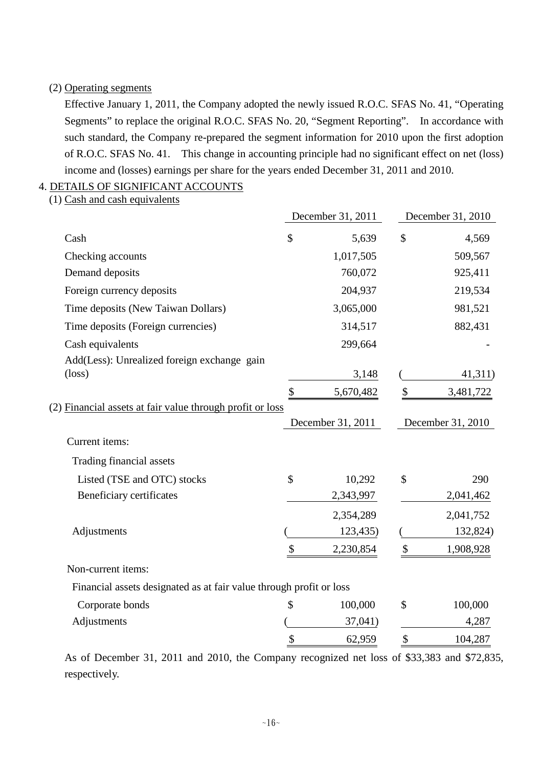(2) Operating segments

Effective January 1, 2011, the Company adopted the newly issued R.O.C. SFAS No. 41, "Operating Segments" to replace the original R.O.C. SFAS No. 20, "Segment Reporting". In accordance with such standard, the Company re-prepared the segment information for 2010 upon the first adoption of R.O.C. SFAS No. 41. This change in accounting principle had no significant effect on net (loss) income and (losses) earnings per share for the years ended December 31, 2011 and 2010.

4. DETAILS OF SIGNIFICANT ACCOUNTS

(1) Cash and cash equivalents

| | December 31, 2011 | December 31, 2010 |
|---|---|---|
| Cash | $ 5,639 | $ 4,569 |
| Checking accounts | 1,017,505 | 509,567 |
| Demand deposits | 760,072 | 925,411 |
| Foreign currency deposits | 204,937 | 219,534 |
| Time deposits (New Taiwan Dollars) | 3,065,000 | 981,521 |
| Time deposits (Foreign currencies) | 314,517 | 882,431 |
| Cash equivalents | 299,664 | - |
| Add(Less): Unrealized foreign exchange gain (loss) | 3,148 | ( 41,311) |
| | $ 5,670,482 | $ 3,481,722 |

(2) Financial assets at fair value through profit or loss

| | December 31, 2011 | December 31, 2010 |
|---|---|---|
| Current items: | | |
| Trading financial assets | | |
| Listed (TSE and OTC) stocks | $ 10,292 | $ 290 |
| Beneficiary certificates | 2,343,997 | 2,041,462 |
| | 2,354,289 | 2,041,752 |
| Adjustments | ( 123,435) | ( 132,824) |
| | $ 2,230,854 | $ 1,908,928 |
| Non-current items: | | |
| Financial assets designated as at fair value through profit or loss | | |
| Corporate bonds | $ 100,000 | $ 100,000 |
| Adjustments | ( 37,041) | 4,287 |
| | $ 62,959 | $ 104,287 |

As of December 31, 2011 and 2010, the Company recognized net loss of $33,383 and $72,835, respectively.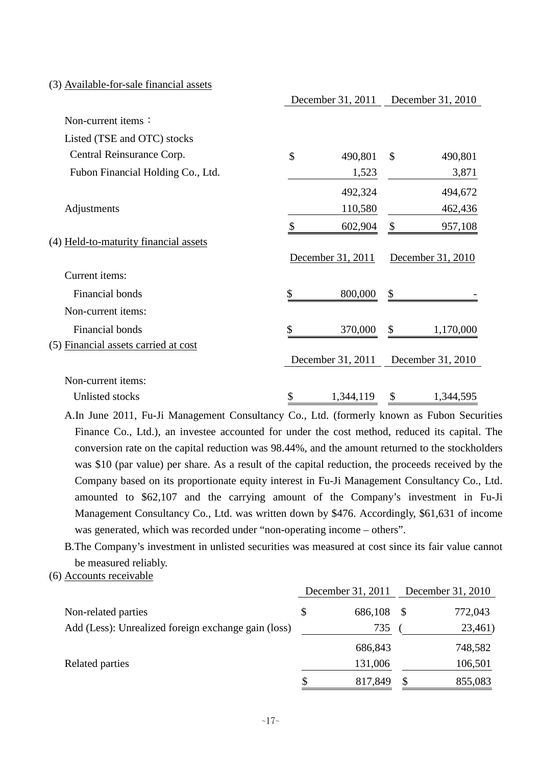(3) Available-for-sale financial assets

| | December 31, 2011 | December 31, 2010 |
|---|---|---|
| Non-current items： | | |
| Listed (TSE and OTC) stocks | | |
| Central Reinsurance Corp. | $ 490,801 | $ 490,801 |
| Fubon Financial Holding Co., Ltd. | 1,523 | 3,871 |
| | 492,324 | 494,672 |
| Adjustments | 110,580 | 462,436 |
| | $ 602,904 | $ 957,108 |

(4) Held-to-maturity financial assets

| | December 31, 2011 | December 31, 2010 |
|---|---|---|
| Current items: | | |
| Financial bonds | $ 800,000 | $ - |
| Non-current items: | | |
| Financial bonds | $ 370,000 | $ 1,170,000 |

(5) Financial assets carried at cost

| | December 31, 2011 | December 31, 2010 |
|---|---|---|
| Non-current items: | | |
| Unlisted stocks | $ 1,344,119 | $ 1,344,595 |

A. In June 2011, Fu-Ji Management Consultancy Co., Ltd. (formerly known as Fubon Securities Finance Co., Ltd.), an investee accounted for under the cost method, reduced its capital. The conversion rate on the capital reduction was 98.44%, and the amount returned to the stockholders was $10 (par value) per share. As a result of the capital reduction, the proceeds received by the Company based on its proportionate equity interest in Fu-Ji Management Consultancy Co., Ltd. amounted to $62,107 and the carrying amount of the Company's investment in Fu-Ji Management Consultancy Co., Ltd. was written down by $476. Accordingly, $61,631 of income was generated, which was recorded under "non-operating income – others".

B. The Company's investment in unlisted securities was measured at cost since its fair value cannot be measured reliably.

(6) Accounts receivable

| | December 31, 2011 | December 31, 2010 |
|---|---|---|
| Non-related parties | $ 686,108 | $ 772,043 |
| Add (Less): Unrealized foreign exchange gain (loss) | 735 | ( 23,461) |
| | 686,843 | 748,582 |
| Related parties | 131,006 | 106,501 |
| | $ 817,849 | $ 855,083 |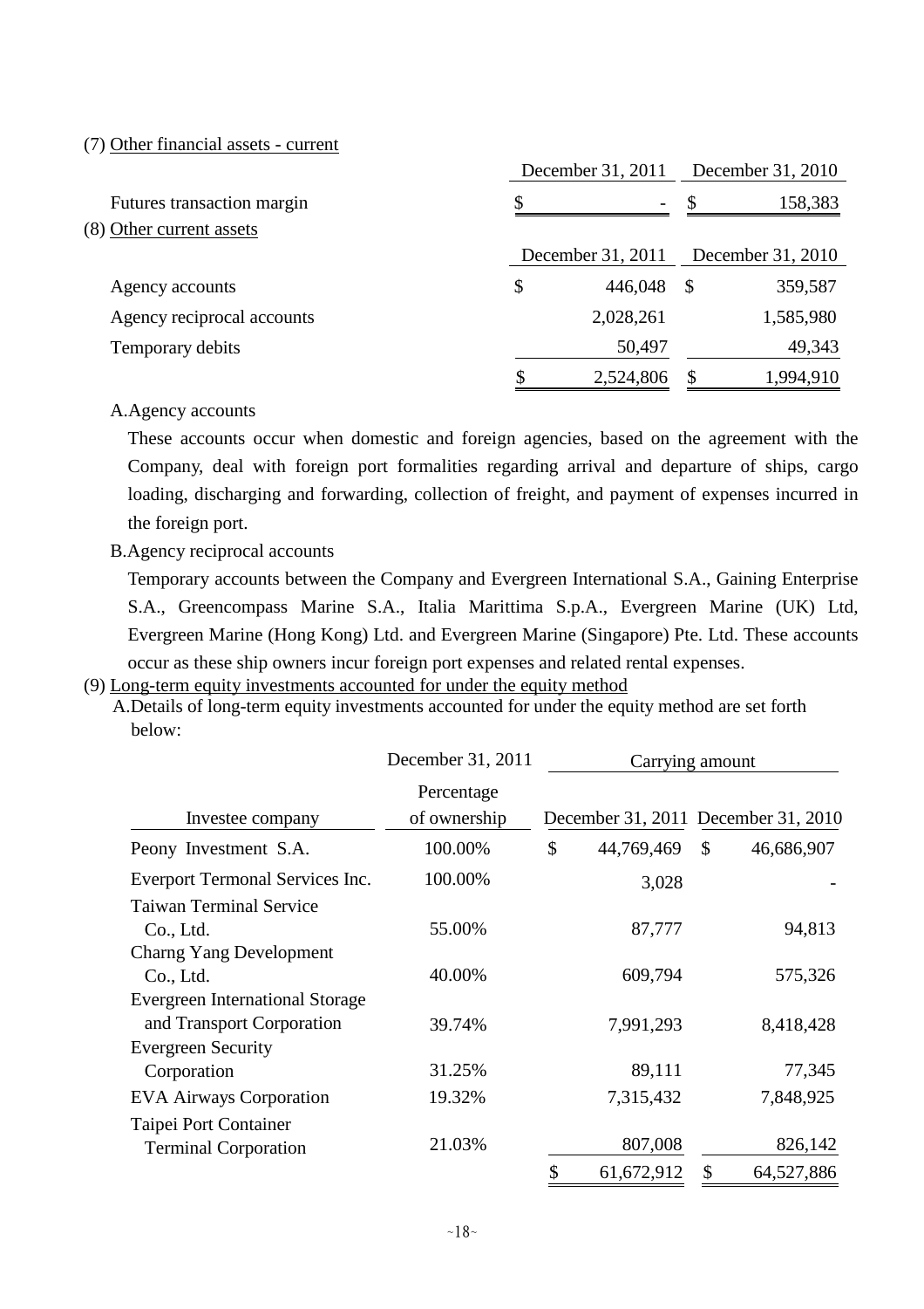(7) Other financial assets - current

| | December 31, 2011 | December 31, 2010 |
|---|---|---|
| Futures transaction margin | $ - | $ 158,383 |

(8) Other current assets

| | December 31, 2011 | December 31, 2010 |
|---|---|---|
| Agency accounts | $ 446,048 | $ 359,587 |
| Agency reciprocal accounts | 2,028,261 | 1,585,980 |
| Temporary debits | 50,497 | 49,343 |
| | $ 2,524,806 | $ 1,994,910 |

A.Agency accounts

These accounts occur when domestic and foreign agencies, based on the agreement with the Company, deal with foreign port formalities regarding arrival and departure of ships, cargo loading, discharging and forwarding, collection of freight, and payment of expenses incurred in the foreign port.

B.Agency reciprocal accounts

Temporary accounts between the Company and Evergreen International S.A., Gaining Enterprise S.A., Greencompass Marine S.A., Italia Marittima S.p.A., Evergreen Marine (UK) Ltd, Evergreen Marine (Hong Kong) Ltd. and Evergreen Marine (Singapore) Pte. Ltd. These accounts occur as these ship owners incur foreign port expenses and related rental expenses.

(9) Long-term equity investments accounted for under the equity method

A.Details of long-term equity investments accounted for under the equity method are set forth below:

| | December 31, 2011 | Carrying amount | |
|---|---|---|---|
| Investee company | Percentage of ownership | December 31, 2011 | December 31, 2010 |
| Peony Investment S.A. | 100.00% | $ 44,769,469 | $ 46,686,907 |
| Everport Termonal Services Inc. | 100.00% | 3,028 | - |
| Taiwan Terminal Service Co., Ltd. | 55.00% | 87,777 | 94,813 |
| Charng Yang Development Co., Ltd. | 40.00% | 609,794 | 575,326 |
| Evergreen International Storage and Transport Corporation | 39.74% | 7,991,293 | 8,418,428 |
| Evergreen Security Corporation | 31.25% | 89,111 | 77,345 |
| EVA Airways Corporation | 19.32% | 7,315,432 | 7,848,925 |
| Taipei Port Container Terminal Corporation | 21.03% | 807,008 | 826,142 |
| | | $ 61,672,912 | $ 64,527,886 |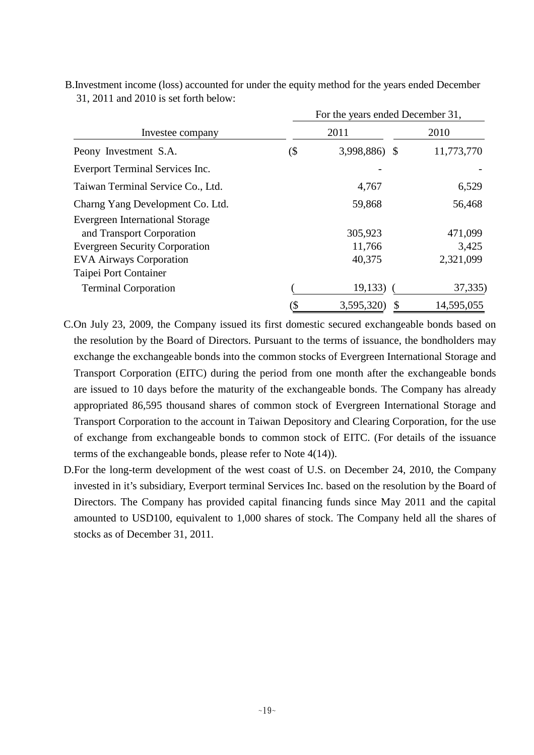B.Investment income (loss) accounted for under the equity method for the years ended December 31, 2011 and 2010 is set forth below:

| Investee company | For the years ended December 31, 2011 | 2010 |
|---|---|---|
| Peony Investment S.A. | ($ 3,998,886) | $ 11,773,770 |
| Everport Terminal Services Inc. | - | - |
| Taiwan Terminal Service Co., Ltd. | 4,767 | 6,529 |
| Charng Yang Development Co. Ltd. | 59,868 | 56,468 |
| Evergreen International Storage and Transport Corporation | 305,923 | 471,099 |
| Evergreen Security Corporation | 11,766 | 3,425 |
| EVA Airways Corporation | 40,375 | 2,321,099 |
| Taipei Port Container Terminal Corporation | ( 19,133) | ( 37,335) |
| | ($ 3,595,320) | $ 14,595,055 |

C.On July 23, 2009, the Company issued its first domestic secured exchangeable bonds based on the resolution by the Board of Directors. Pursuant to the terms of issuance, the bondholders may exchange the exchangeable bonds into the common stocks of Evergreen International Storage and Transport Corporation (EITC) during the period from one month after the exchangeable bonds are issued to 10 days before the maturity of the exchangeable bonds. The Company has already appropriated 86,595 thousand shares of common stock of Evergreen International Storage and Transport Corporation to the account in Taiwan Depository and Clearing Corporation, for the use of exchange from exchangeable bonds to common stock of EITC. (For details of the issuance terms of the exchangeable bonds, please refer to Note 4(14)).

D.For the long-term development of the west coast of U.S. on December 24, 2010, the Company invested in it's subsidiary, Everport terminal Services Inc. based on the resolution by the Board of Directors. The Company has provided capital financing funds since May 2011 and the capital amounted to USD100, equivalent to 1,000 shares of stock. The Company held all the shares of stocks as of December 31, 2011.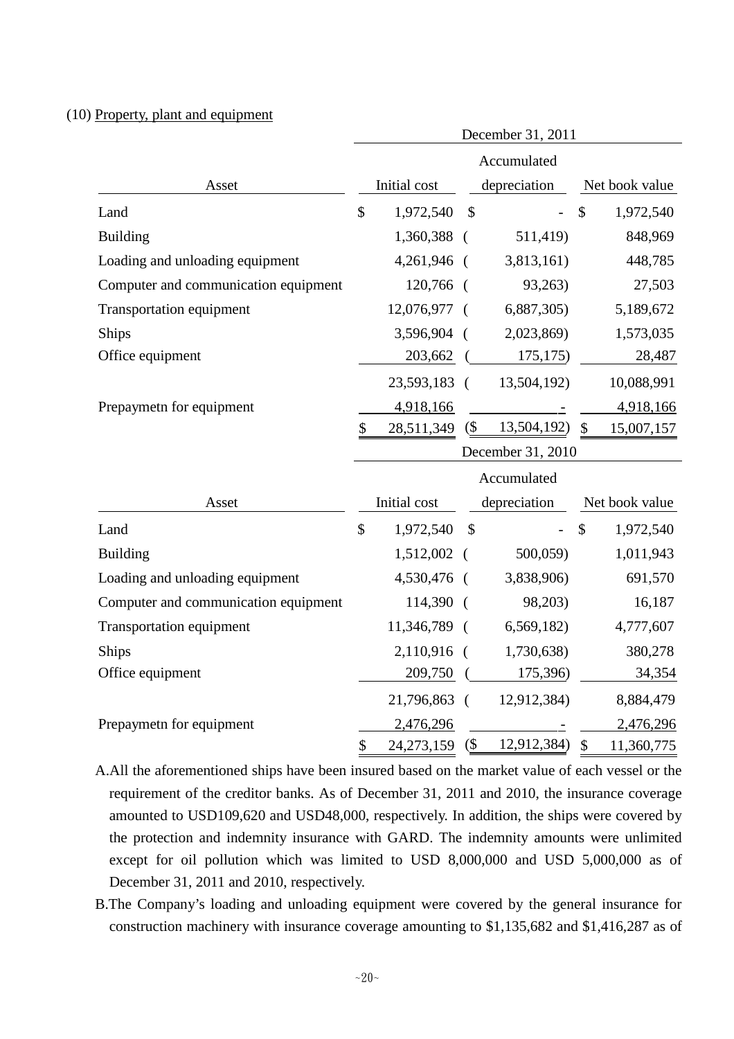(10) Property, plant and equipment

| Asset | December 31, 2011 | | |
|---|---|---|---|
| | Initial cost | Accumulated depreciation | Net book value |
| Land | $ 1,972,540 | $ - | $ 1,972,540 |
| Building | 1,360,388 | ( 511,419) | 848,969 |
| Loading and unloading equipment | 4,261,946 | ( 3,813,161) | 448,785 |
| Computer and communication equipment | 120,766 | ( 93,263) | 27,503 |
| Transportation equipment | 12,076,977 | ( 6,887,305) | 5,189,672 |
| Ships | 3,596,904 | ( 2,023,869) | 1,573,035 |
| Office equipment | 203,662 | ( 175,175) | 28,487 |
| | 23,593,183 | ( 13,504,192) | 10,088,991 |
| Prepaymetn for equipment | 4,918,166 | - | 4,918,166 |
| | $ 28,511,349 | ($ 13,504,192) | $ 15,007,157 |

| Asset | December 31, 2010 | | |
|---|---|---|---|
| | Initial cost | Accumulated depreciation | Net book value |
| Land | $ 1,972,540 | $ - | $ 1,972,540 |
| Building | 1,512,002 | ( 500,059) | 1,011,943 |
| Loading and unloading equipment | 4,530,476 | ( 3,838,906) | 691,570 |
| Computer and communication equipment | 114,390 | ( 98,203) | 16,187 |
| Transportation equipment | 11,346,789 | ( 6,569,182) | 4,777,607 |
| Ships | 2,110,916 | ( 1,730,638) | 380,278 |
| Office equipment | 209,750 | ( 175,396) | 34,354 |
| | 21,796,863 | ( 12,912,384) | 8,884,479 |
| Prepaymetn for equipment | 2,476,296 | - | 2,476,296 |
| | $ 24,273,159 | ($ 12,912,384) | $ 11,360,775 |

A. All the aforementioned ships have been insured based on the market value of each vessel or the requirement of the creditor banks. As of December 31, 2011 and 2010, the insurance coverage amounted to USD109,620 and USD48,000, respectively. In addition, the ships were covered by the protection and indemnity insurance with GARD. The indemnity amounts were unlimited except for oil pollution which was limited to USD 8,000,000 and USD 5,000,000 as of December 31, 2011 and 2010, respectively.

B. The Company's loading and unloading equipment were covered by the general insurance for construction machinery with insurance coverage amounting to $1,135,682 and $1,416,287 as of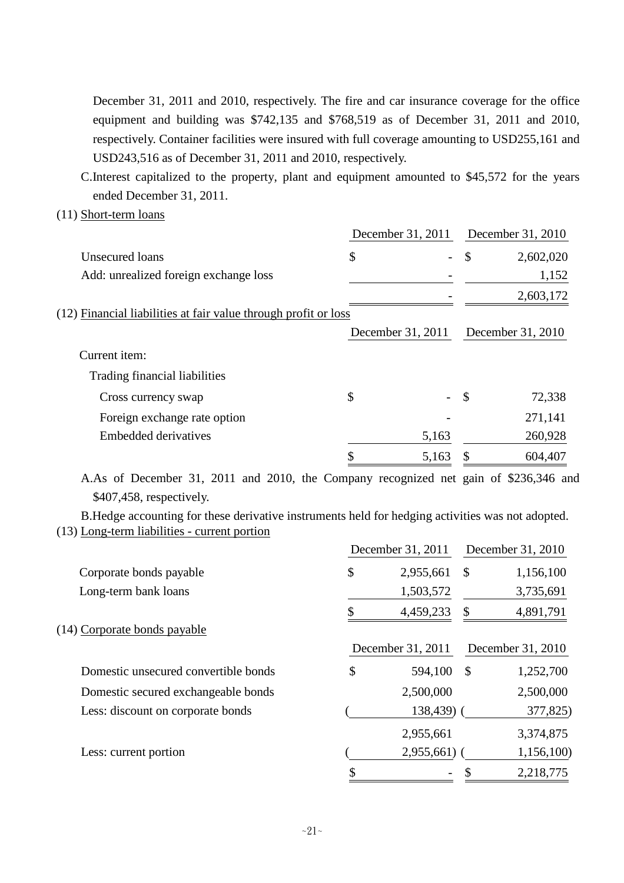December 31, 2011 and 2010, respectively. The fire and car insurance coverage for the office equipment and building was $742,135 and $768,519 as of December 31, 2011 and 2010, respectively. Container facilities were insured with full coverage amounting to USD255,161 and USD243,516 as of December 31, 2011 and 2010, respectively.

C.Interest capitalized to the property, plant and equipment amounted to $45,572 for the years ended December 31, 2011.

(11) Short-term loans

| | December 31, 2011 | December 31, 2010 |
|---|---|---|
| Unsecured loans | $ - | $ 2,602,020 |
| Add: unrealized foreign exchange loss | - | 1,152 |
| | - | 2,603,172 |

(12) Financial liabilities at fair value through profit or loss

| | December 31, 2011 | December 31, 2010 |
|---|---|---|
| Current item: | | |
| Trading financial liabilities | | |
| Cross currency swap | $ - | $ 72,338 |
| Foreign exchange rate option | - | 271,141 |
| Embedded derivatives | 5,163 | 260,928 |
| | $ 5,163 | $ 604,407 |

A.As of December 31, 2011 and 2010, the Company recognized net gain of $236,346 and $407,458, respectively.

B.Hedge accounting for these derivative instruments held for hedging activities was not adopted.

(13) Long-term liabilities - current portion

| | December 31, 2011 | December 31, 2010 |
|---|---|---|
| Corporate bonds payable | $ 2,955,661 | $ 1,156,100 |
| Long-term bank loans | 1,503,572 | 3,735,691 |
| | $ 4,459,233 | $ 4,891,791 |

(14) Corporate bonds payable

| | December 31, 2011 | December 31, 2010 |
|---|---|---|
| Domestic unsecured convertible bonds | $ 594,100 | $ 1,252,700 |
| Domestic secured exchangeable bonds | 2,500,000 | 2,500,000 |
| Less: discount on corporate bonds | ( 138,439) | ( 377,825) |
| | 2,955,661 | 3,374,875 |
| Less: current portion | ( 2,955,661) | ( 1,156,100) |
| | $ - | $ 2,218,775 |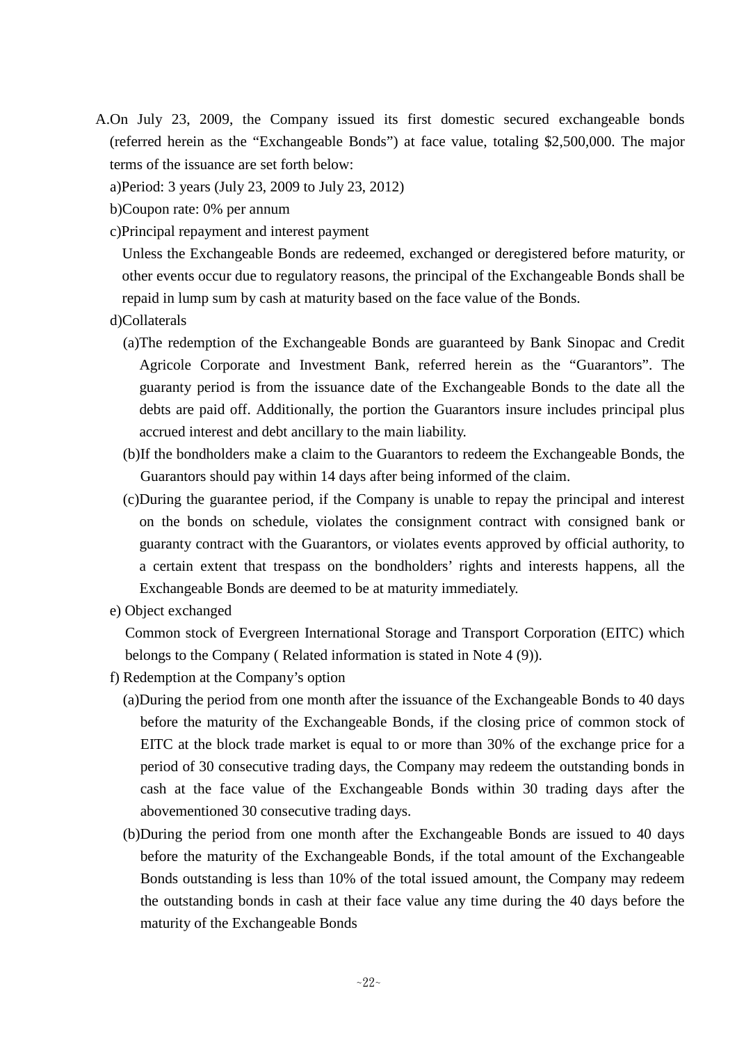A.On July 23, 2009, the Company issued its first domestic secured exchangeable bonds (referred herein as the "Exchangeable Bonds") at face value, totaling $2,500,000. The major terms of the issuance are set forth below:

a)Period: 3 years (July 23, 2009 to July 23, 2012)

b)Coupon rate: 0% per annum

c)Principal repayment and interest payment

Unless the Exchangeable Bonds are redeemed, exchanged or deregistered before maturity, or other events occur due to regulatory reasons, the principal of the Exchangeable Bonds shall be repaid in lump sum by cash at maturity based on the face value of the Bonds.

d)Collaterals

(a)The redemption of the Exchangeable Bonds are guaranteed by Bank Sinopac and Credit Agricole Corporate and Investment Bank, referred herein as the "Guarantors". The guaranty period is from the issuance date of the Exchangeable Bonds to the date all the debts are paid off. Additionally, the portion the Guarantors insure includes principal plus accrued interest and debt ancillary to the main liability.

(b)If the bondholders make a claim to the Guarantors to redeem the Exchangeable Bonds, the Guarantors should pay within 14 days after being informed of the claim.

(c)During the guarantee period, if the Company is unable to repay the principal and interest on the bonds on schedule, violates the consignment contract with consigned bank or guaranty contract with the Guarantors, or violates events approved by official authority, to a certain extent that trespass on the bondholders' rights and interests happens, all the Exchangeable Bonds are deemed to be at maturity immediately.

e) Object exchanged

Common stock of Evergreen International Storage and Transport Corporation (EITC) which belongs to the Company ( Related information is stated in Note 4 (9)).

f) Redemption at the Company's option

(a)During the period from one month after the issuance of the Exchangeable Bonds to 40 days before the maturity of the Exchangeable Bonds, if the closing price of common stock of EITC at the block trade market is equal to or more than 30% of the exchange price for a period of 30 consecutive trading days, the Company may redeem the outstanding bonds in cash at the face value of the Exchangeable Bonds within 30 trading days after the abovementioned 30 consecutive trading days.

(b)During the period from one month after the Exchangeable Bonds are issued to 40 days before the maturity of the Exchangeable Bonds, if the total amount of the Exchangeable Bonds outstanding is less than 10% of the total issued amount, the Company may redeem the outstanding bonds in cash at their face value any time during the 40 days before the maturity of the Exchangeable Bonds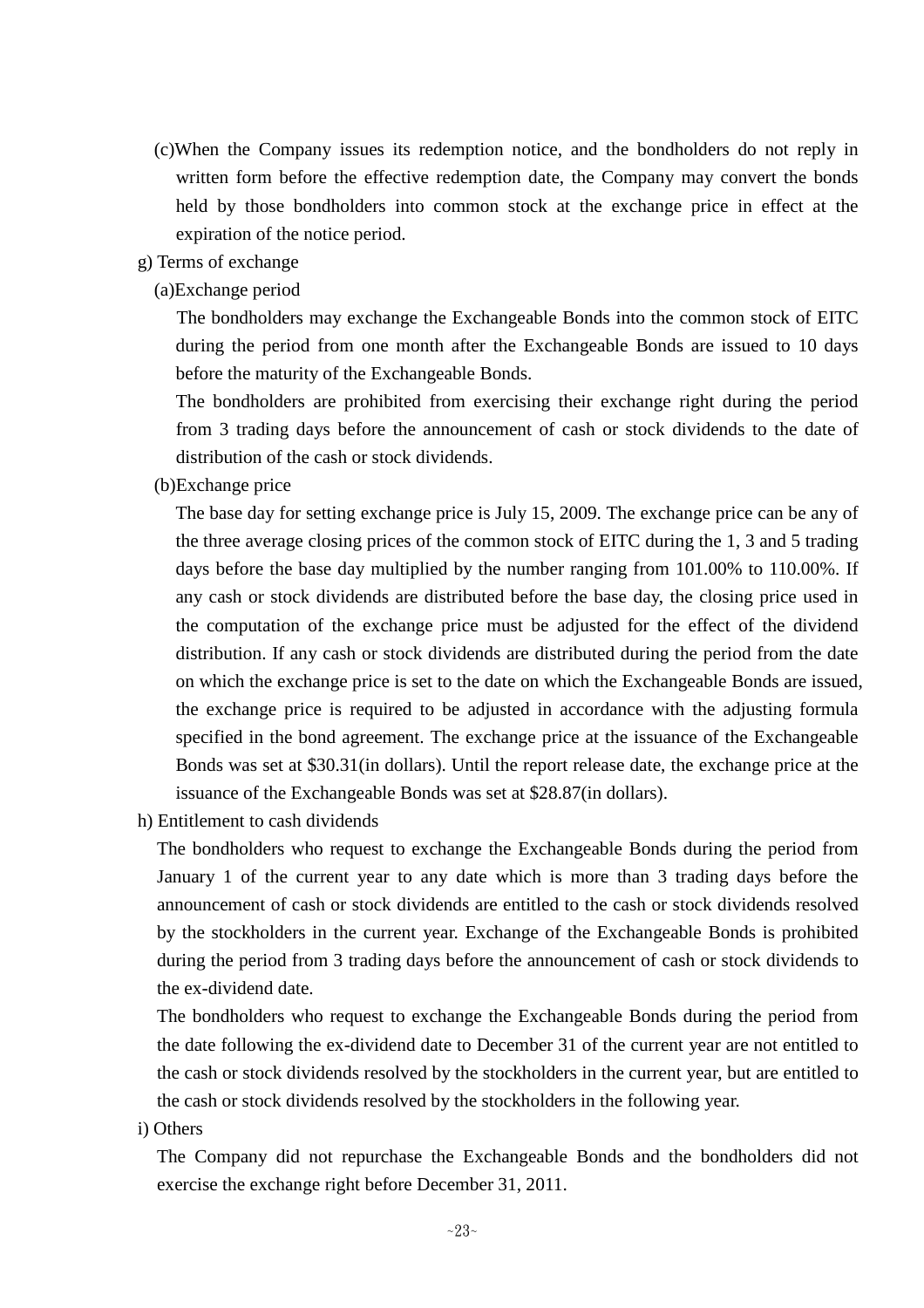(c)When the Company issues its redemption notice, and the bondholders do not reply in written form before the effective redemption date, the Company may convert the bonds held by those bondholders into common stock at the exchange price in effect at the expiration of the notice period.

g) Terms of exchange

(a)Exchange period

The bondholders may exchange the Exchangeable Bonds into the common stock of EITC during the period from one month after the Exchangeable Bonds are issued to 10 days before the maturity of the Exchangeable Bonds.

The bondholders are prohibited from exercising their exchange right during the period from 3 trading days before the announcement of cash or stock dividends to the date of distribution of the cash or stock dividends.

(b)Exchange price

The base day for setting exchange price is July 15, 2009. The exchange price can be any of the three average closing prices of the common stock of EITC during the 1, 3 and 5 trading days before the base day multiplied by the number ranging from 101.00% to 110.00%. If any cash or stock dividends are distributed before the base day, the closing price used in the computation of the exchange price must be adjusted for the effect of the dividend distribution. If any cash or stock dividends are distributed during the period from the date on which the exchange price is set to the date on which the Exchangeable Bonds are issued, the exchange price is required to be adjusted in accordance with the adjusting formula specified in the bond agreement. The exchange price at the issuance of the Exchangeable Bonds was set at $30.31(in dollars). Until the report release date, the exchange price at the issuance of the Exchangeable Bonds was set at $28.87(in dollars).

h) Entitlement to cash dividends

The bondholders who request to exchange the Exchangeable Bonds during the period from January 1 of the current year to any date which is more than 3 trading days before the announcement of cash or stock dividends are entitled to the cash or stock dividends resolved by the stockholders in the current year. Exchange of the Exchangeable Bonds is prohibited during the period from 3 trading days before the announcement of cash or stock dividends to the ex-dividend date.

The bondholders who request to exchange the Exchangeable Bonds during the period from the date following the ex-dividend date to December 31 of the current year are not entitled to the cash or stock dividends resolved by the stockholders in the current year, but are entitled to the cash or stock dividends resolved by the stockholders in the following year.

i) Others

The Company did not repurchase the Exchangeable Bonds and the bondholders did not exercise the exchange right before December 31, 2011.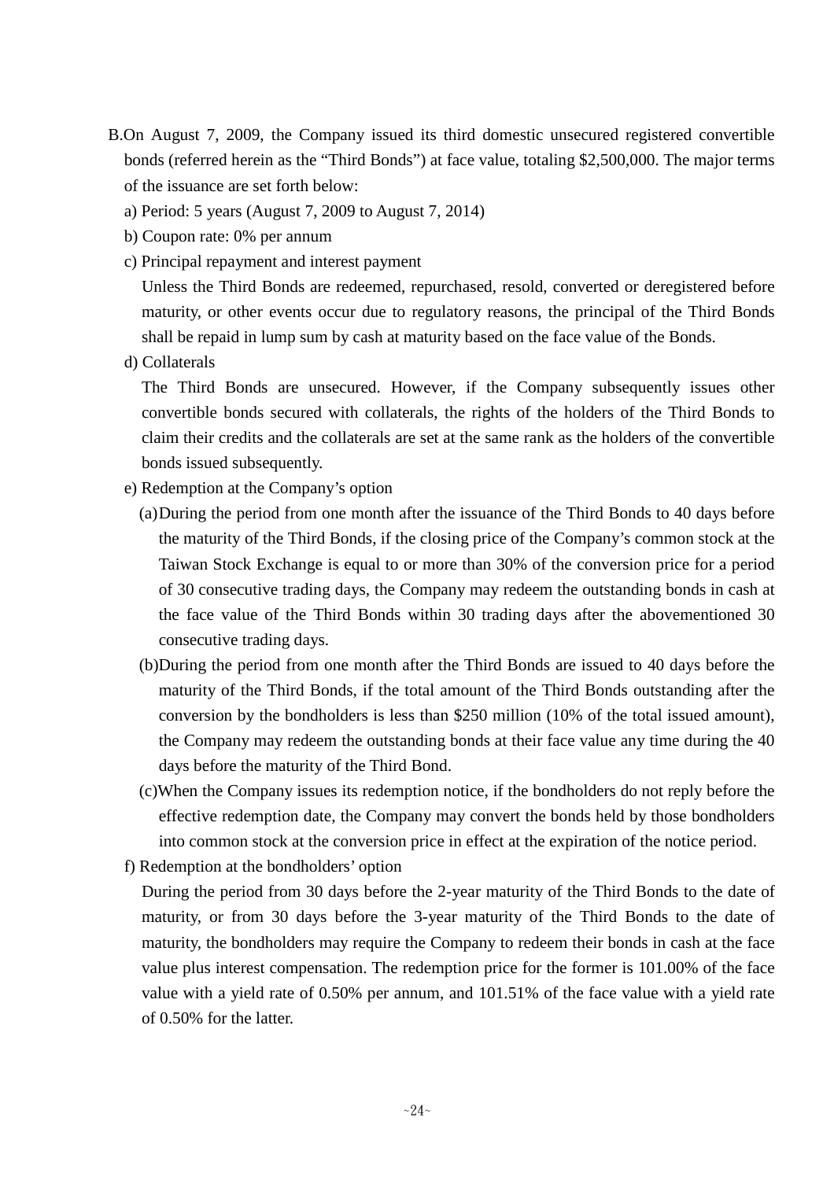B. On August 7, 2009, the Company issued its third domestic unsecured registered convertible bonds (referred herein as the "Third Bonds") at face value, totaling $2,500,000. The major terms of the issuance are set forth below:

a) Period: 5 years (August 7, 2009 to August 7, 2014)

b) Coupon rate: 0% per annum

c) Principal repayment and interest payment

Unless the Third Bonds are redeemed, repurchased, resold, converted or deregistered before maturity, or other events occur due to regulatory reasons, the principal of the Third Bonds shall be repaid in lump sum by cash at maturity based on the face value of the Bonds.

d) Collaterals

The Third Bonds are unsecured. However, if the Company subsequently issues other convertible bonds secured with collaterals, the rights of the holders of the Third Bonds to claim their credits and the collaterals are set at the same rank as the holders of the convertible bonds issued subsequently.

e) Redemption at the Company's option

(a) During the period from one month after the issuance of the Third Bonds to 40 days before the maturity of the Third Bonds, if the closing price of the Company's common stock at the Taiwan Stock Exchange is equal to or more than 30% of the conversion price for a period of 30 consecutive trading days, the Company may redeem the outstanding bonds in cash at the face value of the Third Bonds within 30 trading days after the abovementioned 30 consecutive trading days.

(b) During the period from one month after the Third Bonds are issued to 40 days before the maturity of the Third Bonds, if the total amount of the Third Bonds outstanding after the conversion by the bondholders is less than $250 million (10% of the total issued amount), the Company may redeem the outstanding bonds at their face value any time during the 40 days before the maturity of the Third Bond.

(c) When the Company issues its redemption notice, if the bondholders do not reply before the effective redemption date, the Company may convert the bonds held by those bondholders into common stock at the conversion price in effect at the expiration of the notice period.

f) Redemption at the bondholders' option

During the period from 30 days before the 2-year maturity of the Third Bonds to the date of maturity, or from 30 days before the 3-year maturity of the Third Bonds to the date of maturity, the bondholders may require the Company to redeem their bonds in cash at the face value plus interest compensation. The redemption price for the former is 101.00% of the face value with a yield rate of 0.50% per annum, and 101.51% of the face value with a yield rate of 0.50% for the latter.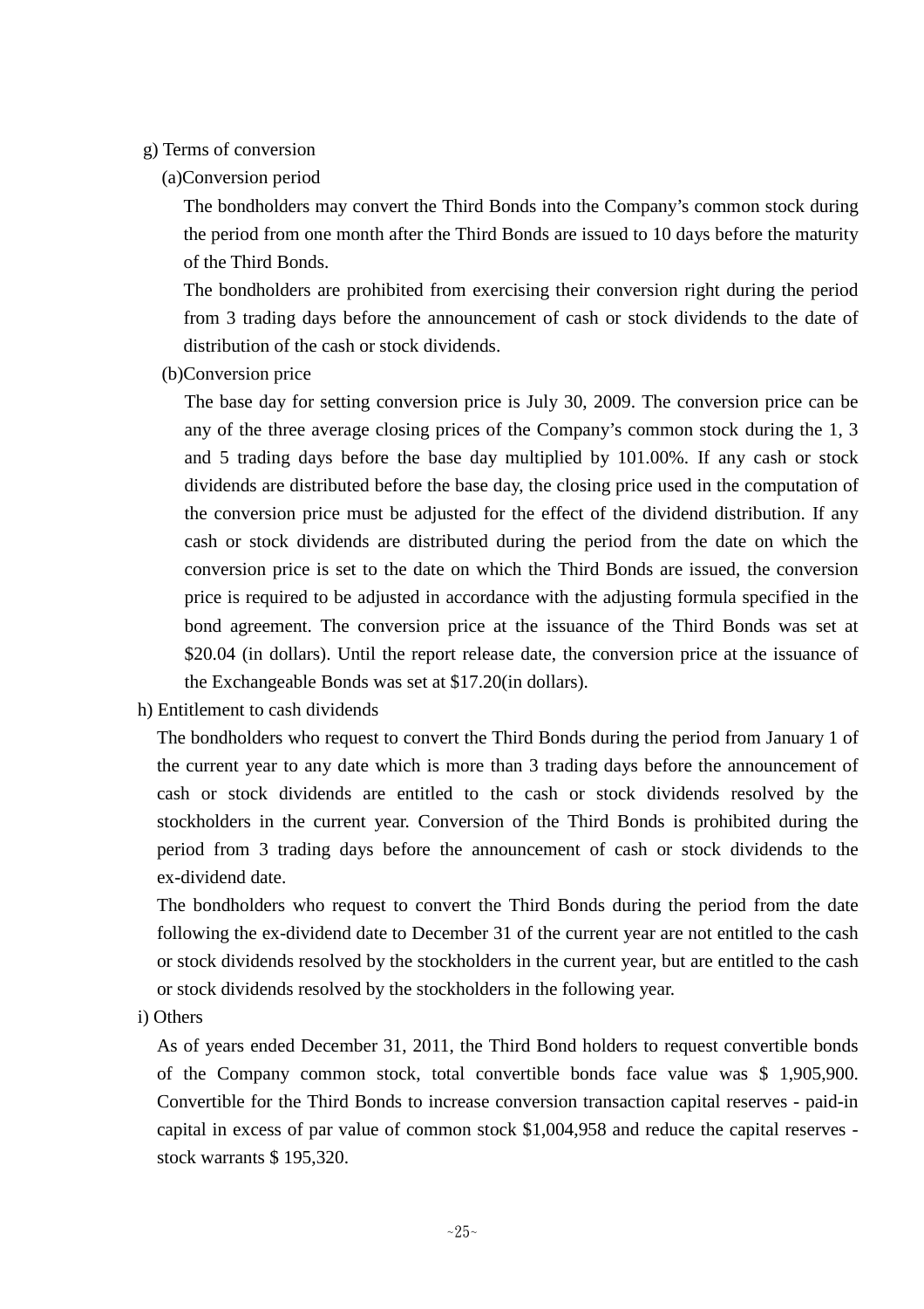g) Terms of conversion

(a)Conversion period

The bondholders may convert the Third Bonds into the Company's common stock during the period from one month after the Third Bonds are issued to 10 days before the maturity of the Third Bonds.

The bondholders are prohibited from exercising their conversion right during the period from 3 trading days before the announcement of cash or stock dividends to the date of distribution of the cash or stock dividends.

(b)Conversion price

The base day for setting conversion price is July 30, 2009. The conversion price can be any of the three average closing prices of the Company's common stock during the 1, 3 and 5 trading days before the base day multiplied by 101.00%. If any cash or stock dividends are distributed before the base day, the closing price used in the computation of the conversion price must be adjusted for the effect of the dividend distribution. If any cash or stock dividends are distributed during the period from the date on which the conversion price is set to the date on which the Third Bonds are issued, the conversion price is required to be adjusted in accordance with the adjusting formula specified in the bond agreement. The conversion price at the issuance of the Third Bonds was set at $20.04 (in dollars). Until the report release date, the conversion price at the issuance of the Exchangeable Bonds was set at $17.20(in dollars).

h) Entitlement to cash dividends

The bondholders who request to convert the Third Bonds during the period from January 1 of the current year to any date which is more than 3 trading days before the announcement of cash or stock dividends are entitled to the cash or stock dividends resolved by the stockholders in the current year. Conversion of the Third Bonds is prohibited during the period from 3 trading days before the announcement of cash or stock dividends to the ex-dividend date.

The bondholders who request to convert the Third Bonds during the period from the date following the ex-dividend date to December 31 of the current year are not entitled to the cash or stock dividends resolved by the stockholders in the current year, but are entitled to the cash or stock dividends resolved by the stockholders in the following year.

i) Others

As of years ended December 31, 2011, the Third Bond holders to request convertible bonds of the Company common stock, total convertible bonds face value was $ 1,905,900. Convertible for the Third Bonds to increase conversion transaction capital reserves - paid-in capital in excess of par value of common stock $1,004,958 and reduce the capital reserves - stock warrants $ 195,320.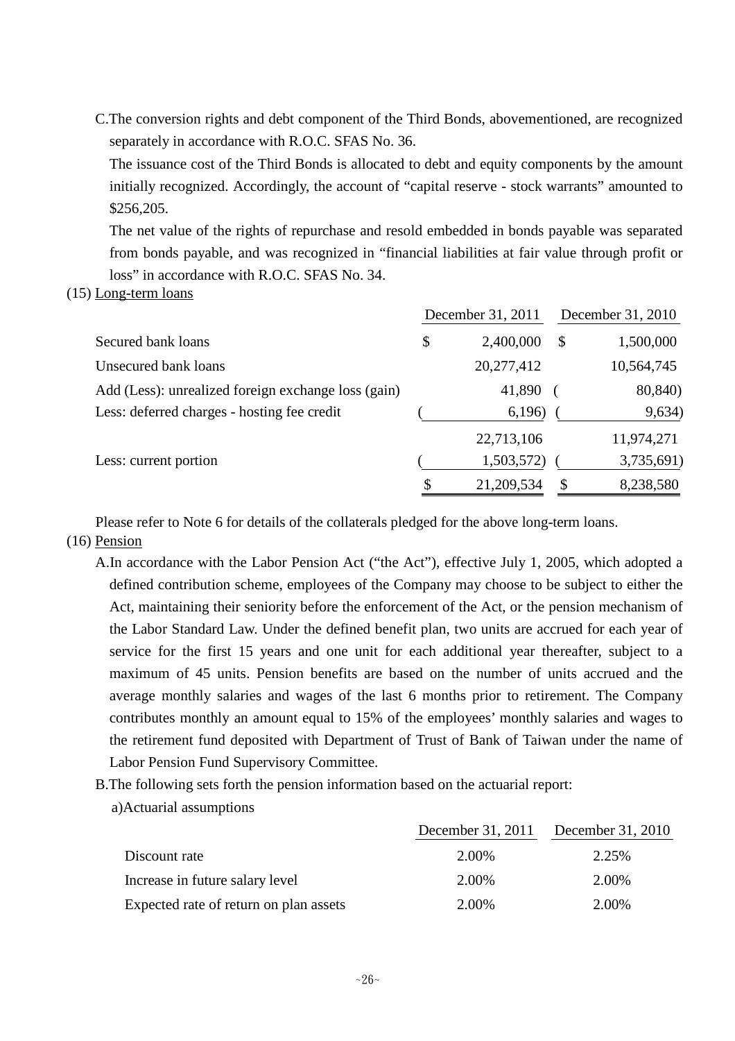C.The conversion rights and debt component of the Third Bonds, abovementioned, are recognized separately in accordance with R.O.C. SFAS No. 36.

The issuance cost of the Third Bonds is allocated to debt and equity components by the amount initially recognized. Accordingly, the account of "capital reserve - stock warrants" amounted to $256,205.

The net value of the rights of repurchase and resold embedded in bonds payable was separated from bonds payable, and was recognized in "financial liabilities at fair value through profit or loss" in accordance with R.O.C. SFAS No. 34.

(15) Long-term loans

| | December 31, 2011 | December 31, 2010 |
|---|---|---|
| Secured bank loans | $ 2,400,000 | $ 1,500,000 |
| Unsecured bank loans | 20,277,412 | 10,564,745 |
| Add (Less): unrealized foreign exchange loss (gain) | 41,890 | ( 80,840) |
| Less: deferred charges - hosting fee credit | ( 6,196) | ( 9,634) |
| | 22,713,106 | 11,974,271 |
| Less: current portion | ( 1,503,572) | ( 3,735,691) |
| | $ 21,209,534 | $ 8,238,580 |

Please refer to Note 6 for details of the collaterals pledged for the above long-term loans.

(16) Pension

A.In accordance with the Labor Pension Act ("the Act"), effective July 1, 2005, which adopted a defined contribution scheme, employees of the Company may choose to be subject to either the Act, maintaining their seniority before the enforcement of the Act, or the pension mechanism of the Labor Standard Law. Under the defined benefit plan, two units are accrued for each year of service for the first 15 years and one unit for each additional year thereafter, subject to a maximum of 45 units. Pension benefits are based on the number of units accrued and the average monthly salaries and wages of the last 6 months prior to retirement. The Company contributes monthly an amount equal to 15% of the employees' monthly salaries and wages to the retirement fund deposited with Department of Trust of Bank of Taiwan under the name of Labor Pension Fund Supervisory Committee.

B.The following sets forth the pension information based on the actuarial report:

a)Actuarial assumptions

| | December 31, 2011 | December 31, 2010 |
|---|---|---|
| Discount rate | 2.00% | 2.25% |
| Increase in future salary level | 2.00% | 2.00% |
| Expected rate of return on plan assets | 2.00% | 2.00% |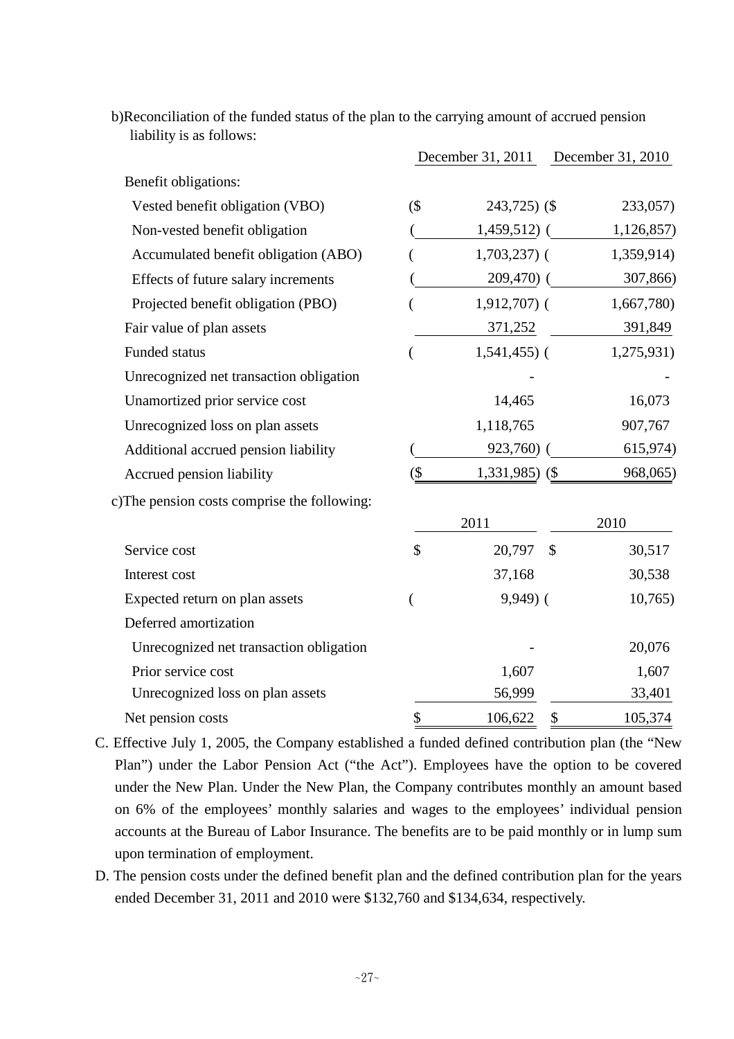b)Reconciliation of the funded status of the plan to the carrying amount of accrued pension liability is as follows:

| | December 31, 2011 | December 31, 2010 |
|---|---|---|
| Benefit obligations: | | |
| Vested benefit obligation (VBO) | ($ 243,725) | ($ 233,057) |
| Non-vested benefit obligation | ( 1,459,512) | ( 1,126,857) |
| Accumulated benefit obligation (ABO) | ( 1,703,237) | ( 1,359,914) |
| Effects of future salary increments | ( 209,470) | ( 307,866) |
| Projected benefit obligation (PBO) | ( 1,912,707) | ( 1,667,780) |
| Fair value of plan assets | 371,252 | 391,849 |
| Funded status | ( 1,541,455) | ( 1,275,931) |
| Unrecognized net transaction obligation | - | - |
| Unamortized prior service cost | 14,465 | 16,073 |
| Unrecognized loss on plan assets | 1,118,765 | 907,767 |
| Additional accrued pension liability | ( 923,760) | ( 615,974) |
| Accrued pension liability | ($ 1,331,985) | ($ 968,065) |

c)The pension costs comprise the following:

| | 2011 | 2010 |
|---|---|---|
| Service cost | $ 20,797 | $ 30,517 |
| Interest cost | 37,168 | 30,538 |
| Expected return on plan assets | ( 9,949) | ( 10,765) |
| Deferred amortization | | |
| Unrecognized net transaction obligation | - | 20,076 |
| Prior service cost | 1,607 | 1,607 |
| Unrecognized loss on plan assets | 56,999 | 33,401 |
| Net pension costs | $ 106,622 | $ 105,374 |

C. Effective July 1, 2005, the Company established a funded defined contribution plan (the "New Plan") under the Labor Pension Act ("the Act"). Employees have the option to be covered under the New Plan. Under the New Plan, the Company contributes monthly an amount based on 6% of the employees' monthly salaries and wages to the employees' individual pension accounts at the Bureau of Labor Insurance. The benefits are to be paid monthly or in lump sum upon termination of employment.

D. The pension costs under the defined benefit plan and the defined contribution plan for the years ended December 31, 2011 and 2010 were $132,760 and $134,634, respectively.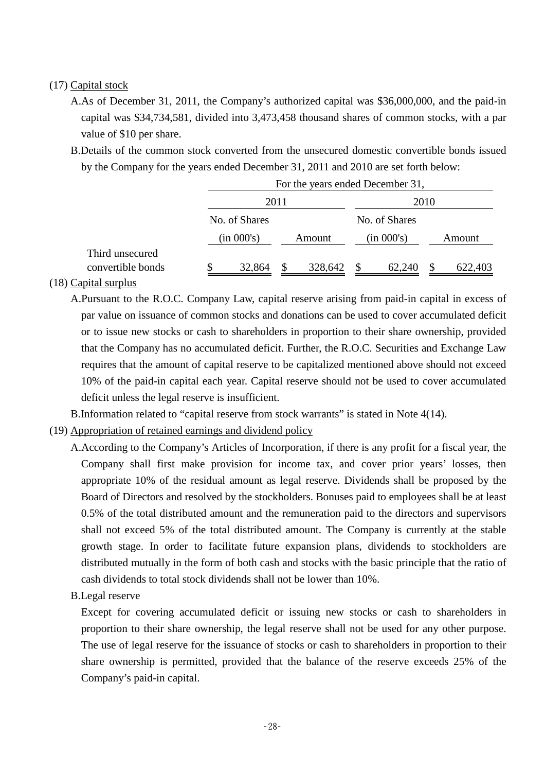(17) Capital stock

A. As of December 31, 2011, the Company's authorized capital was $36,000,000, and the paid-in capital was $34,734,581, divided into 3,473,458 thousand shares of common stocks, with a par value of $10 per share.

B. Details of the common stock converted from the unsecured domestic convertible bonds issued by the Company for the years ended December 31, 2011 and 2010 are set forth below:

| | For the years ended December 31, | | | |
|---|---|---|---|---|
| | 2011 | | 2010 | |
| | No. of Shares (in 000's) | Amount | No. of Shares (in 000's) | Amount |
| Third unsecured convertible bonds | $ 32,864 | $ 328,642 | $ 62,240 | $ 622,403 |

(18) Capital surplus

A. Pursuant to the R.O.C. Company Law, capital reserve arising from paid-in capital in excess of par value on issuance of common stocks and donations can be used to cover accumulated deficit or to issue new stocks or cash to shareholders in proportion to their share ownership, provided that the Company has no accumulated deficit. Further, the R.O.C. Securities and Exchange Law requires that the amount of capital reserve to be capitalized mentioned above should not exceed 10% of the paid-in capital each year. Capital reserve should not be used to cover accumulated deficit unless the legal reserve is insufficient.

B. Information related to "capital reserve from stock warrants" is stated in Note 4(14).

(19) Appropriation of retained earnings and dividend policy

A. According to the Company's Articles of Incorporation, if there is any profit for a fiscal year, the Company shall first make provision for income tax, and cover prior years' losses, then appropriate 10% of the residual amount as legal reserve. Dividends shall be proposed by the Board of Directors and resolved by the stockholders. Bonuses paid to employees shall be at least 0.5% of the total distributed amount and the remuneration paid to the directors and supervisors shall not exceed 5% of the total distributed amount. The Company is currently at the stable growth stage. In order to facilitate future expansion plans, dividends to stockholders are distributed mutually in the form of both cash and stocks with the basic principle that the ratio of cash dividends to total stock dividends shall not be lower than 10%.

B. Legal reserve

Except for covering accumulated deficit or issuing new stocks or cash to shareholders in proportion to their share ownership, the legal reserve shall not be used for any other purpose. The use of legal reserve for the issuance of stocks or cash to shareholders in proportion to their share ownership is permitted, provided that the balance of the reserve exceeds 25% of the Company's paid-in capital.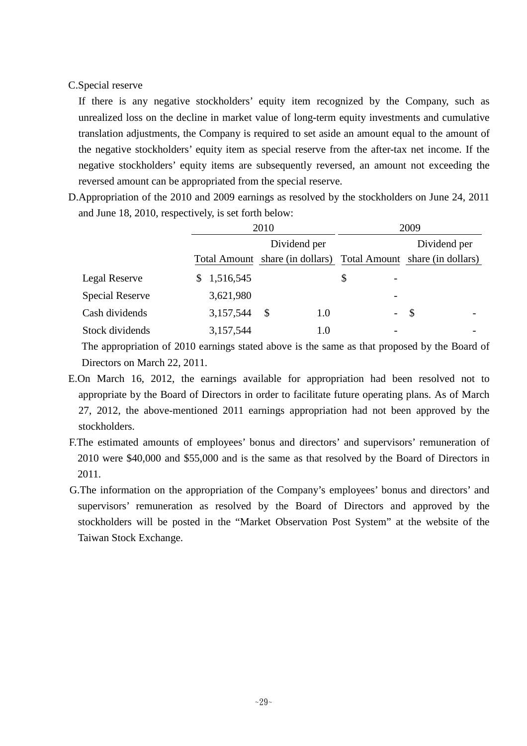C.Special reserve

If there is any negative stockholders' equity item recognized by the Company, such as unrealized loss on the decline in market value of long-term equity investments and cumulative translation adjustments, the Company is required to set aside an amount equal to the amount of the negative stockholders' equity item as special reserve from the after-tax net income. If the negative stockholders' equity items are subsequently reversed, an amount not exceeding the reversed amount can be appropriated from the special reserve.

D.Appropriation of the 2010 and 2009 earnings as resolved by the stockholders on June 24, 2011 and June 18, 2010, respectively, is set forth below:

| | 2010 | | 2009 | |
|---|---|---|---|---|
| | Total Amount | Dividend per share (in dollars) | Total Amount | Dividend per share (in dollars) |
| Legal Reserve | $ 1,516,545 | | $ - | |
| Special Reserve | 3,621,980 | | - | |
| Cash dividends | 3,157,544 | $ 1.0 | - | $ - |
| Stock dividends | 3,157,544 | 1.0 | - | - |

The appropriation of 2010 earnings stated above is the same as that proposed by the Board of Directors on March 22, 2011.

E.On March 16, 2012, the earnings available for appropriation had been resolved not to appropriate by the Board of Directors in order to facilitate future operating plans. As of March 27, 2012, the above-mentioned 2011 earnings appropriation had not been approved by the stockholders.

F.The estimated amounts of employees' bonus and directors' and supervisors' remuneration of 2010 were $40,000 and $55,000 and is the same as that resolved by the Board of Directors in 2011.

G.The information on the appropriation of the Company's employees' bonus and directors' and supervisors' remuneration as resolved by the Board of Directors and approved by the stockholders will be posted in the "Market Observation Post System" at the website of the Taiwan Stock Exchange.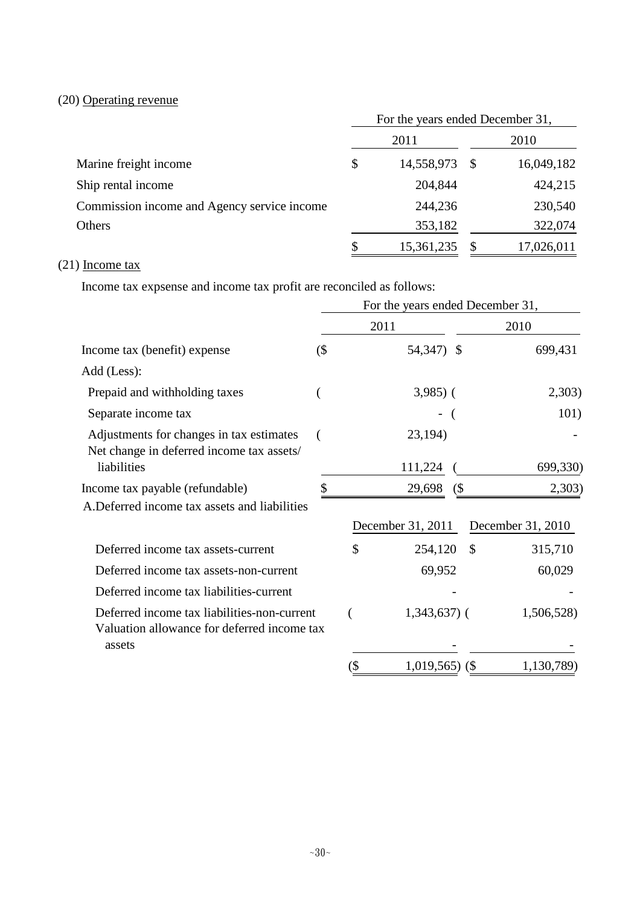(20) Operating revenue

| | For the years ended December 31, | |
|---|---|---|
| | 2011 | 2010 |
| Marine freight income | $ 14,558,973 | $ 16,049,182 |
| Ship rental income | 204,844 | 424,215 |
| Commission income and Agency service income | 244,236 | 230,540 |
| Others | 353,182 | 322,074 |
| | $ 15,361,235 | $ 17,026,011 |

(21) Income tax

Income tax expsense and income tax profit are reconciled as follows:

| | For the years ended December 31, | |
|---|---|---|
| | 2011 | 2010 |
| Income tax (benefit) expense | ($ 54,347) | $ 699,431 |
| Add (Less): | | |
| Prepaid and withholding taxes | ( 3,985) | ( 2,303) |
| Separate income tax | - | ( 101) |
| Adjustments for changes in tax estimates | ( 23,194) | - |
| Net change in deferred income tax assets/ liabilities | 111,224 | ( 699,330) |
| Income tax payable (refundable) | $ 29,698 | ($ 2,303) |

A.Deferred income tax assets and liabilities

| | December 31, 2011 | December 31, 2010 |
|---|---|---|
| Deferred income tax assets-current | $ 254,120 | $ 315,710 |
| Deferred income tax assets-non-current | 69,952 | 60,029 |
| Deferred income tax liabilities-current | - | - |
| Deferred income tax liabilities-non-current | ( 1,343,637) | ( 1,506,528) |
| Valuation allowance for deferred income tax assets | - | - |
| | ($ 1,019,565) | ($ 1,130,789) |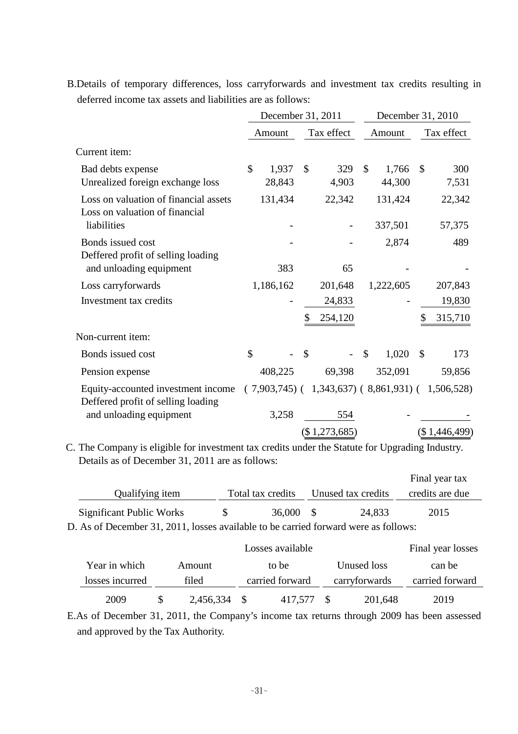B.Details of temporary differences, loss carryforwards and investment tax credits resulting in deferred income tax assets and liabilities are as follows:

| | December 31, 2011 | | December 31, 2010 | |
|---|---|---|---|---|
| | Amount | Tax effect | Amount | Tax effect |
| Current item: | | | | |
| Bad debts expense | $ 1,937 | $ 329 | $ 1,766 | $ 300 |
| Unrealized foreign exchange loss | 28,843 | 4,903 | 44,300 | 7,531 |
| Loss on valuation of financial assets | 131,434 | 22,342 | 131,424 | 22,342 |
| Loss on valuation of financial liabilities | - | - | 337,501 | 57,375 |
| Bonds issued cost | - | - | 2,874 | 489 |
| Deffered profit of selling loading and unloading equipment | 383 | 65 | - | - |
| Loss carryforwards | 1,186,162 | 201,648 | 1,222,605 | 207,843 |
| Investment tax credits | - | 24,833 | - | 19,830 |
| | | $ 254,120 | | $ 315,710 |
| Non-current item: | | | | |
| Bonds issued cost | $ - | $ - | $ 1,020 | $ 173 |
| Pension expense | 408,225 | 69,398 | 352,091 | 59,856 |
| Equity-accounted investment income | ( 7,903,745) | ( 1,343,637) | ( 8,861,931) | ( 1,506,528) |
| Deffered profit of selling loading and unloading equipment | 3,258 | 554 | - | - |
| | | ($ 1,273,685) | | ($ 1,446,499) |

C. The Company is eligible for investment tax credits under the Statute for Upgrading Industry. Details as of December 31, 2011 are as follows:

| Qualifying item | Total tax credits | Unused tax credits | Final year tax credits are due |
|---|---|---|---|
| Significant Public Works | $ 36,000 | $ 24,833 | 2015 |

D. As of December 31, 2011, losses available to be carried forward were as follows:

| Year in which losses incurred | Amount filed | Losses available to be carried forward | Unused loss carryforwards | Final year losses can be carried forward |
|---|---|---|---|---|
| 2009 | $ 2,456,334 | $ 417,577 | $ 201,648 | 2019 |

E.As of December 31, 2011, the Company's income tax returns through 2009 has been assessed and approved by the Tax Authority.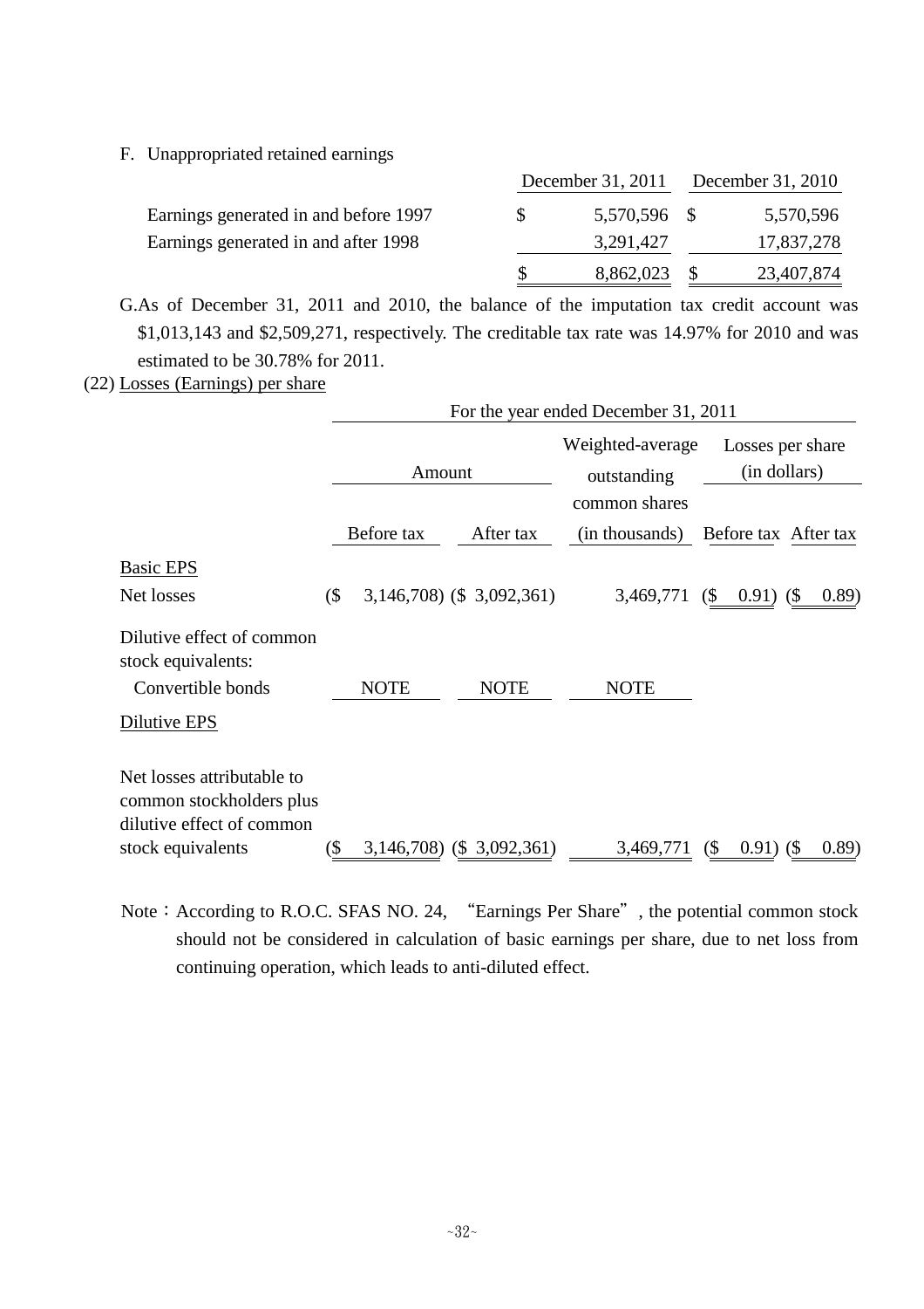F. Unappropriated retained earnings

| | December 31, 2011 | December 31, 2010 |
|---|---|---|
| Earnings generated in and before 1997 | $ 5,570,596 | $ 5,570,596 |
| Earnings generated in and after 1998 | 3,291,427 | 17,837,278 |
| | $ 8,862,023 | $ 23,407,874 |

G. As of December 31, 2011 and 2010, the balance of the imputation tax credit account was $1,013,143 and $2,509,271, respectively. The creditable tax rate was 14.97% for 2010 and was estimated to be 30.78% for 2011.

(22) Losses (Earnings) per share

| | For the year ended December 31, 2011 | | | | |
|---|---|---|---|---|---|
| | Amount | | Weighted-average outstanding common shares | Losses per share (in dollars) | |
| | Before tax | After tax | (in thousands) | Before tax | After tax |
| Basic EPS | | | | | |
| Net losses | ($ 3,146,708) | ($ 3,092,361) | 3,469,771 | ($ 0.91) | ($ 0.89) |
| Dilutive effect of common stock equivalents: | | | | | |
| Convertible bonds | NOTE | NOTE | NOTE | | |
| Dilutive EPS | | | | | |
| Net losses attributable to common stockholders plus dilutive effect of common stock equivalents | ($ 3,146,708) | ($ 3,092,361) | 3,469,771 | ($ 0.91) | ($ 0.89) |

Note：According to R.O.C. SFAS NO. 24, "Earnings Per Share", the potential common stock should not be considered in calculation of basic earnings per share, due to net loss from continuing operation, which leads to anti-diluted effect.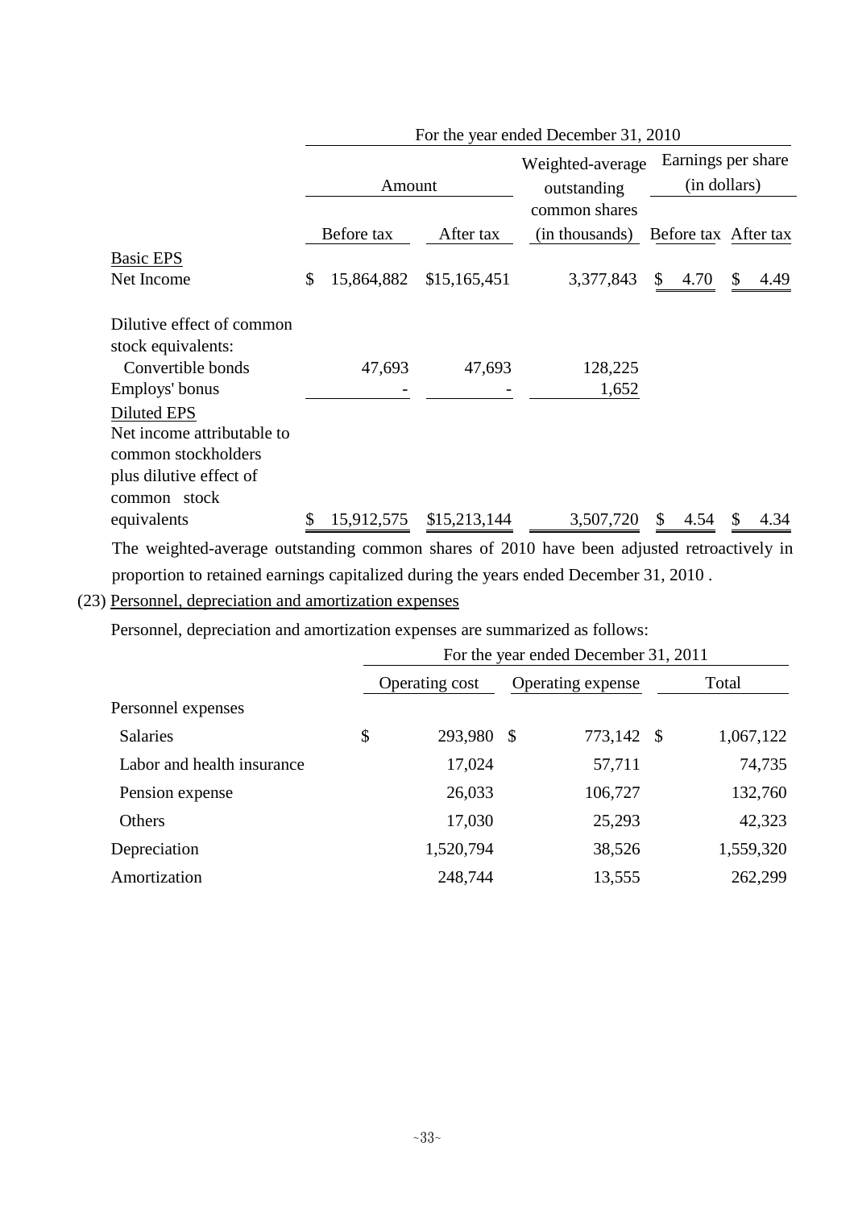| | For the year ended December 31, 2010 | | | | |
|---|---|---|---|---|---|
| | Amount | | Weighted-average outstanding common shares (in thousands) | Earnings per share (in dollars) | |
| | Before tax | After tax | | Before tax | After tax |
| Basic EPS | | | | | |
| Net Income | $ 15,864,882 | $15,165,451 | 3,377,843 | $ 4.70 | $ 4.49 |
| Dilutive effect of common stock equivalents: | | | | | |
| Convertible bonds | 47,693 | 47,693 | 128,225 | | |
| Employs' bonus | - | - | 1,652 | | |
| Diluted EPS | | | | | |
| Net income attributable to common stockholders plus dilutive effect of common stock equivalents | $ 15,912,575 | $15,213,144 | 3,507,720 | $ 4.54 | $ 4.34 |

The weighted-average outstanding common shares of 2010 have been adjusted retroactively in proportion to retained earnings capitalized during the years ended December 31, 2010 .

(23) Personnel, depreciation and amortization expenses

Personnel, depreciation and amortization expenses are summarized as follows:

| | For the year ended December 31, 2011 | | |
|---|---|---|---|
| | Operating cost | Operating expense | Total |
| Personnel expenses | | | |
| Salaries | $ 293,980 | $ 773,142 | $ 1,067,122 |
| Labor and health insurance | 17,024 | 57,711 | 74,735 |
| Pension expense | 26,033 | 106,727 | 132,760 |
| Others | 17,030 | 25,293 | 42,323 |
| Depreciation | 1,520,794 | 38,526 | 1,559,320 |
| Amortization | 248,744 | 13,555 | 262,299 |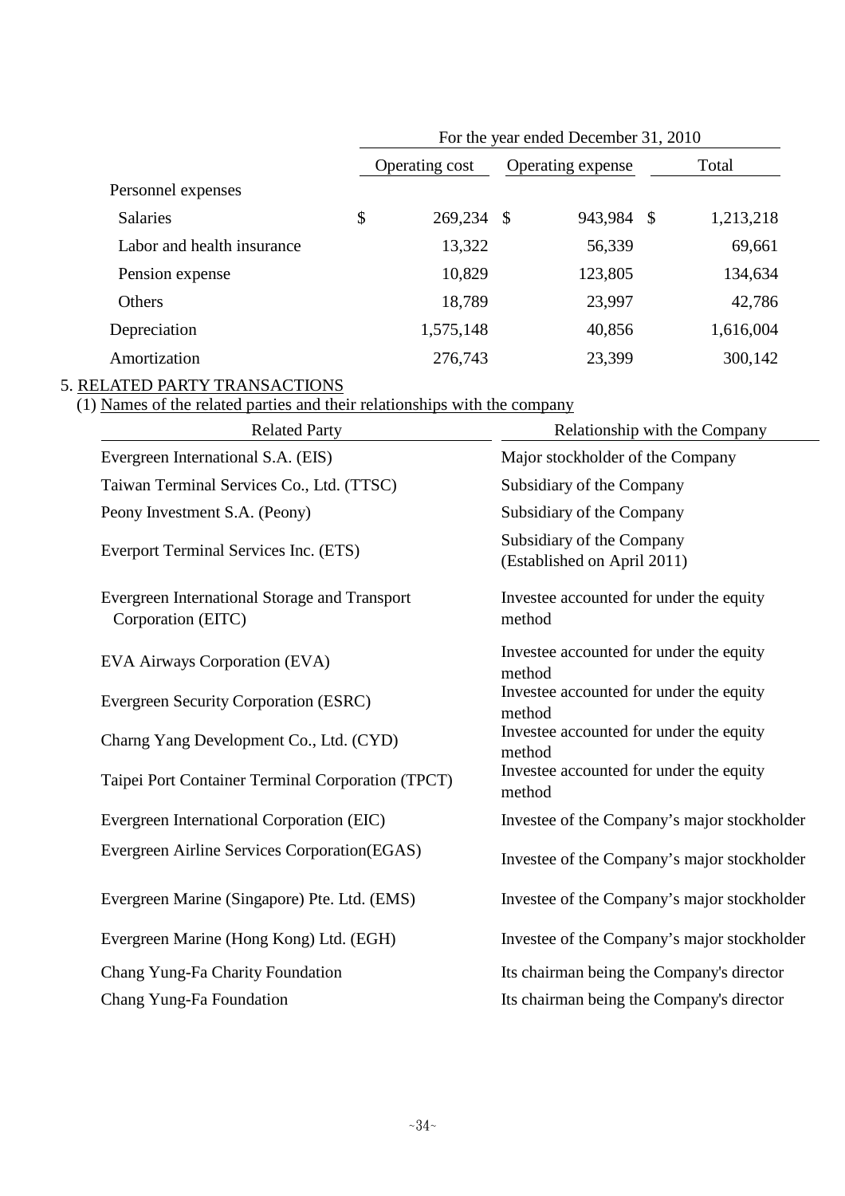| | For the year ended December 31, 2010 | | |
|---|---|---|---|
| | Operating cost | Operating expense | Total |
| Personnel expenses | | | |
| Salaries | $ 269,234 | $ 943,984 | $ 1,213,218 |
| Labor and health insurance | 13,322 | 56,339 | 69,661 |
| Pension expense | 10,829 | 123,805 | 134,634 |
| Others | 18,789 | 23,997 | 42,786 |
| Depreciation | 1,575,148 | 40,856 | 1,616,004 |
| Amortization | 276,743 | 23,399 | 300,142 |

## 5. RELATED PARTY TRANSACTIONS

(1) Names of the related parties and their relationships with the company

| Related Party | Relationship with the Company |
|---|---|
| Evergreen International S.A. (EIS) | Major stockholder of the Company |
| Taiwan Terminal Services Co., Ltd. (TTSC) | Subsidiary of the Company |
| Peony Investment S.A. (Peony) | Subsidiary of the Company |
| Everport Terminal Services Inc. (ETS) | Subsidiary of the Company (Established on April 2011) |
| Evergreen International Storage and Transport Corporation (EITC) | Investee accounted for under the equity method |
| EVA Airways Corporation (EVA) | Investee accounted for under the equity method |
| Evergreen Security Corporation (ESRC) | Investee accounted for under the equity method |
| Charng Yang Development Co., Ltd. (CYD) | Investee accounted for under the equity method |
| Taipei Port Container Terminal Corporation (TPCT) | Investee accounted for under the equity method |
| Evergreen International Corporation (EIC) | Investee of the Company's major stockholder |
| Evergreen Airline Services Corporation(EGAS) | Investee of the Company's major stockholder |
| Evergreen Marine (Singapore) Pte. Ltd. (EMS) | Investee of the Company's major stockholder |
| Evergreen Marine (Hong Kong) Ltd. (EGH) | Investee of the Company's major stockholder |
| Chang Yung-Fa Charity Foundation | Its chairman being the Company's director |
| Chang Yung-Fa Foundation | Its chairman being the Company's director |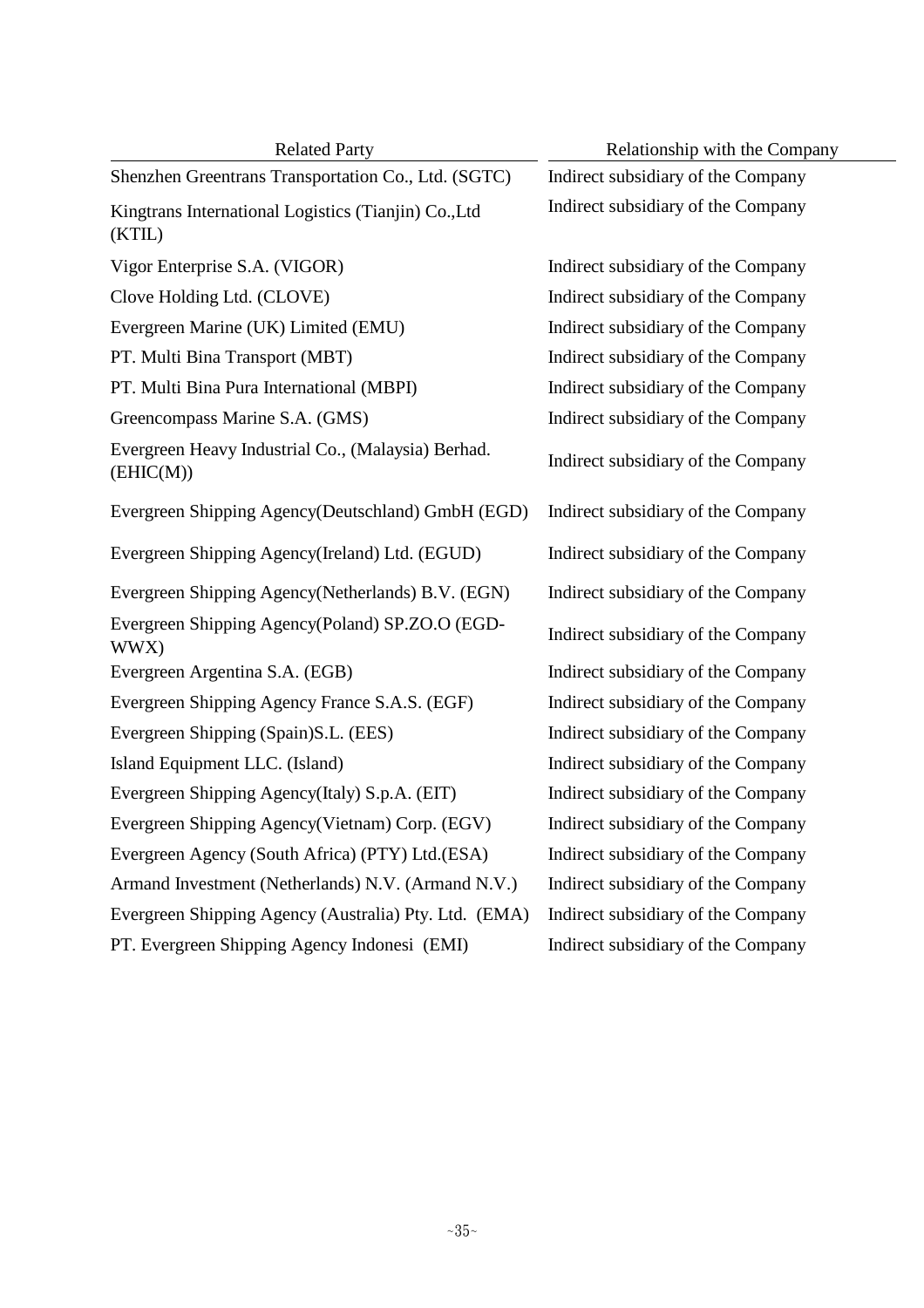| Related Party | Relationship with the Company |
|---|---|
| Shenzhen Greentrans Transportation Co., Ltd. (SGTC) | Indirect subsidiary of the Company |
| Kingtrans International Logistics (Tianjin) Co.,Ltd (KTIL) | Indirect subsidiary of the Company |
| Vigor Enterprise S.A. (VIGOR) | Indirect subsidiary of the Company |
| Clove Holding Ltd. (CLOVE) | Indirect subsidiary of the Company |
| Evergreen Marine (UK) Limited (EMU) | Indirect subsidiary of the Company |
| PT. Multi Bina Transport (MBT) | Indirect subsidiary of the Company |
| PT. Multi Bina Pura International (MBPI) | Indirect subsidiary of the Company |
| Greencompass Marine S.A. (GMS) | Indirect subsidiary of the Company |
| Evergreen Heavy Industrial Co., (Malaysia) Berhad. (EHIC(M)) | Indirect subsidiary of the Company |
| Evergreen Shipping Agency(Deutschland) GmbH (EGD) | Indirect subsidiary of the Company |
| Evergreen Shipping Agency(Ireland) Ltd. (EGUD) | Indirect subsidiary of the Company |
| Evergreen Shipping Agency(Netherlands) B.V. (EGN) | Indirect subsidiary of the Company |
| Evergreen Shipping Agency(Poland) SP.ZO.O (EGD-WWX) | Indirect subsidiary of the Company |
| Evergreen Argentina S.A. (EGB) | Indirect subsidiary of the Company |
| Evergreen Shipping Agency France S.A.S. (EGF) | Indirect subsidiary of the Company |
| Evergreen Shipping (Spain)S.L. (EES) | Indirect subsidiary of the Company |
| Island Equipment LLC. (Island) | Indirect subsidiary of the Company |
| Evergreen Shipping Agency(Italy) S.p.A. (EIT) | Indirect subsidiary of the Company |
| Evergreen Shipping Agency(Vietnam) Corp. (EGV) | Indirect subsidiary of the Company |
| Evergreen Agency (South Africa) (PTY) Ltd.(ESA) | Indirect subsidiary of the Company |
| Armand Investment (Netherlands) N.V. (Armand N.V.) | Indirect subsidiary of the Company |
| Evergreen Shipping Agency (Australia) Pty. Ltd. (EMA) | Indirect subsidiary of the Company |
| PT. Evergreen Shipping Agency Indonesi (EMI) | Indirect subsidiary of the Company |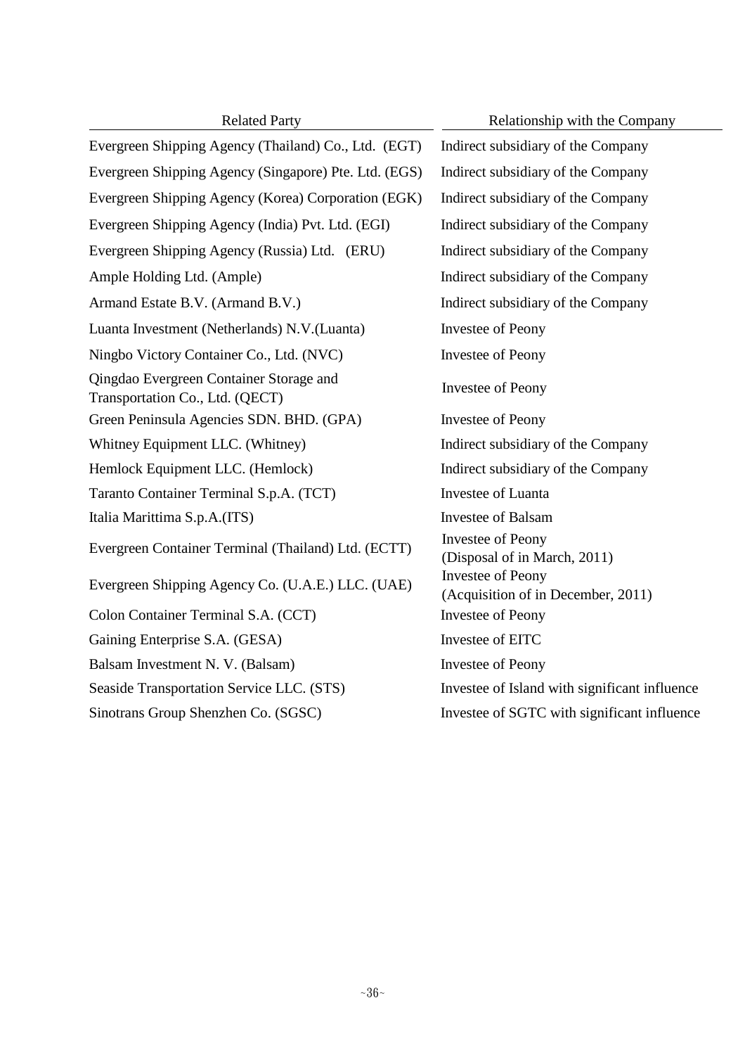| Related Party | Relationship with the Company |
|---|---|
| Evergreen Shipping Agency (Thailand) Co., Ltd. (EGT) | Indirect subsidiary of the Company |
| Evergreen Shipping Agency (Singapore) Pte. Ltd. (EGS) | Indirect subsidiary of the Company |
| Evergreen Shipping Agency (Korea) Corporation (EGK) | Indirect subsidiary of the Company |
| Evergreen Shipping Agency (India) Pvt. Ltd. (EGI) | Indirect subsidiary of the Company |
| Evergreen Shipping Agency (Russia) Ltd. (ERU) | Indirect subsidiary of the Company |
| Ample Holding Ltd. (Ample) | Indirect subsidiary of the Company |
| Armand Estate B.V. (Armand B.V.) | Indirect subsidiary of the Company |
| Luanta Investment (Netherlands) N.V.(Luanta) | Investee of Peony |
| Ningbo Victory Container Co., Ltd. (NVC) | Investee of Peony |
| Qingdao Evergreen Container Storage and Transportation Co., Ltd. (QECT) | Investee of Peony |
| Green Peninsula Agencies SDN. BHD. (GPA) | Investee of Peony |
| Whitney Equipment LLC. (Whitney) | Indirect subsidiary of the Company |
| Hemlock Equipment LLC. (Hemlock) | Indirect subsidiary of the Company |
| Taranto Container Terminal S.p.A. (TCT) | Investee of Luanta |
| Italia Marittima S.p.A.(ITS) | Investee of Balsam |
| Evergreen Container Terminal (Thailand) Ltd. (ECTT) | Investee of Peony (Disposal of in March, 2011) |
| Evergreen Shipping Agency Co. (U.A.E.) LLC. (UAE) | Investee of Peony (Acquisition of in December, 2011) |
| Colon Container Terminal S.A. (CCT) | Investee of Peony |
| Gaining Enterprise S.A. (GESA) | Investee of EITC |
| Balsam Investment N. V. (Balsam) | Investee of Peony |
| Seaside Transportation Service LLC. (STS) | Investee of Island with significant influence |
| Sinotrans Group Shenzhen Co. (SGSC) | Investee of SGTC with significant influence |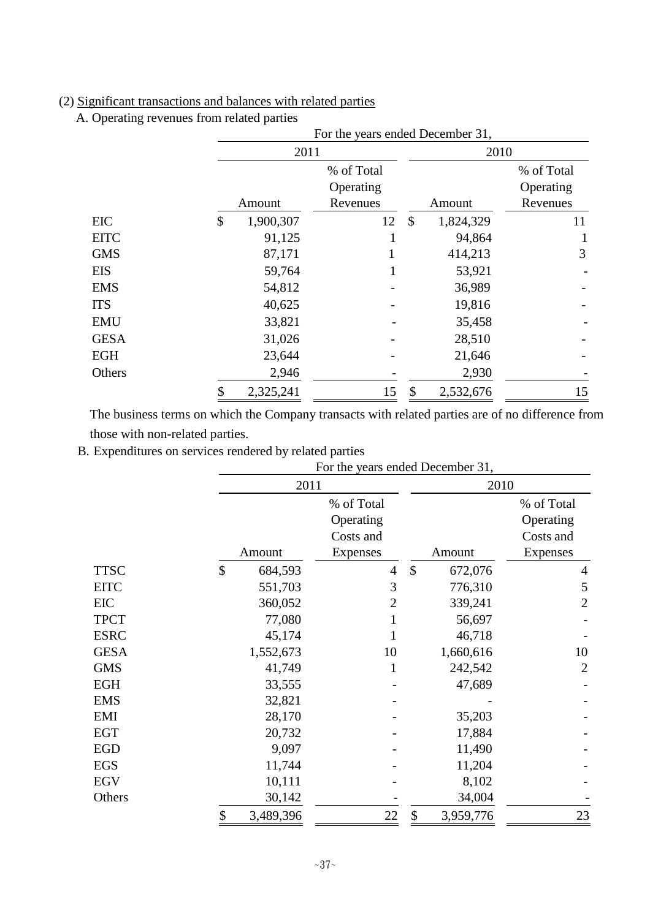(2) Significant transactions and balances with related parties

A. Operating revenues from related parties

| | For the years ended December 31, | | | |
|---|---|---|---|---|
| | 2011 | | 2010 | |
| | Amount | % of Total Operating Revenues | Amount | % of Total Operating Revenues |
| EIC | $ 1,900,307 | 12 | $ 1,824,329 | 11 |
| EITC | 91,125 | 1 | 94,864 | 1 |
| GMS | 87,171 | 1 | 414,213 | 3 |
| EIS | 59,764 | 1 | 53,921 | - |
| EMS | 54,812 | - | 36,989 | - |
| ITS | 40,625 | - | 19,816 | - |
| EMU | 33,821 | - | 35,458 | - |
| GESA | 31,026 | - | 28,510 | - |
| EGH | 23,644 | - | 21,646 | - |
| Others | 2,946 | - | 2,930 | - |
| | $ 2,325,241 | 15 | $ 2,532,676 | 15 |

The business terms on which the Company transacts with related parties are of no difference from those with non-related parties.

B. Expenditures on services rendered by related parties

| | For the years ended December 31, | | | |
|---|---|---|---|---|
| | 2011 | | 2010 | |
| | Amount | % of Total Operating Costs and Expenses | Amount | % of Total Operating Costs and Expenses |
| TTSC | $ 684,593 | 4 | $ 672,076 | 4 |
| EITC | 551,703 | 3 | 776,310 | 5 |
| EIC | 360,052 | 2 | 339,241 | 2 |
| TPCT | 77,080 | 1 | 56,697 | - |
| ESRC | 45,174 | 1 | 46,718 | - |
| GESA | 1,552,673 | 10 | 1,660,616 | 10 |
| GMS | 41,749 | 1 | 242,542 | 2 |
| EGH | 33,555 | - | 47,689 | - |
| EMS | 32,821 | - | - | - |
| EMI | 28,170 | - | 35,203 | - |
| EGT | 20,732 | - | 17,884 | - |
| EGD | 9,097 | - | 11,490 | - |
| EGS | 11,744 | - | 11,204 | - |
| EGV | 10,111 | - | 8,102 | - |
| Others | 30,142 | - | 34,004 | - |
| | $ 3,489,396 | 22 | $ 3,959,776 | 23 |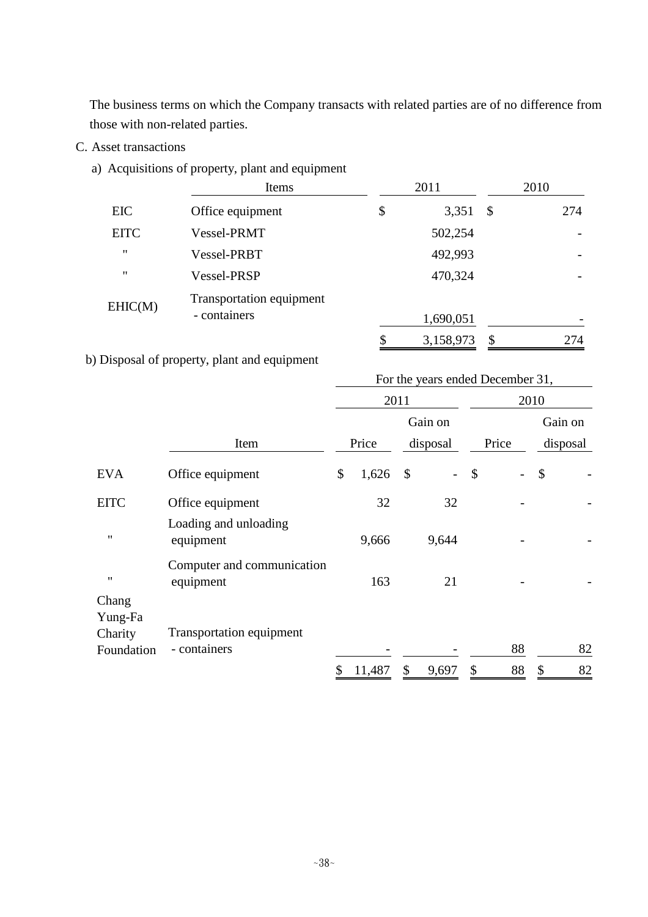The business terms on which the Company transacts with related parties are of no difference from those with non-related parties.

C. Asset transactions

a) Acquisitions of property, plant and equipment

| | Items | 2011 | 2010 |
|---|---|---|---|
| EIC | Office equipment | $ 3,351 | $ 274 |
| EITC | Vessel-PRMT | 502,254 | - |
| " | Vessel-PRBT | 492,993 | - |
| " | Vessel-PRSP | 470,324 | - |
| EHIC(M) | Transportation equipment - containers | 1,690,051 | - |
| | | $ 3,158,973 | $ 274 |

b) Disposal of property, plant and equipment

| | | For the years ended December 31, | | | |
|---|---|---|---|---|---|
| | | 2011 | | 2010 | |
| | Item | Price | Gain on disposal | Price | Gain on disposal |
| EVA | Office equipment | $ 1,626 | $ - | $ - | $ - |
| EITC | Office equipment | 32 | 32 | - | - |
| " | Loading and unloading equipment | 9,666 | 9,644 | - | - |
| " | Computer and communication equipment | 163 | 21 | - | - |
| Chang Yung-Fa Charity Foundation | Transportation equipment - containers | - | - | 88 | 82 |
| | | $ 11,487 | $ 9,697 | $ 88 | $ 82 |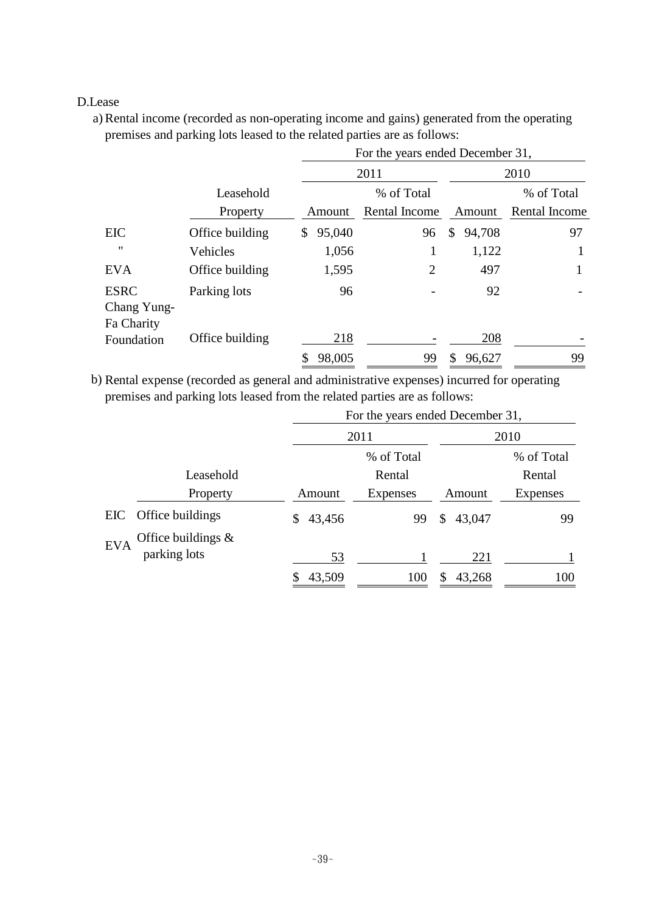D.Lease

a) Rental income (recorded as non-operating income and gains) generated from the operating premises and parking lots leased to the related parties are as follows:

| | | For the years ended December 31, | | | |
|---|---|---|---|---|---|
| | | 2011 | | 2010 | |
| | Leasehold Property | Amount | % of Total Rental Income | Amount | % of Total Rental Income |
| EIC | Office building | $ 95,040 | 96 | $ 94,708 | 97 |
| " | Vehicles | 1,056 | 1 | 1,122 | 1 |
| EVA | Office building | 1,595 | 2 | 497 | 1 |
| ESRC | Parking lots | 96 | - | 92 | - |
| Chang Yung-Fa Charity Foundation | Office building | 218 | - | 208 | - |
| | | $ 98,005 | 99 | $ 96,627 | 99 |

b) Rental expense (recorded as general and administrative expenses) incurred for operating premises and parking lots leased from the related parties are as follows:

| | | For the years ended December 31, | | | |
|---|---|---|---|---|---|
| | | 2011 | | 2010 | |
| | Leasehold Property | Amount | % of Total Rental Expenses | Amount | % of Total Rental Expenses |
| EIC | Office buildings | $ 43,456 | 99 | $ 43,047 | 99 |
| EVA | Office buildings & parking lots | 53 | 1 | 221 | 1 |
| | | $ 43,509 | 100 | $ 43,268 | 100 |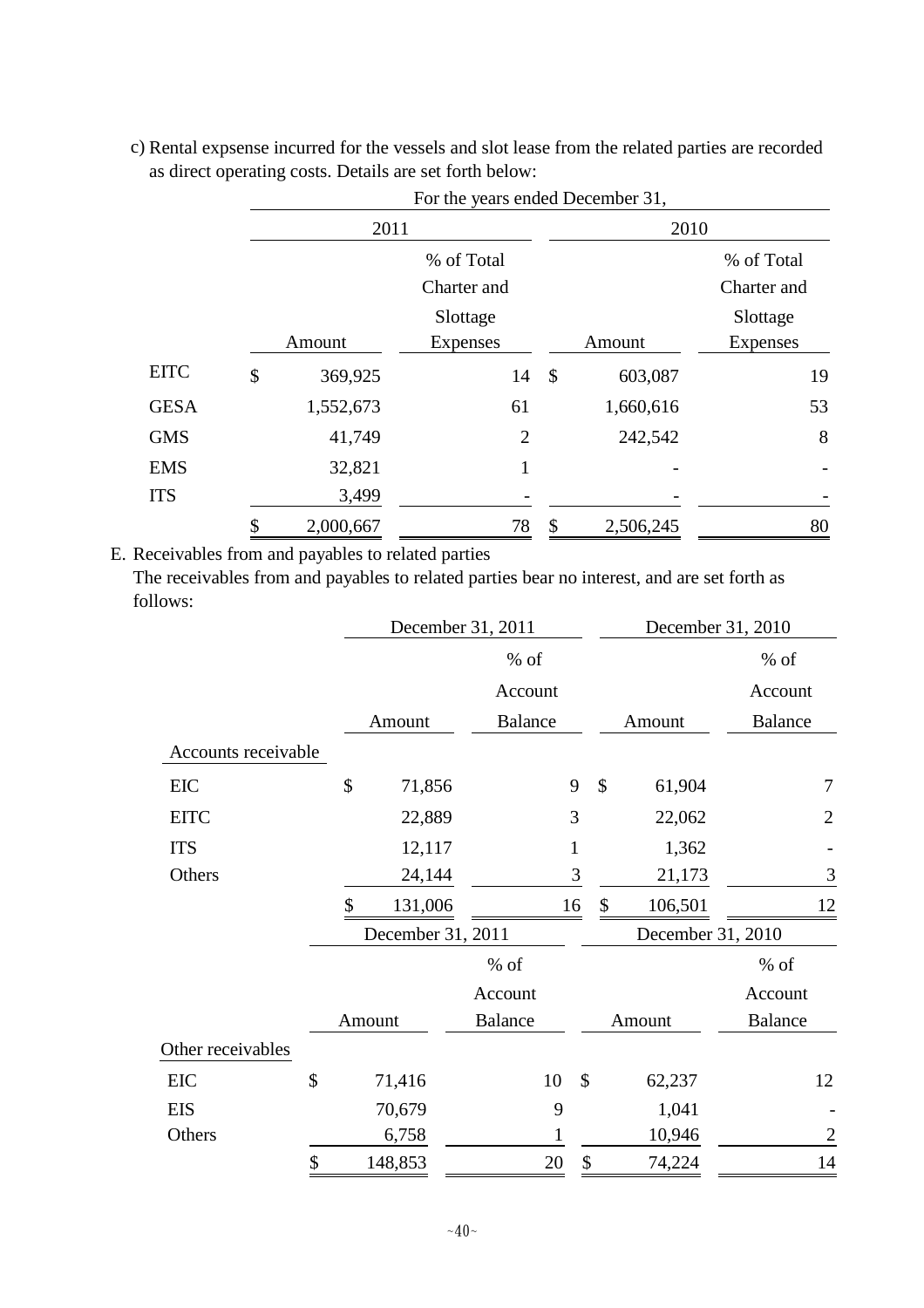c) Rental expsense incurred for the vessels and slot lease from the related parties are recorded as direct operating costs. Details are set forth below:

| | For the years ended December 31, | | | |
|---|---|---|---|---|
| | 2011 | | 2010 | |
| | Amount | % of Total Charter and Slottage Expenses | Amount | % of Total Charter and Slottage Expenses |
| EITC | $ 369,925 | 14 | $ 603,087 | 19 |
| GESA | 1,552,673 | 61 | 1,660,616 | 53 |
| GMS | 41,749 | 2 | 242,542 | 8 |
| EMS | 32,821 | 1 | - | - |
| ITS | 3,499 | - | - | - |
| | $ 2,000,667 | 78 | $ 2,506,245 | 80 |

E. Receivables from and payables to related parties

The receivables from and payables to related parties bear no interest, and are set forth as follows:

| | December 31, 2011 | | December 31, 2010 | |
|---|---|---|---|---|
| | Amount | % of Account Balance | Amount | % of Account Balance |
| Accounts receivable | | | | |
| EIC | $ 71,856 | 9 | $ 61,904 | 7 |
| EITC | 22,889 | 3 | 22,062 | 2 |
| ITS | 12,117 | 1 | 1,362 | - |
| Others | 24,144 | 3 | 21,173 | 3 |
| | $ 131,006 | 16 | $ 106,501 | 12 |

| | December 31, 2011 | | December 31, 2010 | |
|---|---|---|---|---|
| | Amount | % of Account Balance | Amount | % of Account Balance |
| Other receivables | | | | |
| EIC | $ 71,416 | 10 | $ 62,237 | 12 |
| EIS | 70,679 | 9 | 1,041 | - |
| Others | 6,758 | 1 | 10,946 | 2 |
| | $ 148,853 | 20 | $ 74,224 | 14 |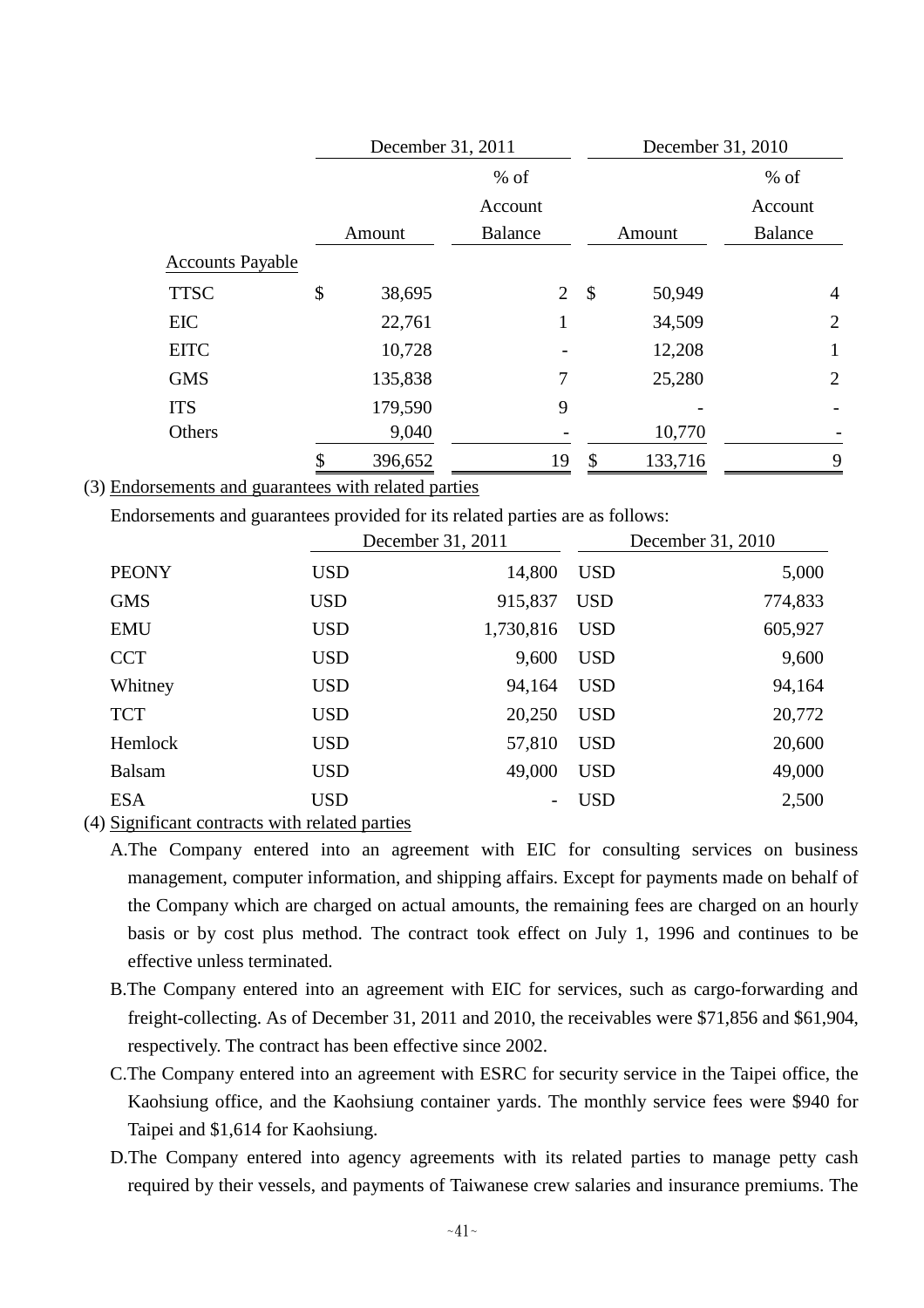| | December 31, 2011 | | December 31, 2010 | |
|---|---|---|---|---|
| | Amount | % of Account Balance | Amount | % of Account Balance |
| Accounts Payable | | | | |
| TTSC | $ 38,695 | 2 | $ 50,949 | 4 |
| EIC | 22,761 | 1 | 34,509 | 2 |
| EITC | 10,728 | - | 12,208 | 1 |
| GMS | 135,838 | 7 | 25,280 | 2 |
| ITS | 179,590 | 9 | - | - |
| Others | 9,040 | - | 10,770 | - |
| | $ 396,652 | 19 | $ 133,716 | 9 |

(3) Endorsements and guarantees with related parties

Endorsements and guarantees provided for its related parties are as follows:

| | December 31, 2011 | | December 31, 2010 | |
|---|---|---|---|---|
| PEONY | USD | 14,800 | USD | 5,000 |
| GMS | USD | 915,837 | USD | 774,833 |
| EMU | USD | 1,730,816 | USD | 605,927 |
| CCT | USD | 9,600 | USD | 9,600 |
| Whitney | USD | 94,164 | USD | 94,164 |
| TCT | USD | 20,250 | USD | 20,772 |
| Hemlock | USD | 57,810 | USD | 20,600 |
| Balsam | USD | 49,000 | USD | 49,000 |
| ESA | USD | - | USD | 2,500 |

(4) Significant contracts with related parties

A. The Company entered into an agreement with EIC for consulting services on business management, computer information, and shipping affairs. Except for payments made on behalf of the Company which are charged on actual amounts, the remaining fees are charged on an hourly basis or by cost plus method. The contract took effect on July 1, 1996 and continues to be effective unless terminated.

B. The Company entered into an agreement with EIC for services, such as cargo-forwarding and freight-collecting. As of December 31, 2011 and 2010, the receivables were $71,856 and $61,904, respectively. The contract has been effective since 2002.

C. The Company entered into an agreement with ESRC for security service in the Taipei office, the Kaohsiung office, and the Kaohsiung container yards. The monthly service fees were $940 for Taipei and $1,614 for Kaohsiung.

D. The Company entered into agency agreements with its related parties to manage petty cash required by their vessels, and payments of Taiwanese crew salaries and insurance premiums. The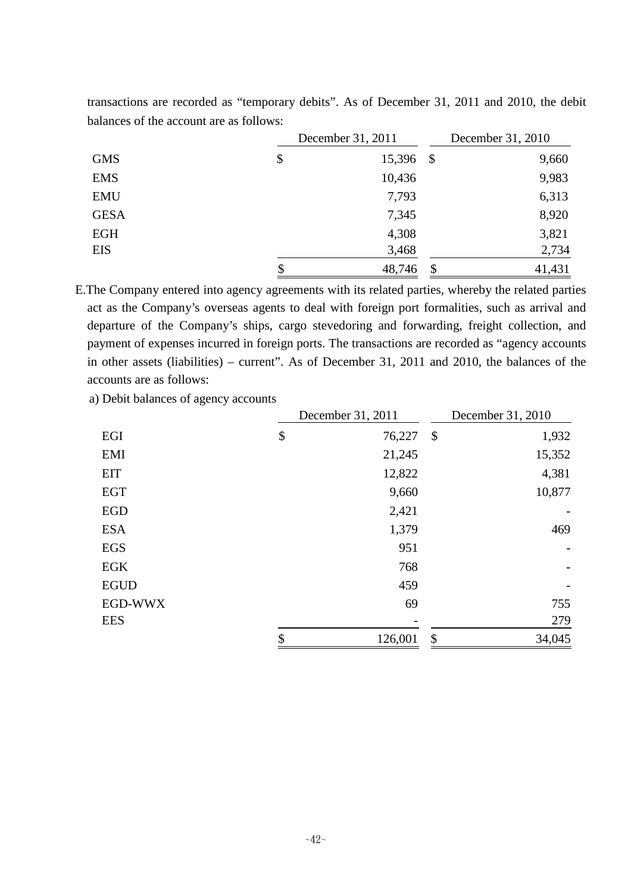transactions are recorded as “temporary debits”. As of December 31, 2011 and 2010, the debit balances of the account are as follows:

| | December 31, 2011 | December 31, 2010 |
|---|---|---|
| GMS | $ 15,396 | $ 9,660 |
| EMS | 10,436 | 9,983 |
| EMU | 7,793 | 6,313 |
| GESA | 7,345 | 8,920 |
| EGH | 4,308 | 3,821 |
| EIS | 3,468 | 2,734 |
| | $ 48,746 | $ 41,431 |

E. The Company entered into agency agreements with its related parties, whereby the related parties act as the Company’s overseas agents to deal with foreign port formalities, such as arrival and departure of the Company’s ships, cargo stevedoring and forwarding, freight collection, and payment of expenses incurred in foreign ports. The transactions are recorded as “agency accounts in other assets (liabilities) – current”. As of December 31, 2011 and 2010, the balances of the accounts are as follows:

a) Debit balances of agency accounts

| | December 31, 2011 | December 31, 2010 |
|---|---|---|
| EGI | $ 76,227 | $ 1,932 |
| EMI | 21,245 | 15,352 |
| EIT | 12,822 | 4,381 |
| EGT | 9,660 | 10,877 |
| EGD | 2,421 | - |
| ESA | 1,379 | 469 |
| EGS | 951 | - |
| EGK | 768 | - |
| EGUD | 459 | - |
| EGD-WWX | 69 | 755 |
| EES | - | 279 |
| | $ 126,001 | $ 34,045 |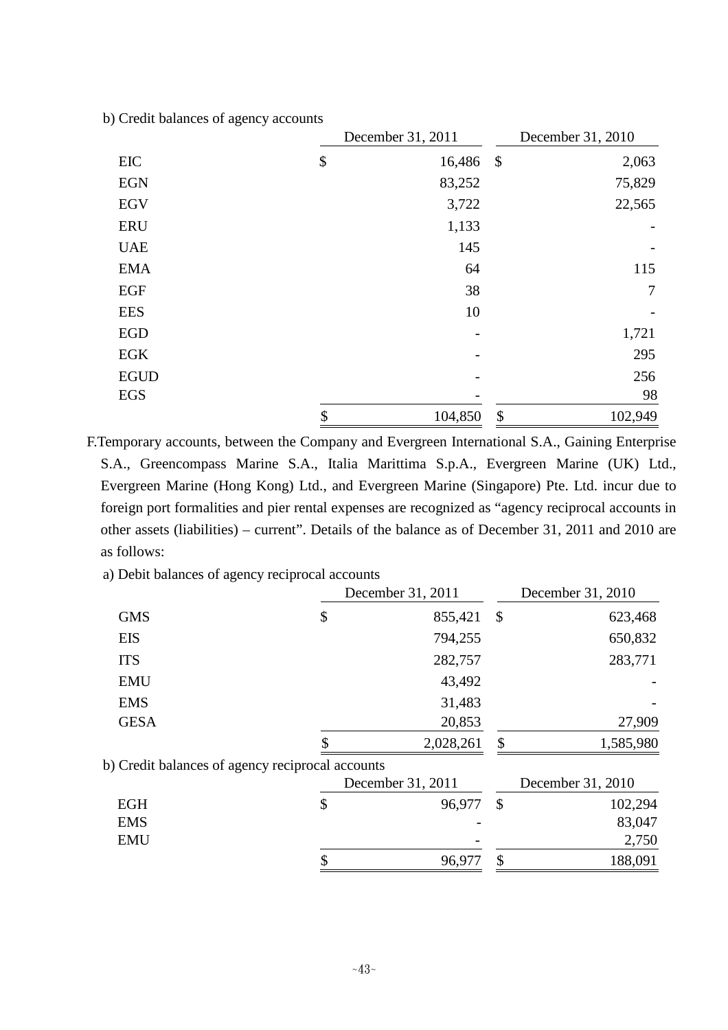b) Credit balances of agency accounts

| | December 31, 2011 | December 31, 2010 |
|---|---|---|
| EIC | $ 16,486 | $ 2,063 |
| EGN | 83,252 | 75,829 |
| EGV | 3,722 | 22,565 |
| ERU | 1,133 | - |
| UAE | 145 | - |
| EMA | 64 | 115 |
| EGF | 38 | 7 |
| EES | 10 | - |
| EGD | - | 1,721 |
| EGK | - | 295 |
| EGUD | - | 256 |
| EGS | - | 98 |
| | $ 104,850 | $ 102,949 |

F.Temporary accounts, between the Company and Evergreen International S.A., Gaining Enterprise S.A., Greencompass Marine S.A., Italia Marittima S.p.A., Evergreen Marine (UK) Ltd., Evergreen Marine (Hong Kong) Ltd., and Evergreen Marine (Singapore) Pte. Ltd. incur due to foreign port formalities and pier rental expenses are recognized as "agency reciprocal accounts in other assets (liabilities) – current". Details of the balance as of December 31, 2011 and 2010 are as follows:

a) Debit balances of agency reciprocal accounts

| | December 31, 2011 | December 31, 2010 |
|---|---|---|
| GMS | $ 855,421 | $ 623,468 |
| EIS | 794,255 | 650,832 |
| ITS | 282,757 | 283,771 |
| EMU | 43,492 | - |
| EMS | 31,483 | - |
| GESA | 20,853 | 27,909 |
| | $ 2,028,261 | $ 1,585,980 |

b) Credit balances of agency reciprocal accounts

| | December 31, 2011 | December 31, 2010 |
|---|---|---|
| EGH | $ 96,977 | $ 102,294 |
| EMS | - | 83,047 |
| EMU | - | 2,750 |
| | $ 96,977 | $ 188,091 |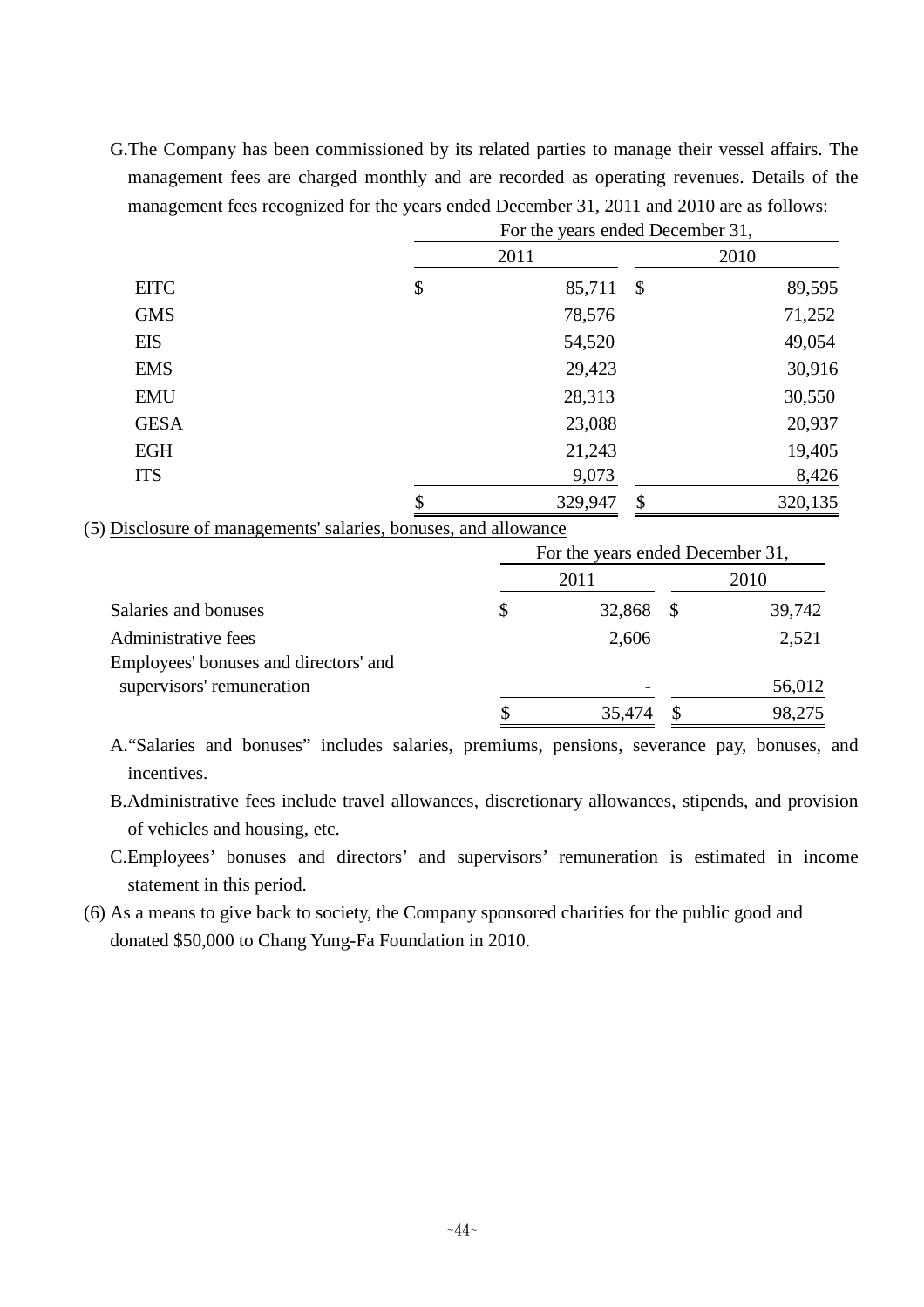G. The Company has been commissioned by its related parties to manage their vessel affairs. The management fees are charged monthly and are recorded as operating revenues. Details of the management fees recognized for the years ended December 31, 2011 and 2010 are as follows:

| | For the years ended December 31, | |
|---|---|---|
| | 2011 | 2010 |
| EITC | $ 85,711 | $ 89,595 |
| GMS | 78,576 | 71,252 |
| EIS | 54,520 | 49,054 |
| EMS | 29,423 | 30,916 |
| EMU | 28,313 | 30,550 |
| GESA | 23,088 | 20,937 |
| EGH | 21,243 | 19,405 |
| ITS | 9,073 | 8,426 |
| | $ 329,947 | $ 320,135 |

(5) Disclosure of managements' salaries, bonuses, and allowance

| | For the years ended December 31, | |
|---|---|---|
| | 2011 | 2010 |
| Salaries and bonuses | $ 32,868 | $ 39,742 |
| Administrative fees | 2,606 | 2,521 |
| Employees' bonuses and directors' and supervisors' remuneration | - | 56,012 |
| | $ 35,474 | $ 98,275 |

A. "Salaries and bonuses" includes salaries, premiums, pensions, severance pay, bonuses, and incentives.

B. Administrative fees include travel allowances, discretionary allowances, stipends, and provision of vehicles and housing, etc.

C. Employees' bonuses and directors' and supervisors' remuneration is estimated in income statement in this period.

(6) As a means to give back to society, the Company sponsored charities for the public good and donated $50,000 to Chang Yung-Fa Foundation in 2010.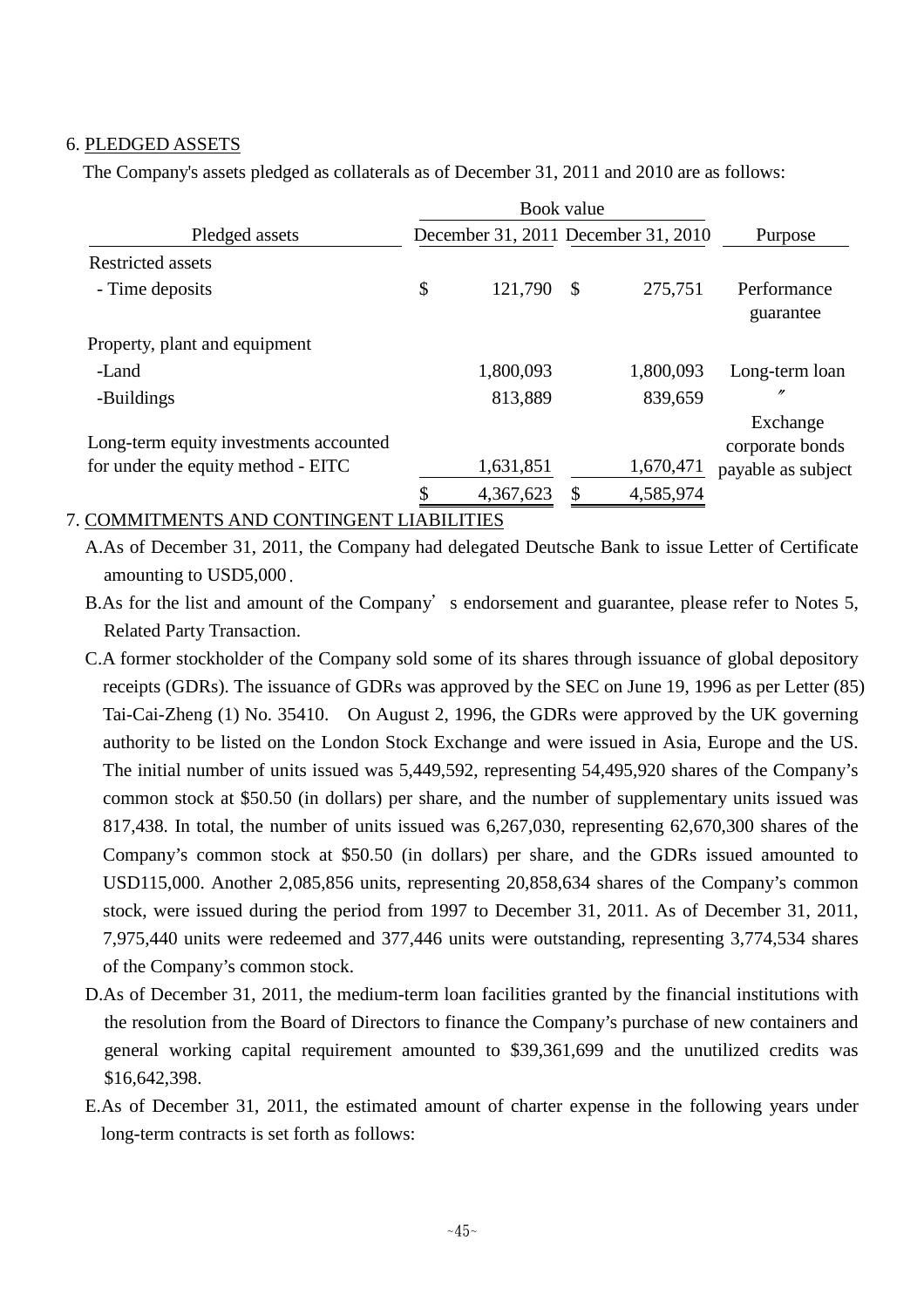6. PLEDGED ASSETS

The Company's assets pledged as collaterals as of December 31, 2011 and 2010 are as follows:

| Pledged assets | Book value | | Purpose |
|---|---|---|---|
| | December 31, 2011 | December 31, 2010 | |
| Restricted assets | | | |
| - Time deposits | $ 121,790 | $ 275,751 | Performance guarantee |
| Property, plant and equipment | | | |
| -Land | 1,800,093 | 1,800,093 | Long-term loan |
| -Buildings | 813,889 | 839,659 | 〃 |
| Long-term equity investments accounted for under the equity method - EITC | 1,631,851 | 1,670,471 | Exchange corporate bonds payable as subject |
| | $ 4,367,623 | $ 4,585,974 | |

7. COMMITMENTS AND CONTINGENT LIABILITIES

A. As of December 31, 2011, the Company had delegated Deutsche Bank to issue Letter of Certificate amounting to USD5,000.

B. As for the list and amount of the Company's endorsement and guarantee, please refer to Notes 5, Related Party Transaction.

C. A former stockholder of the Company sold some of its shares through issuance of global depository receipts (GDRs). The issuance of GDRs was approved by the SEC on June 19, 1996 as per Letter (85) Tai-Cai-Zheng (1) No. 35410. On August 2, 1996, the GDRs were approved by the UK governing authority to be listed on the London Stock Exchange and were issued in Asia, Europe and the US. The initial number of units issued was 5,449,592, representing 54,495,920 shares of the Company's common stock at $50.50 (in dollars) per share, and the number of supplementary units issued was 817,438. In total, the number of units issued was 6,267,030, representing 62,670,300 shares of the Company's common stock at $50.50 (in dollars) per share, and the GDRs issued amounted to USD115,000. Another 2,085,856 units, representing 20,858,634 shares of the Company's common stock, were issued during the period from 1997 to December 31, 2011. As of December 31, 2011, 7,975,440 units were redeemed and 377,446 units were outstanding, representing 3,774,534 shares of the Company's common stock.

D. As of December 31, 2011, the medium-term loan facilities granted by the financial institutions with the resolution from the Board of Directors to finance the Company's purchase of new containers and general working capital requirement amounted to $39,361,699 and the unutilized credits was $16,642,398.

E. As of December 31, 2011, the estimated amount of charter expense in the following years under long-term contracts is set forth as follows: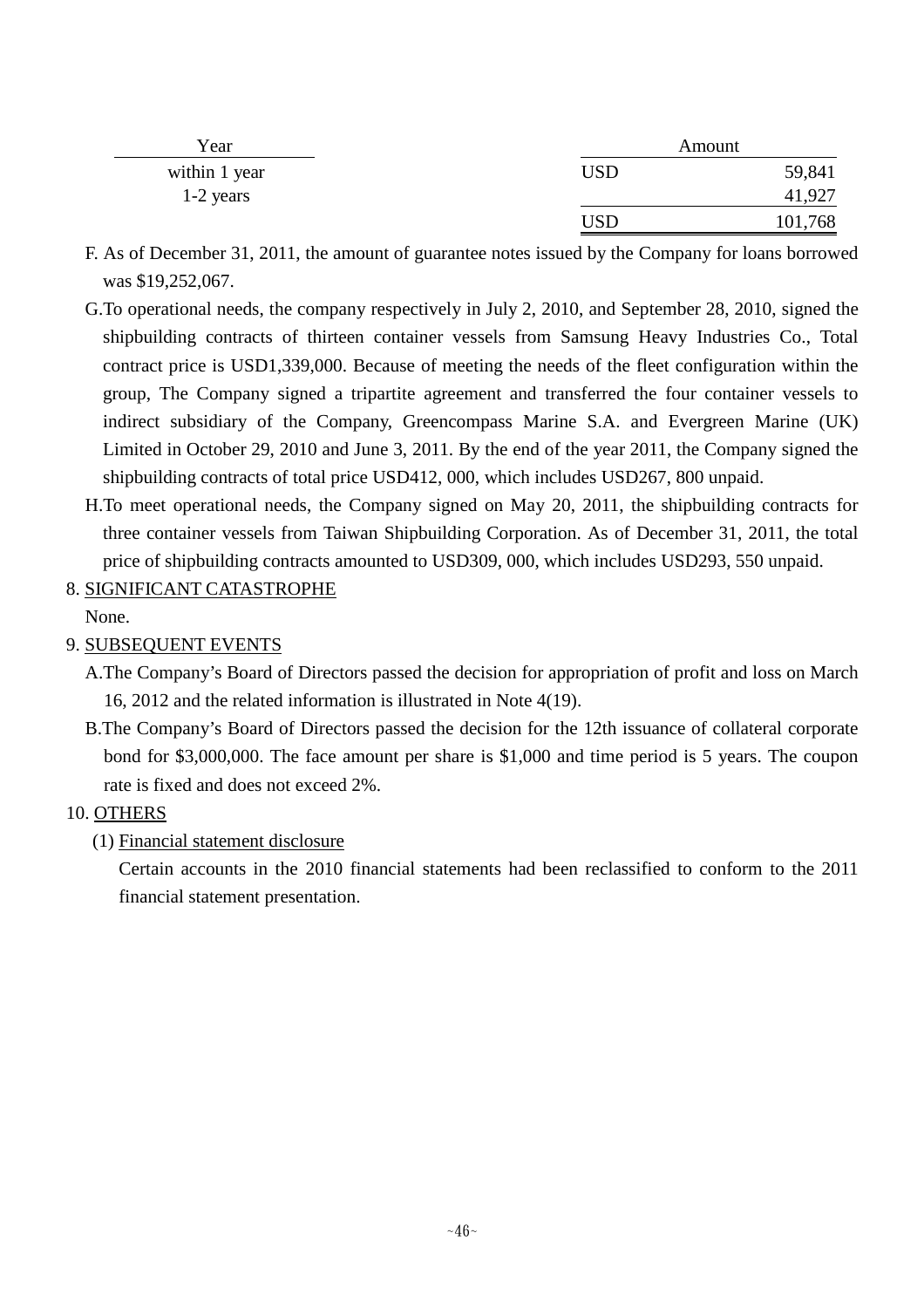| Year | Amount | |
|---|---|---|
| within 1 year | USD | 59,841 |
| 1-2 years | | 41,927 |
| | USD | 101,768 |

F. As of December 31, 2011, the amount of guarantee notes issued by the Company for loans borrowed was $19,252,067.

G. To operational needs, the company respectively in July 2, 2010, and September 28, 2010, signed the shipbuilding contracts of thirteen container vessels from Samsung Heavy Industries Co., Total contract price is USD1,339,000. Because of meeting the needs of the fleet configuration within the group, The Company signed a tripartite agreement and transferred the four container vessels to indirect subsidiary of the Company, Greencompass Marine S.A. and Evergreen Marine (UK) Limited in October 29, 2010 and June 3, 2011. By the end of the year 2011, the Company signed the shipbuilding contracts of total price USD412, 000, which includes USD267, 800 unpaid.

H. To meet operational needs, the Company signed on May 20, 2011, the shipbuilding contracts for three container vessels from Taiwan Shipbuilding Corporation. As of December 31, 2011, the total price of shipbuilding contracts amounted to USD309, 000, which includes USD293, 550 unpaid.

8. SIGNIFICANT CATASTROPHE

None.

9. SUBSEQUENT EVENTS

A. The Company's Board of Directors passed the decision for appropriation of profit and loss on March 16, 2012 and the related information is illustrated in Note 4(19).

B. The Company's Board of Directors passed the decision for the 12th issuance of collateral corporate bond for $3,000,000. The face amount per share is $1,000 and time period is 5 years. The coupon rate is fixed and does not exceed 2%.

10. OTHERS

(1) Financial statement disclosure

Certain accounts in the 2010 financial statements had been reclassified to conform to the 2011 financial statement presentation.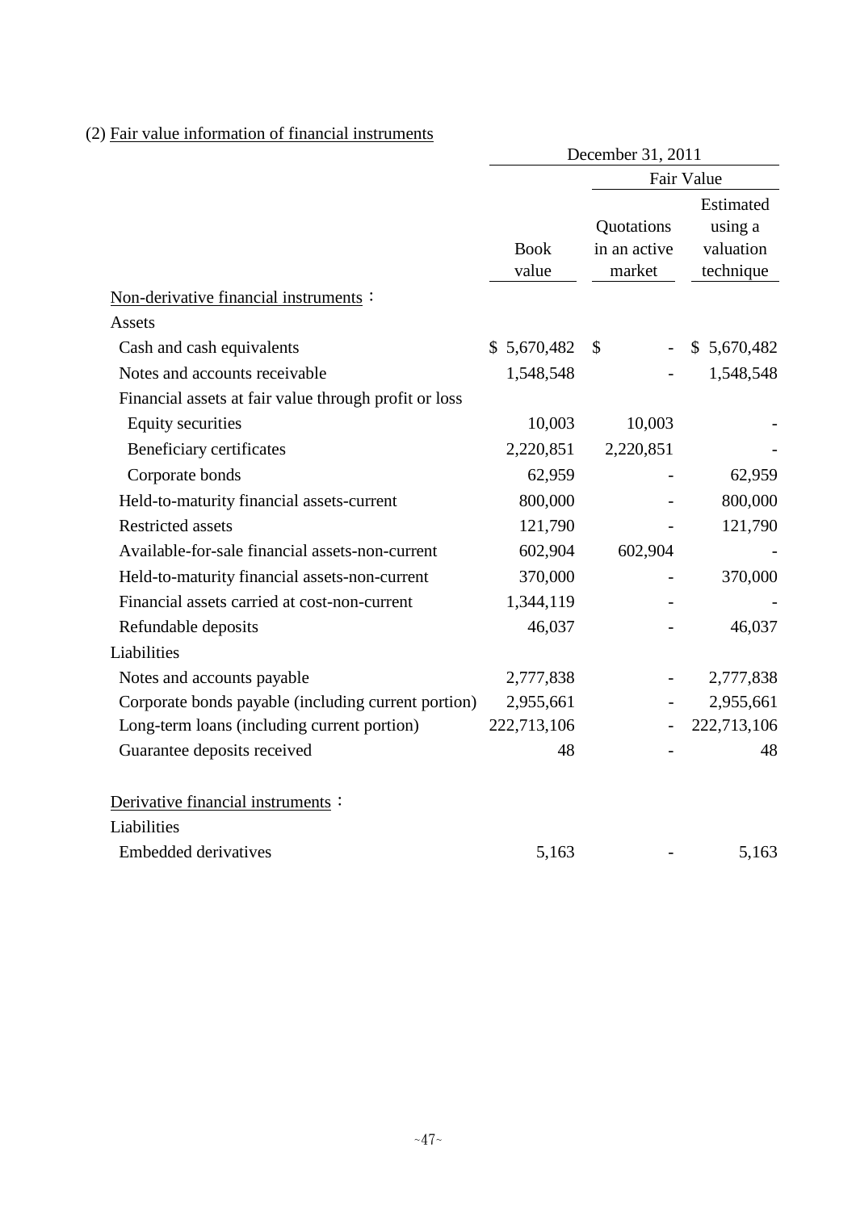(2) Fair value information of financial instruments

| | December 31, 2011 | | |
|---|---|---|---|
| | | Fair Value | |
| | Book value | Quotations in an active market | Estimated using a valuation technique |
| Non-derivative financial instruments： | | | |
| Assets | | | |
| Cash and cash equivalents | $ 5,670,482 | $ - | $ 5,670,482 |
| Notes and accounts receivable | 1,548,548 | - | 1,548,548 |
| Financial assets at fair value through profit or loss | | | |
| Equity securities | 10,003 | 10,003 | - |
| Beneficiary certificates | 2,220,851 | 2,220,851 | - |
| Corporate bonds | 62,959 | - | 62,959 |
| Held-to-maturity financial assets-current | 800,000 | - | 800,000 |
| Restricted assets | 121,790 | - | 121,790 |
| Available-for-sale financial assets-non-current | 602,904 | 602,904 | - |
| Held-to-maturity financial assets-non-current | 370,000 | - | 370,000 |
| Financial assets carried at cost-non-current | 1,344,119 | - | - |
| Refundable deposits | 46,037 | - | 46,037 |
| Liabilities | | | |
| Notes and accounts payable | 2,777,838 | - | 2,777,838 |
| Corporate bonds payable (including current portion) | 2,955,661 | - | 2,955,661 |
| Long-term loans (including current portion) | 222,713,106 | - | 222,713,106 |
| Guarantee deposits received | 48 | - | 48 |
| Derivative financial instruments： | | | |
| Liabilities | | | |
| Embedded derivatives | 5,163 | - | 5,163 |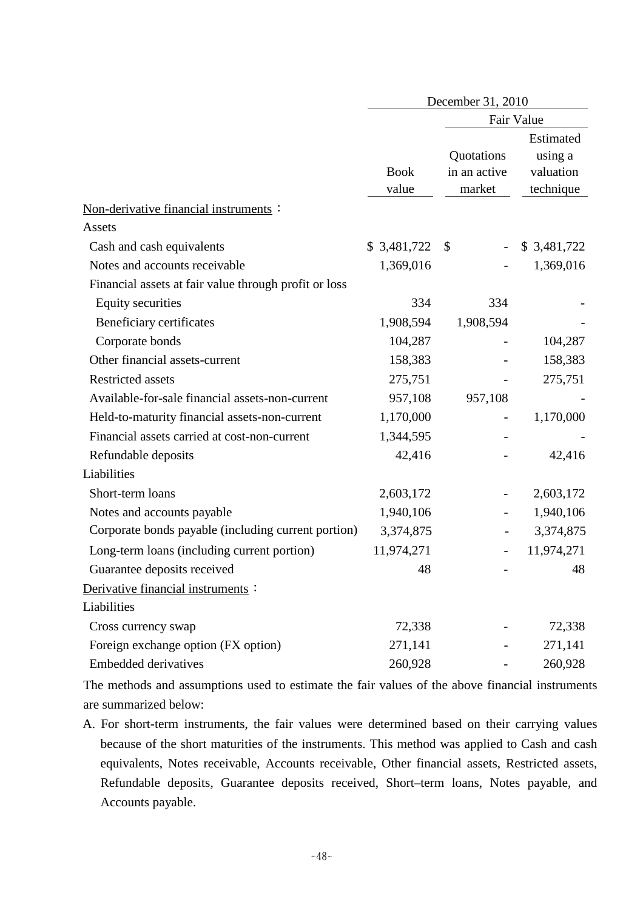| | December 31, 2010 | | |
|---|---|---|---|
| | | Fair Value | |
| | Book value | Quotations in an active market | Estimated using a valuation technique |
| Non-derivative financial instruments： | | | |
| Assets | | | |
| Cash and cash equivalents | $ 3,481,722 | $ - | $ 3,481,722 |
| Notes and accounts receivable | 1,369,016 | - | 1,369,016 |
| Financial assets at fair value through profit or loss | | | |
| Equity securities | 334 | 334 | - |
| Beneficiary certificates | 1,908,594 | 1,908,594 | - |
| Corporate bonds | 104,287 | - | 104,287 |
| Other financial assets-current | 158,383 | - | 158,383 |
| Restricted assets | 275,751 | - | 275,751 |
| Available-for-sale financial assets-non-current | 957,108 | 957,108 | - |
| Held-to-maturity financial assets-non-current | 1,170,000 | - | 1,170,000 |
| Financial assets carried at cost-non-current | 1,344,595 | - | - |
| Refundable deposits | 42,416 | - | 42,416 |
| Liabilities | | | |
| Short-term loans | 2,603,172 | - | 2,603,172 |
| Notes and accounts payable | 1,940,106 | - | 1,940,106 |
| Corporate bonds payable (including current portion) | 3,374,875 | - | 3,374,875 |
| Long-term loans (including current portion) | 11,974,271 | - | 11,974,271 |
| Guarantee deposits received | 48 | - | 48 |
| Derivative financial instruments： | | | |
| Liabilities | | | |
| Cross currency swap | 72,338 | - | 72,338 |
| Foreign exchange option (FX option) | 271,141 | - | 271,141 |
| Embedded derivatives | 260,928 | - | 260,928 |

The methods and assumptions used to estimate the fair values of the above financial instruments are summarized below:

A. For short-term instruments, the fair values were determined based on their carrying values because of the short maturities of the instruments. This method was applied to Cash and cash equivalents, Notes receivable, Accounts receivable, Other financial assets, Restricted assets, Refundable deposits, Guarantee deposits received, Short–term loans, Notes payable, and Accounts payable.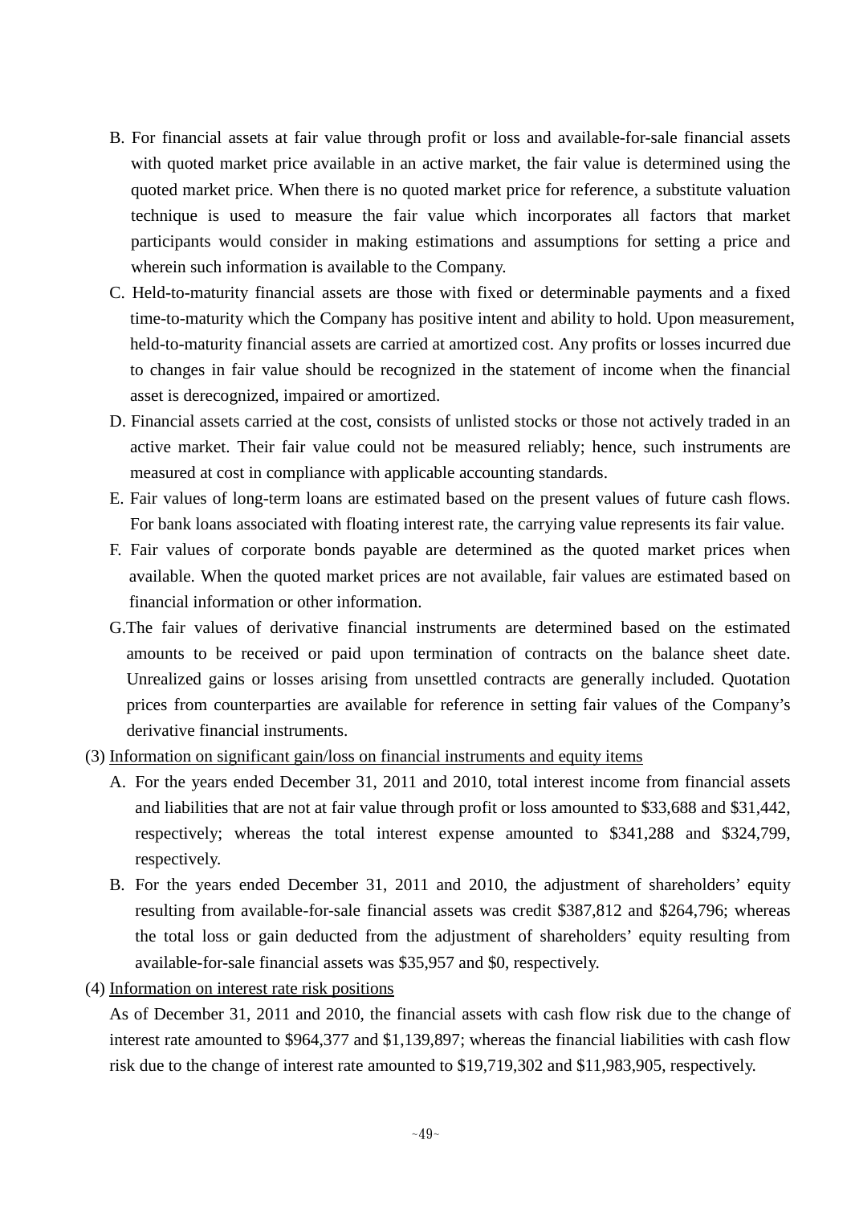B. For financial assets at fair value through profit or loss and available-for-sale financial assets with quoted market price available in an active market, the fair value is determined using the quoted market price. When there is no quoted market price for reference, a substitute valuation technique is used to measure the fair value which incorporates all factors that market participants would consider in making estimations and assumptions for setting a price and wherein such information is available to the Company.

C. Held-to-maturity financial assets are those with fixed or determinable payments and a fixed time-to-maturity which the Company has positive intent and ability to hold. Upon measurement, held-to-maturity financial assets are carried at amortized cost. Any profits or losses incurred due to changes in fair value should be recognized in the statement of income when the financial asset is derecognized, impaired or amortized.

D. Financial assets carried at the cost, consists of unlisted stocks or those not actively traded in an active market. Their fair value could not be measured reliably; hence, such instruments are measured at cost in compliance with applicable accounting standards.

E. Fair values of long-term loans are estimated based on the present values of future cash flows. For bank loans associated with floating interest rate, the carrying value represents its fair value.

F. Fair values of corporate bonds payable are determined as the quoted market prices when available. When the quoted market prices are not available, fair values are estimated based on financial information or other information.

G.The fair values of derivative financial instruments are determined based on the estimated amounts to be received or paid upon termination of contracts on the balance sheet date. Unrealized gains or losses arising from unsettled contracts are generally included. Quotation prices from counterparties are available for reference in setting fair values of the Company's derivative financial instruments.

(3) Information on significant gain/loss on financial instruments and equity items

A. For the years ended December 31, 2011 and 2010, total interest income from financial assets and liabilities that are not at fair value through profit or loss amounted to $33,688 and $31,442, respectively; whereas the total interest expense amounted to $341,288 and $324,799, respectively.

B. For the years ended December 31, 2011 and 2010, the adjustment of shareholders' equity resulting from available-for-sale financial assets was credit $387,812 and $264,796; whereas the total loss or gain deducted from the adjustment of shareholders' equity resulting from available-for-sale financial assets was $35,957 and $0, respectively.

(4) Information on interest rate risk positions

As of December 31, 2011 and 2010, the financial assets with cash flow risk due to the change of interest rate amounted to $964,377 and $1,139,897; whereas the financial liabilities with cash flow risk due to the change of interest rate amounted to $19,719,302 and $11,983,905, respectively.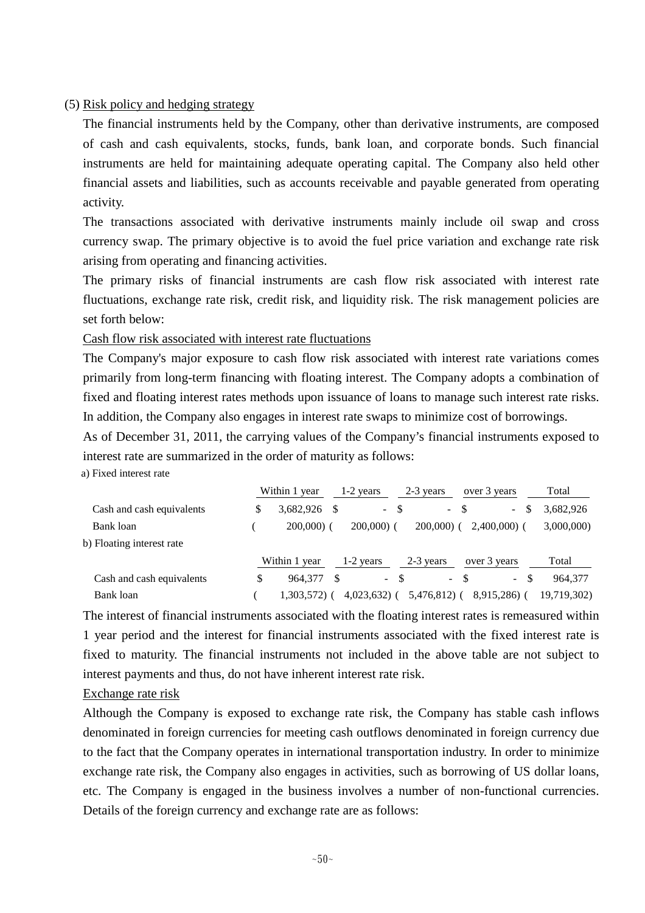(5) Risk policy and hedging strategy

The financial instruments held by the Company, other than derivative instruments, are composed of cash and cash equivalents, stocks, funds, bank loan, and corporate bonds. Such financial instruments are held for maintaining adequate operating capital. The Company also held other financial assets and liabilities, such as accounts receivable and payable generated from operating activity.

The transactions associated with derivative instruments mainly include oil swap and cross currency swap. The primary objective is to avoid the fuel price variation and exchange rate risk arising from operating and financing activities.

The primary risks of financial instruments are cash flow risk associated with interest rate fluctuations, exchange rate risk, credit risk, and liquidity risk. The risk management policies are set forth below:

Cash flow risk associated with interest rate fluctuations

The Company's major exposure to cash flow risk associated with interest rate variations comes primarily from long-term financing with floating interest. The Company adopts a combination of fixed and floating interest rates methods upon issuance of loans to manage such interest rate risks. In addition, the Company also engages in interest rate swaps to minimize cost of borrowings.

As of December 31, 2011, the carrying values of the Company's financial instruments exposed to interest rate are summarized in the order of maturity as follows:

a) Fixed interest rate

| | Within 1 year | 1-2 years | 2-3 years | over 3 years | Total |
|---|---|---|---|---|---|
| Cash and cash equivalents | $ 3,682,926 | $ - | $ - | $ - | $ 3,682,926 |
| Bank loan | ( 200,000) | ( 200,000) | ( 200,000) | ( 2,400,000) | ( 3,000,000) |

b) Floating interest rate

| | Within 1 year | 1-2 years | 2-3 years | over 3 years | Total |
|---|---|---|---|---|---|
| Cash and cash equivalents | $ 964,377 | $ - | $ - | $ - | $ 964,377 |
| Bank loan | ( 1,303,572) | ( 4,023,632) | ( 5,476,812) | ( 8,915,286) | ( 19,719,302) |

The interest of financial instruments associated with the floating interest rates is remeasured within 1 year period and the interest for financial instruments associated with the fixed interest rate is fixed to maturity. The financial instruments not included in the above table are not subject to interest payments and thus, do not have inherent interest rate risk.

Exchange rate risk

Although the Company is exposed to exchange rate risk, the Company has stable cash inflows denominated in foreign currencies for meeting cash outflows denominated in foreign currency due to the fact that the Company operates in international transportation industry. In order to minimize exchange rate risk, the Company also engages in activities, such as borrowing of US dollar loans, etc. The Company is engaged in the business involves a number of non-functional currencies. Details of the foreign currency and exchange rate are as follows: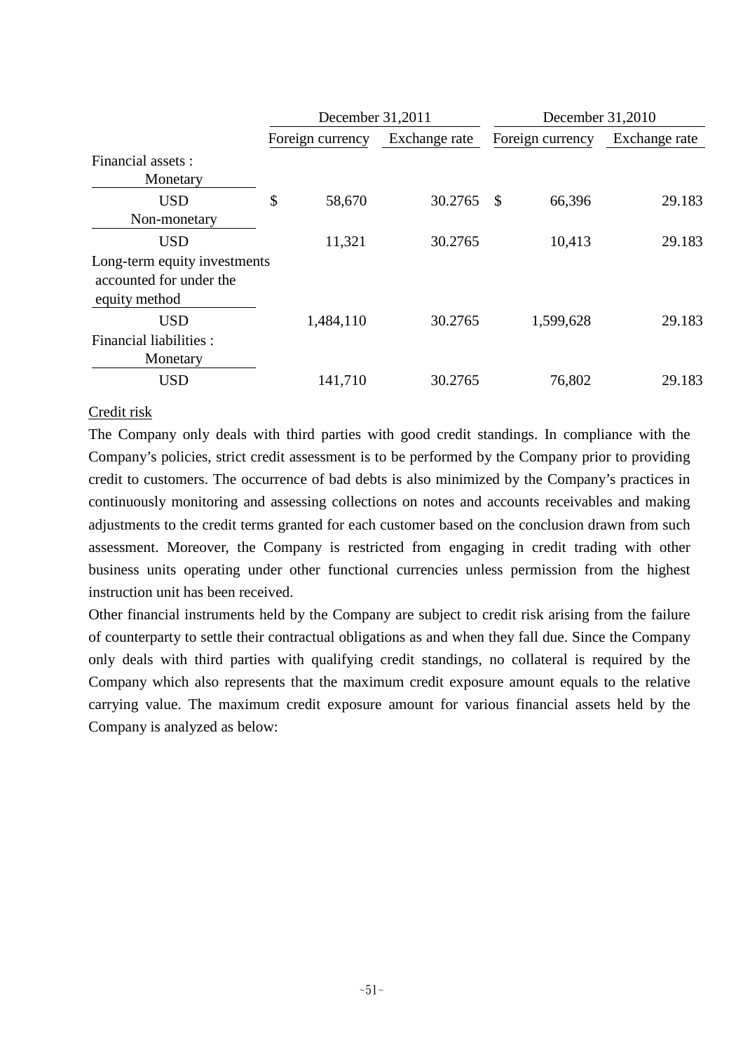| | December 31,2011 | | December 31,2010 | |
|---|---|---|---|---|
| | Foreign currency | Exchange rate | Foreign currency | Exchange rate |
| Financial assets : | | | | |
| Monetary | | | | |
| USD | $ 58,670 | 30.2765 | $ 66,396 | 29.183 |
| Non-monetary | | | | |
| USD | 11,321 | 30.2765 | 10,413 | 29.183 |
| Long-term equity investments accounted for under the equity method | | | | |
| USD | 1,484,110 | 30.2765 | 1,599,628 | 29.183 |
| Financial liabilities : | | | | |
| Monetary | | | | |
| USD | 141,710 | 30.2765 | 76,802 | 29.183 |

Credit risk

The Company only deals with third parties with good credit standings. In compliance with the Company's policies, strict credit assessment is to be performed by the Company prior to providing credit to customers. The occurrence of bad debts is also minimized by the Company's practices in continuously monitoring and assessing collections on notes and accounts receivables and making adjustments to the credit terms granted for each customer based on the conclusion drawn from such assessment. Moreover, the Company is restricted from engaging in credit trading with other business units operating under other functional currencies unless permission from the highest instruction unit has been received.

Other financial instruments held by the Company are subject to credit risk arising from the failure of counterparty to settle their contractual obligations as and when they fall due. Since the Company only deals with third parties with qualifying credit standings, no collateral is required by the Company which also represents that the maximum credit exposure amount equals to the relative carrying value. The maximum credit exposure amount for various financial assets held by the Company is analyzed as below: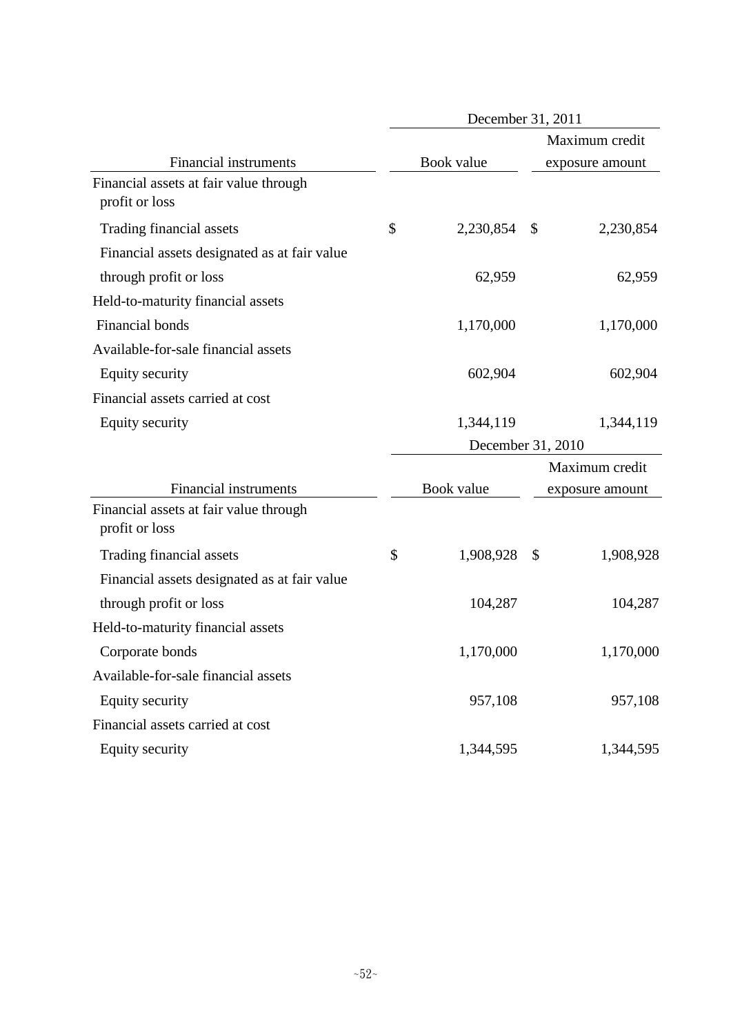| Financial instruments | December 31, 2011 | |
|---|---|---|
| | Book value | Maximum credit exposure amount |
| Financial assets at fair value through profit or loss | | |
| Trading financial assets | $ 2,230,854 | $ 2,230,854 |
| Financial assets designated as at fair value through profit or loss | 62,959 | 62,959 |
| Held-to-maturity financial assets | | |
| Financial bonds | 1,170,000 | 1,170,000 |
| Available-for-sale financial assets | | |
| Equity security | 602,904 | 602,904 |
| Financial assets carried at cost | | |
| Equity security | 1,344,119 | 1,344,119 |

| Financial instruments | December 31, 2010 | |
|---|---|---|
| | Book value | Maximum credit exposure amount |
| Financial assets at fair value through profit or loss | | |
| Trading financial assets | $ 1,908,928 | $ 1,908,928 |
| Financial assets designated as at fair value through profit or loss | 104,287 | 104,287 |
| Held-to-maturity financial assets | | |
| Corporate bonds | 1,170,000 | 1,170,000 |
| Available-for-sale financial assets | | |
| Equity security | 957,108 | 957,108 |
| Financial assets carried at cost | | |
| Equity security | 1,344,595 | 1,344,595 |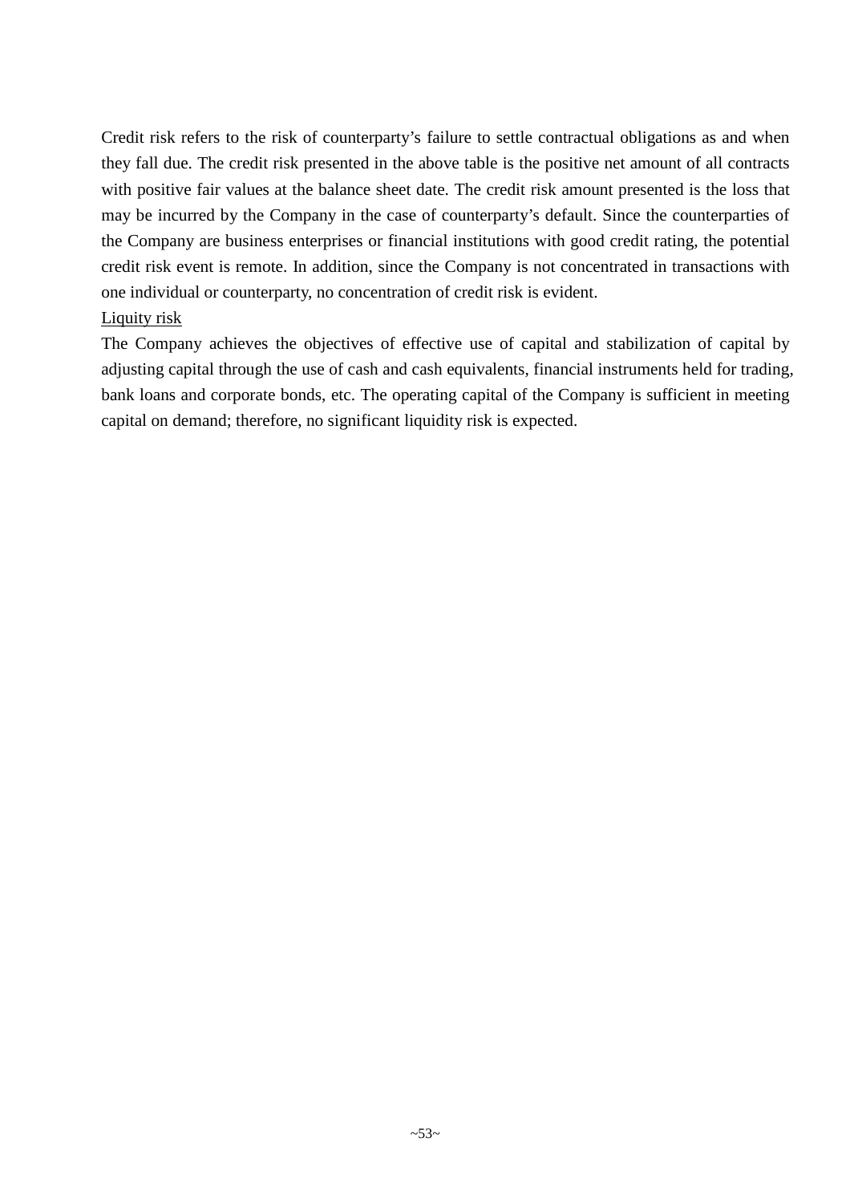Credit risk refers to the risk of counterparty's failure to settle contractual obligations as and when they fall due. The credit risk presented in the above table is the positive net amount of all contracts with positive fair values at the balance sheet date. The credit risk amount presented is the loss that may be incurred by the Company in the case of counterparty's default. Since the counterparties of the Company are business enterprises or financial institutions with good credit rating, the potential credit risk event is remote. In addition, since the Company is not concentrated in transactions with one individual or counterparty, no concentration of credit risk is evident.

<u>Liquity risk</u>

The Company achieves the objectives of effective use of capital and stabilization of capital by adjusting capital through the use of cash and cash equivalents, financial instruments held for trading, bank loans and corporate bonds, etc. The operating capital of the Company is sufficient in meeting capital on demand; therefore, no significant liquidity risk is expected.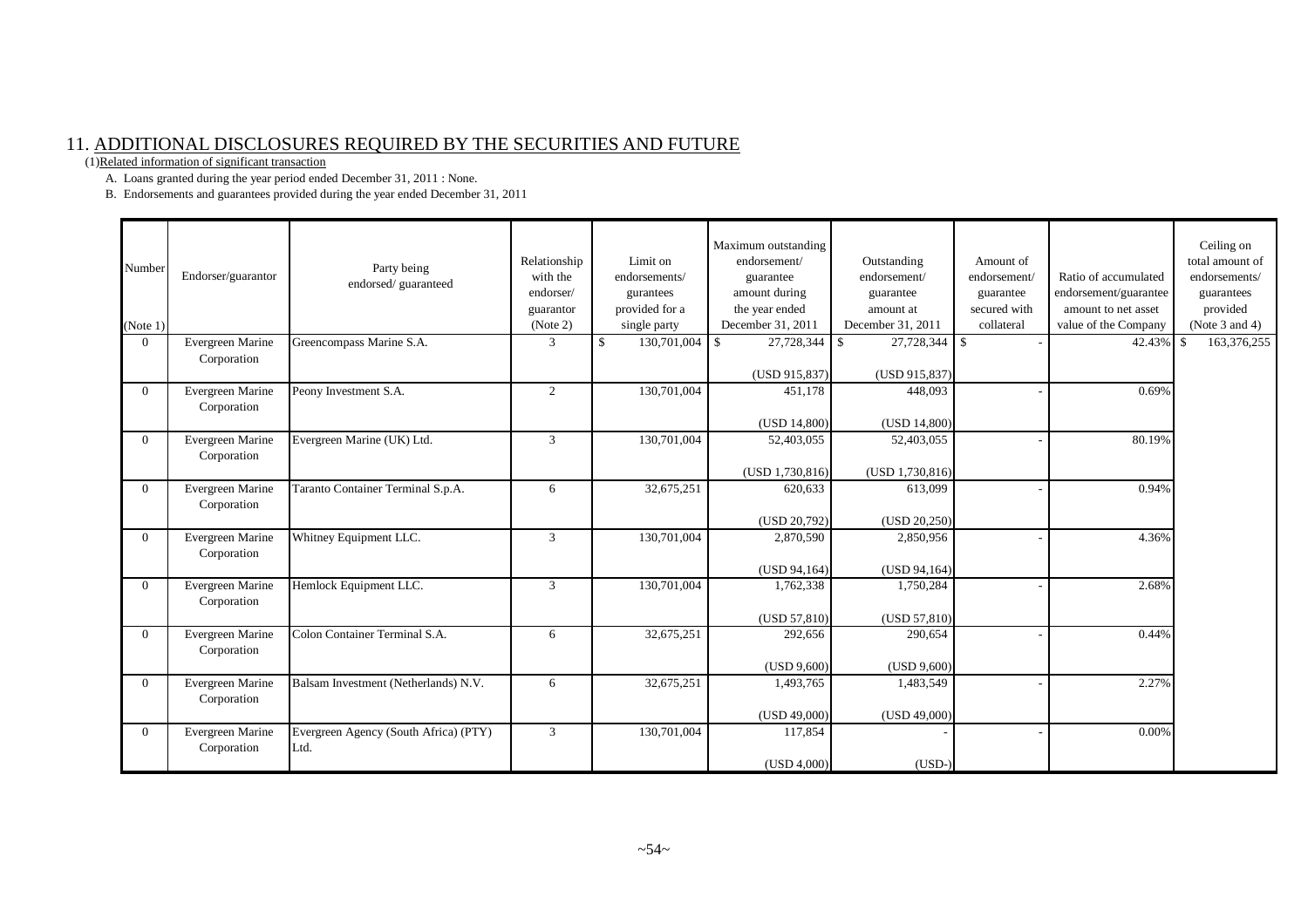## 11. ADDITIONAL DISCLOSURES REQUIRED BY THE SECURITIES AND FUTURE

(1)Related information of significant transaction

A. Loans granted during the year period ended December 31, 2011 : None.

B. Endorsements and guarantees provided during the year ended December 31, 2011

| Number (Note 1) | Endorser/guarantor | Party being endorsed/ guaranteed | Relationship with the endorser/ guarantor (Note 2) | Limit on endorsements/ gurantees provided for a single party | Maximum outstanding endorsement/ guarantee amount during the year ended December 31, 2011 | Outstanding endorsement/ guarantee amount at December 31, 2011 | Amount of endorsement/ guarantee secured with collateral | Ratio of accumulated endorsement/guarantee amount to net asset value of the Company | Ceiling on total amount of endorsements/ guarantees provided (Note 3 and 4) |
|---|---|---|---|---|---|---|---|---|---|
| 0 | Evergreen Marine Corporation | Greencompass Marine S.A. | 3 | $ 130,701,004 | $ 27,728,344 (USD 915,837) | $ 27,728,344 (USD 915,837) | $ - | 42.43% | $ 163,376,255 |
| 0 | Evergreen Marine Corporation | Peony Investment S.A. | 2 | 130,701,004 | 451,178 (USD 14,800) | 448,093 (USD 14,800) | - | 0.69% | |
| 0 | Evergreen Marine Corporation | Evergreen Marine (UK) Ltd. | 3 | 130,701,004 | 52,403,055 (USD 1,730,816) | 52,403,055 (USD 1,730,816) | - | 80.19% | |
| 0 | Evergreen Marine Corporation | Taranto Container Terminal S.p.A. | 6 | 32,675,251 | 620,633 (USD 20,792) | 613,099 (USD 20,250) | - | 0.94% | |
| 0 | Evergreen Marine Corporation | Whitney Equipment LLC. | 3 | 130,701,004 | 2,870,590 (USD 94,164) | 2,850,956 (USD 94,164) | - | 4.36% | |
| 0 | Evergreen Marine Corporation | Hemlock Equipment LLC. | 3 | 130,701,004 | 1,762,338 (USD 57,810) | 1,750,284 (USD 57,810) | - | 2.68% | |
| 0 | Evergreen Marine Corporation | Colon Container Terminal S.A. | 6 | 32,675,251 | 292,656 (USD 9,600) | 290,654 (USD 9,600) | - | 0.44% | |
| 0 | Evergreen Marine Corporation | Balsam Investment (Netherlands) N.V. | 6 | 32,675,251 | 1,493,765 (USD 49,000) | 1,483,549 (USD 49,000) | - | 2.27% | |
| 0 | Evergreen Marine Corporation | Evergreen Agency (South Africa) (PTY) Ltd. | 3 | 130,701,004 | 117,854 (USD 4,000) | - (USD-) | - | 0.00% | |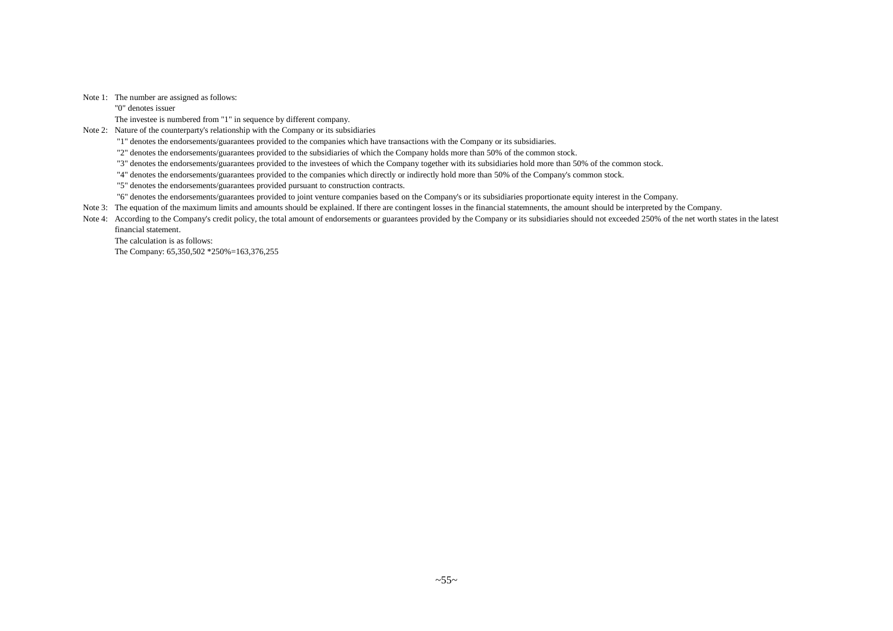Note 1: The number are assigned as follows:

"0" denotes issuer

The investee is numbered from "1" in sequence by different company.

Note 2: Nature of the counterparty's relationship with the Company or its subsidiaries

"1" denotes the endorsements/guarantees provided to the companies which have transactions with the Company or its subsidiaries.

"2" denotes the endorsements/guarantees provided to the subsidiaries of which the Company holds more than 50% of the common stock.

"3" denotes the endorsements/guarantees provided to the investees of which the Company together with its subsidiaries hold more than 50% of the common stock.

"4" denotes the endorsements/guarantees provided to the companies which directly or indirectly hold more than 50% of the Company's common stock.

"5" denotes the endorsements/guarantees provided pursuant to construction contracts.

"6" denotes the endorsements/guarantees provided to joint venture companies based on the Company's or its subsidiaries proportionate equity interest in the Company.

Note 3: The equation of the maximum limits and amounts should be explained. If there are contingent losses in the financial statemnents, the amount should be interpreted by the Company.

Note 4: According to the Company's credit policy, the total amount of endorsements or guarantees provided by the Company or its subsidiaries should not exceeded 250% of the net worth states in the latest financial statement.

The calculation is as follows:

The Company: 65,350,502 *250%=163,376,255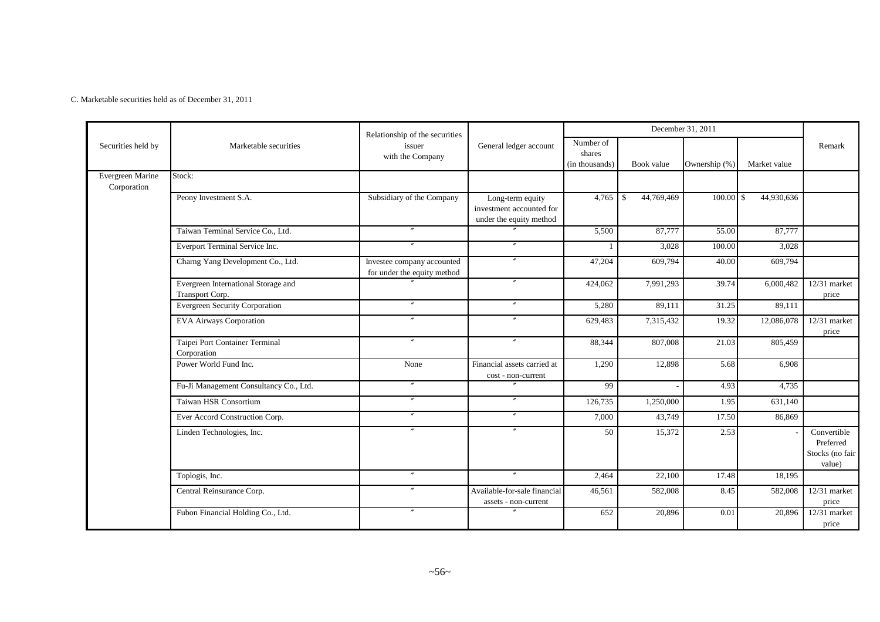C. Marketable securities held as of December 31, 2011

| Securities held by | Marketable securities | Relationship of the securities issuer with the Company | General ledger account | December 31, 2011 | | | | Remark |
|---|---|---|---|---|---|---|---|---|
| | | | | Number of shares (in thousands) | Book value | Ownership (%) | Market value | |
| Evergreen Marine Corporation | Stock: | | | | | | | |
| | Peony Investment S.A. | Subsidiary of the Company | Long-term equity investment accounted for under the equity method | 4,765 | $ 44,769,469 | 100.00 | $ 44,930,636 | |
| | Taiwan Terminal Service Co., Ltd. | 〃 | 〃 | 5,500 | 87,777 | 55.00 | 87,777 | |
| | Everport Terminal Service Inc. | 〃 | 〃 | 1 | 3,028 | 100.00 | 3,028 | |
| | Charng Yang Development Co., Ltd. | Investee company accounted for under the equity method | 〃 | 47,204 | 609,794 | 40.00 | 609,794 | |
| | Evergreen International Storage and Transport Corp. | 〃 | 〃 | 424,062 | 7,991,293 | 39.74 | 6,000,482 | 12/31 market price |
| | Evergreen Security Corporation | 〃 | 〃 | 5,280 | 89,111 | 31.25 | 89,111 | |
| | EVA Airways Corporation | 〃 | 〃 | 629,483 | 7,315,432 | 19.32 | 12,086,078 | 12/31 market price |
| | Taipei Port Container Terminal Corporation | 〃 | 〃 | 88,344 | 807,008 | 21.03 | 805,459 | |
| | Power World Fund Inc. | None | Financial assets carried at cost - non-current | 1,290 | 12,898 | 5.68 | 6,908 | |
| | Fu-Ji Management Consultancy Co., Ltd. | 〃 | 〃 | 99 | - | 4.93 | 4,735 | |
| | Taiwan HSR Consortium | 〃 | 〃 | 126,735 | 1,250,000 | 1.95 | 631,140 | |
| | Ever Accord Construction Corp. | 〃 | 〃 | 7,000 | 43,749 | 17.50 | 86,869 | |
| | Linden Technologies, Inc. | 〃 | 〃 | 50 | 15,372 | 2.53 | - | Convertible Preferred Stocks (no fair value) |
| | Toplogis, Inc. | 〃 | 〃 | 2,464 | 22,100 | 17.48 | 18,195 | |
| | Central Reinsurance Corp. | 〃 | Available-for-sale financial assets - non-current | 46,561 | 582,008 | 8.45 | 582,008 | 12/31 market price |
| | Fubon Financial Holding Co., Ltd. | 〃 | 〃 | 652 | 20,896 | 0.01 | 20,896 | 12/31 market price |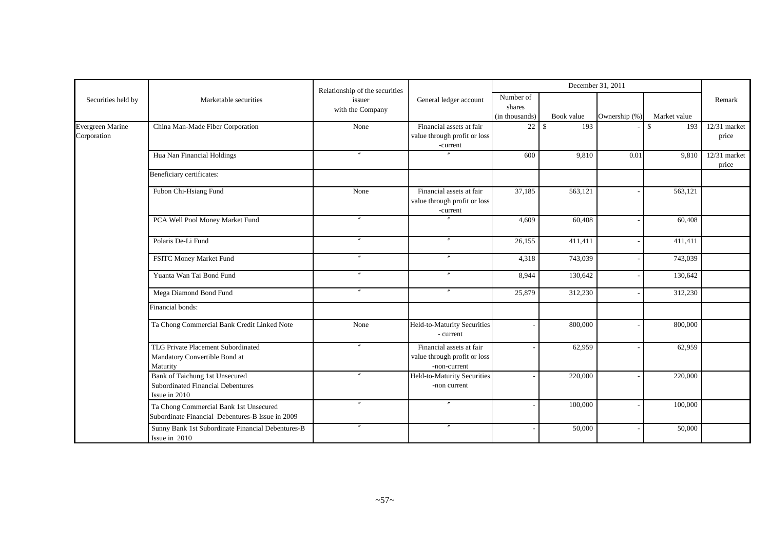| Securities held by | Marketable securities | Relationship of the securities issuer with the Company | General ledger account | December 31, 2011 | | | | Remark |
|---|---|---|---|---|---|---|---|---|
| | | | | Number of shares (in thousands) | Book value | Ownership (%) | Market value | |
| Evergreen Marine Corporation | China Man-Made Fiber Corporation | None | Financial assets at fair value through profit or loss -current | 22 | $ 193 | - | $ 193 | 12/31 market price |
| | Hua Nan Financial Holdings | 〃 | 〃 | 600 | 9,810 | 0.01 | 9,810 | 12/31 market price |
| | Beneficiary certificates: | | | | | | | |
| | Fubon Chi-Hsiang Fund | None | Financial assets at fair value through profit or loss -current | 37,185 | 563,121 | - | 563,121 | |
| | PCA Well Pool Money Market Fund | 〃 | 〃 | 4,609 | 60,408 | - | 60,408 | |
| | Polaris De-Li Fund | 〃 | 〃 | 26,155 | 411,411 | - | 411,411 | |
| | FSITC Money Market Fund | 〃 | 〃 | 4,318 | 743,039 | - | 743,039 | |
| | Yuanta Wan Tai Bond Fund | 〃 | 〃 | 8,944 | 130,642 | - | 130,642 | |
| | Mega Diamond Bond Fund | 〃 | 〃 | 25,879 | 312,230 | - | 312,230 | |
| | Financial bonds: | | | | | | | |
| | Ta Chong Commercial Bank Credit Linked Note | None | Held-to-Maturity Securities - current | - | 800,000 | - | 800,000 | |
| | TLG Private Placement Subordinated Mandatory Convertible Bond at Maturity | 〃 | Financial assets at fair value through profit or loss -non-current | - | 62,959 | - | 62,959 | |
| | Bank of Taichung 1st Unsecured Subordinated Financial Debentures Issue in 2010 | 〃 | Held-to-Maturity Securities -non current | - | 220,000 | - | 220,000 | |
| | Ta Chong Commercial Bank 1st Unsecured Subordinate Financial Debentures-B Issue in 2009 | 〃 | 〃 | - | 100,000 | - | 100,000 | |
| | Sunny Bank 1st Subordinate Financial Debentures-B Issue in 2010 | 〃 | 〃 | - | 50,000 | - | 50,000 | |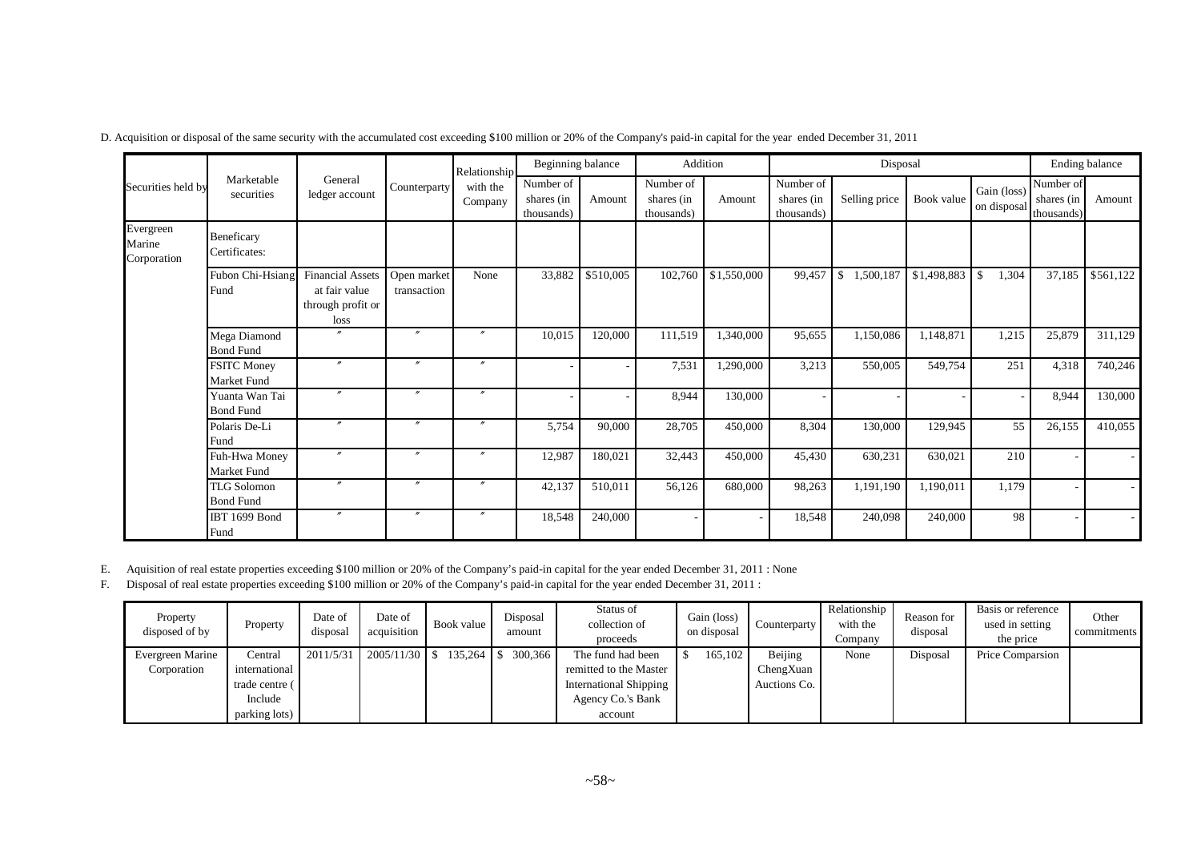D. Acquisition or disposal of the same security with the accumulated cost exceeding $100 million or 20% of the Company's paid-in capital for the year ended December 31, 2011

| Securities held by | Marketable securities | General ledger account | Counterparty | Relationship with the Company | Beginning balance | | Addition | | Disposal | | | | Ending balance | |
|---|---|---|---|---|---|---|---|---|---|---|---|---|---|---|
| | | | | | Number of shares (in thousands) | Amount | Number of shares (in thousands) | Amount | Number of shares (in thousands) | Selling price | Book value | Gain (loss) on disposal | Number of shares (in thousands) | Amount |
| Evergreen Marine Corporation | Beneficary Certificates: | | | | | | | | | | | | | |
| | Fubon Chi-Hsiang Fund | Financial Assets at fair value through profit or loss | Open market transaction | None | 33,882 | $510,005 | 102,760 | $1,550,000 | 99,457 | $ 1,500,187 | $1,498,883 | $ 1,304 | 37,185 | $561,122 |
| | Mega Diamond Bond Fund | 〃 | 〃 | 〃 | 10,015 | 120,000 | 111,519 | 1,340,000 | 95,655 | 1,150,086 | 1,148,871 | 1,215 | 25,879 | 311,129 |
| | FSITC Money Market Fund | 〃 | 〃 | 〃 | - | - | 7,531 | 1,290,000 | 3,213 | 550,005 | 549,754 | 251 | 4,318 | 740,246 |
| | Yuanta Wan Tai Bond Fund | 〃 | 〃 | 〃 | - | - | 8,944 | 130,000 | - | - | - | - | 8,944 | 130,000 |
| | Polaris De-Li Fund | 〃 | 〃 | 〃 | 5,754 | 90,000 | 28,705 | 450,000 | 8,304 | 130,000 | 129,945 | 55 | 26,155 | 410,055 |
| | Fuh-Hwa Money Market Fund | 〃 | 〃 | 〃 | 12,987 | 180,021 | 32,443 | 450,000 | 45,430 | 630,231 | 630,021 | 210 | - | - |
| | TLG Solomon Bond Fund | 〃 | 〃 | 〃 | 42,137 | 510,011 | 56,126 | 680,000 | 98,263 | 1,191,190 | 1,190,011 | 1,179 | - | - |
| | IBT 1699 Bond Fund | 〃 | 〃 | 〃 | 18,548 | 240,000 | - | - | 18,548 | 240,098 | 240,000 | 98 | - | - |

E. Aquisition of real estate properties exceeding $100 million or 20% of the Company's paid-in capital for the year ended December 31, 2011 : None

F. Disposal of real estate properties exceeding $100 million or 20% of the Company's paid-in capital for the year ended December 31, 2011 :

| Property disposed of by | Property | Date of disposal | Date of acquisition | Book value | Disposal amount | Status of collection of proceeds | Gain (loss) on disposal | Counterparty | Relationship with the Company | Reason for disposal | Basis or reference used in setting the price | Other commitments |
|---|---|---|---|---|---|---|---|---|---|---|---|---|
| Evergreen Marine Corporation | Central international trade centre ( Include parking lots) | 2011/5/31 | 2005/11/30 | $ 135,264 | $ 300,366 | The fund had been remitted to the Master International Shipping Agency Co.'s Bank account | $ 165,102 | Beijing ChengXuan Auctions Co. | None | Disposal | Price Comparsion | |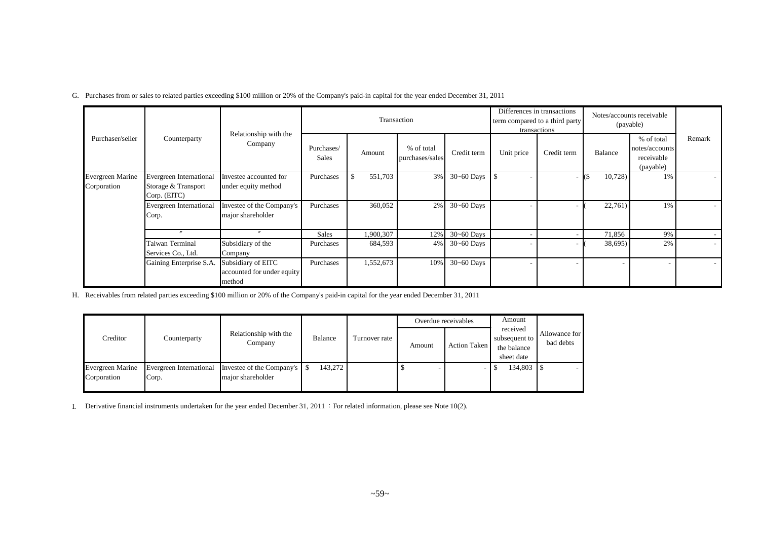G. Purchases from or sales to related parties exceeding $100 million or 20% of the Company's paid-in capital for the year ended December 31, 2011

| Purchaser/seller | Counterparty | Relationship with the Company | Transaction | | | | Differences in transactions term compared to a third party transactions | | Notes/accounts receivable (payable) | | Remark |
|---|---|---|---|---|---|---|---|---|---|---|---|
| | | | Purchases/ Sales | Amount | % of total purchases/sales | Credit term | Unit price | Credit term | Balance | % of total notes/accounts receivable (payable) | |
| Evergreen Marine Corporation | Evergreen International Storage & Transport Corp. (EITC) | Investee accounted for under equity method | Purchases | $ 551,703 | 3% | 30~60 Days | $ - | - | ($ 10,728) | 1% | - |
| | Evergreen International Corp. | Investee of the Company's major shareholder | Purchases | 360,052 | 2% | 30~60 Days | - | - | ( 22,761) | 1% | - |
| | 〃 | 〃 | Sales | 1,900,307 | 12% | 30~60 Days | - | - | 71,856 | 9% | - |
| | Taiwan Terminal Services Co., Ltd. | Subsidiary of the Company | Purchases | 684,593 | 4% | 30~60 Days | - | - | ( 38,695) | 2% | - |
| | Gaining Enterprise S.A. | Subsidiary of EITC accounted for under equity method | Purchases | 1,552,673 | 10% | 30~60 Days | - | - | - | - | - |

H. Receivables from related parties exceeding $100 million or 20% of the Company's paid-in capital for the year ended December 31, 2011

| Creditor | Counterparty | Relationship with the Company | Balance | Turnover rate | Overdue receivables | | Amount received subsequent to the balance sheet date | Allowance for bad debts |
|---|---|---|---|---|---|---|---|---|
| | | | | | Amount | Action Taken | | |
| Evergreen Marine Corporation | Evergreen International Corp. | Investee of the Company's major shareholder | $ 143,272 | | $ - | - | $ 134,803 | $ - |

I. Derivative financial instruments undertaken for the year ended December 31, 2011 ： For related information, please see Note 10(2).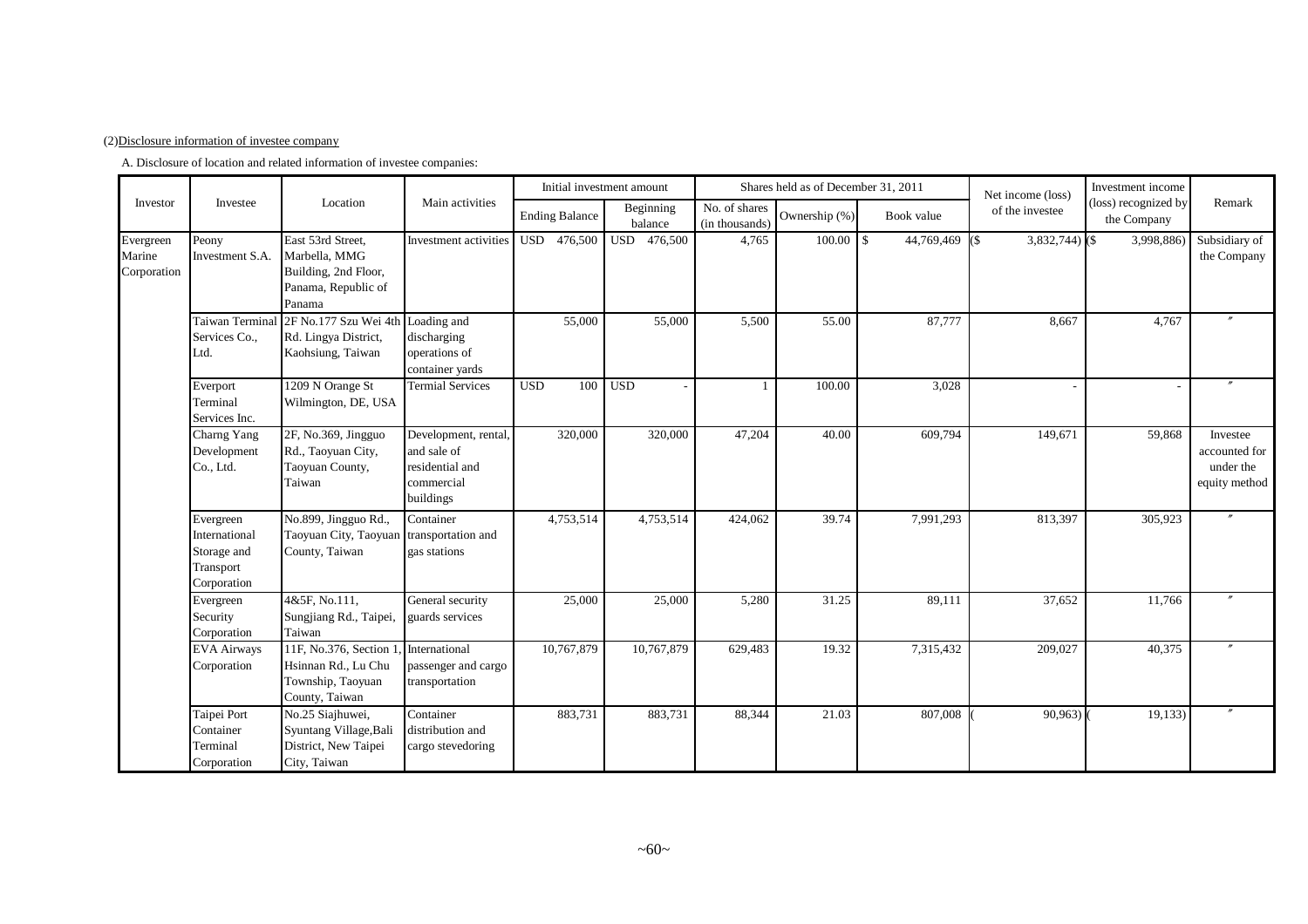(2)Disclosure information of investee company

A. Disclosure of location and related information of investee companies:

| Investor | Investee | Location | Main activities | Initial investment amount | | Shares held as of December 31, 2011 | | | Net income (loss) of the investee | Investment income (loss) recognized by the Company | Remark |
|---|---|---|---|---|---|---|---|---|---|---|---|
| | | | | Ending Balance | Beginning balance | No. of shares (in thousands) | Ownership (%) | Book value | | | |
| Evergreen Marine Corporation | Peony Investment S.A. | East 53rd Street, Marbella, MMG Building, 2nd Floor, Panama, Republic of Panama | Investment activities | USD 476,500 | USD 476,500 | 4,765 | 100.00 | $ 44,769,469 | ($ 3,832,744) | ($ 3,998,886) | Subsidiary of the Company |
| | Taiwan Terminal Services Co., Ltd. | 2F No.177 Szu Wei 4th Rd. Lingya District, Kaohsiung, Taiwan | Loading and discharging operations of container yards | 55,000 | 55,000 | 5,500 | 55.00 | 87,777 | 8,667 | 4,767 | 〃 |
| | Everport Terminal Services Inc. | 1209 N Orange St Wilmington, DE, USA | Termial Services | USD 100 | USD - | 1 | 100.00 | 3,028 | - | - | 〃 |
| | Charng Yang Development Co., Ltd. | 2F, No.369, Jingguo Rd., Taoyuan City, Taoyuan County, Taiwan | Development, rental, and sale of residential and commercial buildings | 320,000 | 320,000 | 47,204 | 40.00 | 609,794 | 149,671 | 59,868 | Investee accounted for under the equity method |
| | Evergreen International Storage and Transport Corporation | No.899, Jingguo Rd., Taoyuan City, Taoyuan County, Taiwan | Container transportation and gas stations | 4,753,514 | 4,753,514 | 424,062 | 39.74 | 7,991,293 | 813,397 | 305,923 | 〃 |
| | Evergreen Security Corporation | 4&5F, No.111, Sungjiang Rd., Taipei, Taiwan | General security guards services | 25,000 | 25,000 | 5,280 | 31.25 | 89,111 | 37,652 | 11,766 | 〃 |
| | EVA Airways Corporation | 11F, No.376, Section 1, Hsinnan Rd., Lu Chu Township, Taoyuan County, Taiwan | International passenger and cargo transportation | 10,767,879 | 10,767,879 | 629,483 | 19.32 | 7,315,432 | 209,027 | 40,375 | 〃 |
| | Taipei Port Container Terminal Corporation | No.25 Siajhuwei, Syuntang Village,Bali District, New Taipei City, Taiwan | Container distribution and cargo stevedoring | 883,731 | 883,731 | 88,344 | 21.03 | 807,008 | ( 90,963) | ( 19,133) | 〃 |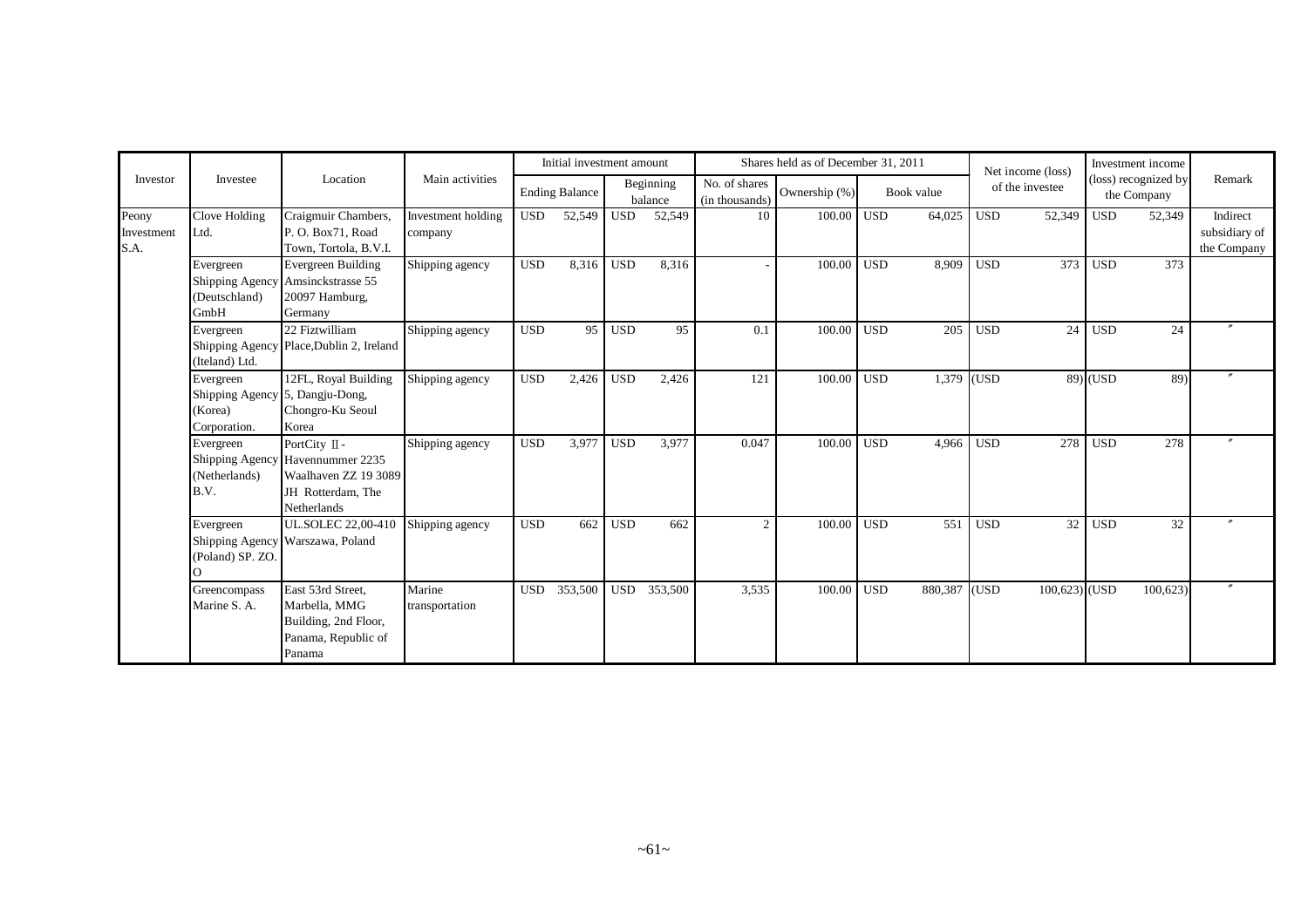| Investor | Investee | Location | Main activities | Initial investment amount | | Shares held as of December 31, 2011 | | | Net income (loss) of the investee | Investment income (loss) recognized by the Company | Remark |
|---|---|---|---|---|---|---|---|---|---|---|---|
| | | | | Ending Balance | Beginning balance | No. of shares (in thousands) | Ownership (%) | Book value | | | |
| Peony Investment S.A. | Clove Holding Ltd. | Craigmuir Chambers, P. O. Box71, Road Town, Tortola, B.V.I. | Investment holding company | USD 52,549 | USD 52,549 | 10 | 100.00 | USD 64,025 | USD 52,349 | USD 52,349 | Indirect subsidiary of the Company |
| | Evergreen Shipping Agency (Deutschland) GmbH | Evergreen Building Amsinckstrasse 55 20097 Hamburg, Germany | Shipping agency | USD 8,316 | USD 8,316 | - | 100.00 | USD 8,909 | USD 373 | USD 373 | |
| | Evergreen Shipping Agency (Iteland) Ltd. | 22 Fiztwilliam Place,Dublin 2, Ireland | Shipping agency | USD 95 | USD 95 | 0.1 | 100.00 | USD 205 | USD 24 | USD 24 | 〃 |
| | Evergreen Shipping Agency (Korea) Corporation. | 12FL, Royal Building 5, Dangju-Dong, Chongro-Ku Seoul Korea | Shipping agency | USD 2,426 | USD 2,426 | 121 | 100.00 | USD 1,379 | (USD 89) | (USD 89) | 〃 |
| | Evergreen Shipping Agency (Netherlands) B.V. | PortCity Ⅱ- Havennummer 2235 Waalhaven ZZ 19 3089 JH Rotterdam, The Netherlands | Shipping agency | USD 3,977 | USD 3,977 | 0.047 | 100.00 | USD 4,966 | USD 278 | USD 278 | 〃 |
| | Evergreen Shipping Agency (Poland) SP. ZO. O | UL.SOLEC 22,00-410 Warszawa, Poland | Shipping agency | USD 662 | USD 662 | 2 | 100.00 | USD 551 | USD 32 | USD 32 | 〃 |
| | Greencompass Marine S. A. | East 53rd Street, Marbella, MMG Building, 2nd Floor, Panama, Republic of Panama | Marine transportation | USD 353,500 | USD 353,500 | 3,535 | 100.00 | USD 880,387 | (USD 100,623) | (USD 100,623) | 〃 |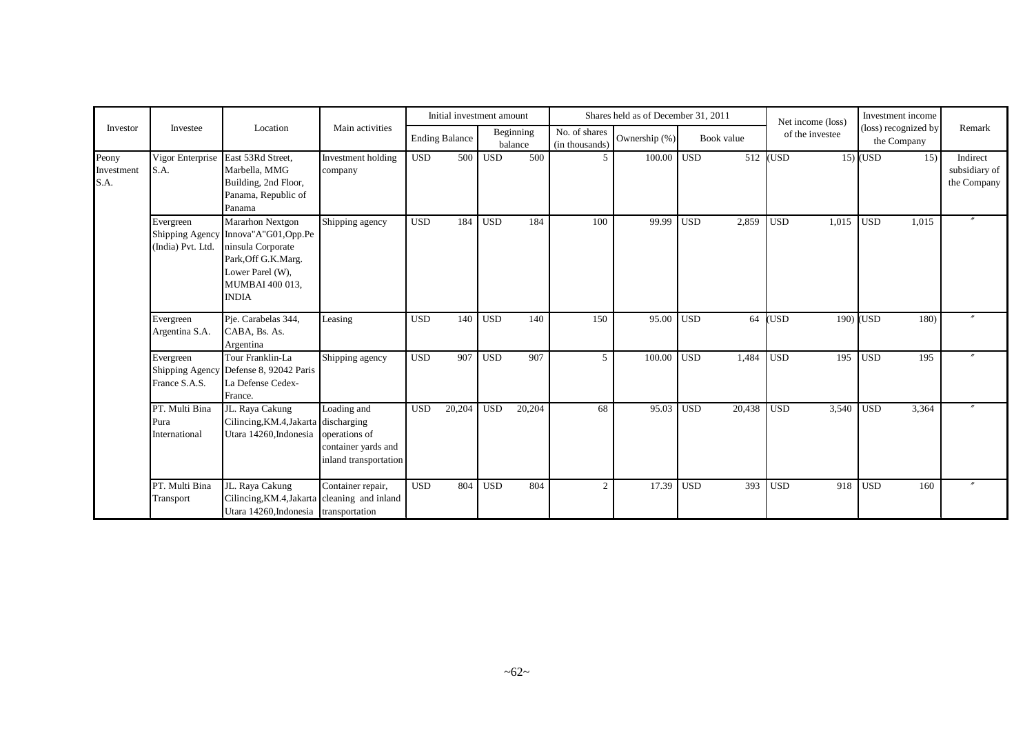| Investor | Investee | Location | Main activities | Initial investment amount | | Shares held as of December 31, 2011 | | | Net income (loss) of the investee | Investment income (loss) recognized by the Company | Remark |
|---|---|---|---|---|---|---|---|---|---|---|---|
| | | | | Ending Balance | Beginning balance | No. of shares (in thousands) | Ownership (%) | Book value | | | |
| Peony Investment S.A. | Vigor Enterprise S.A. | East 53Rd Street, Marbella, MMG Building, 2nd Floor, Panama, Republic of Panama | Investment holding company | USD 500 | USD 500 | 5 | 100.00 | USD 512 | (USD 15) | (USD 15) | Indirect subsidiary of the Company |
| | Evergreen Shipping Agency (India) Pvt. Ltd. | Mararhon Nextgon Innova"A"G01,Opp.Peninsula Corporate Park,Off G.K.Marg. Lower Parel (W), MUMBAI 400 013, INDIA | Shipping agency | USD 184 | USD 184 | 100 | 99.99 | USD 2,859 | USD 1,015 | USD 1,015 | 〃 |
| | Evergreen Argentina S.A. | Pje. Carabelas 344, CABA, Bs. As. Argentina | Leasing | USD 140 | USD 140 | 150 | 95.00 | USD 64 | (USD 190) | (USD 180) | 〃 |
| | Evergreen Shipping Agency France S.A.S. | Tour Franklin-La Defense 8, 92042 Paris La Defense Cedex-France. | Shipping agency | USD 907 | USD 907 | 5 | 100.00 | USD 1,484 | USD 195 | USD 195 | 〃 |
| | PT. Multi Bina Pura International | JL. Raya Cakung Cilincing,KM.4,Jakarta Utara 14260,Indonesia | Loading and discharging operations of container yards and inland transportation | USD 20,204 | USD 20,204 | 68 | 95.03 | USD 20,438 | USD 3,540 | USD 3,364 | 〃 |
| | PT. Multi Bina Transport | JL. Raya Cakung Cilincing,KM.4,Jakarta Utara 14260,Indonesia | Container repair, cleaning and inland transportation | USD 804 | USD 804 | 2 | 17.39 | USD 393 | USD 918 | USD 160 | 〃 |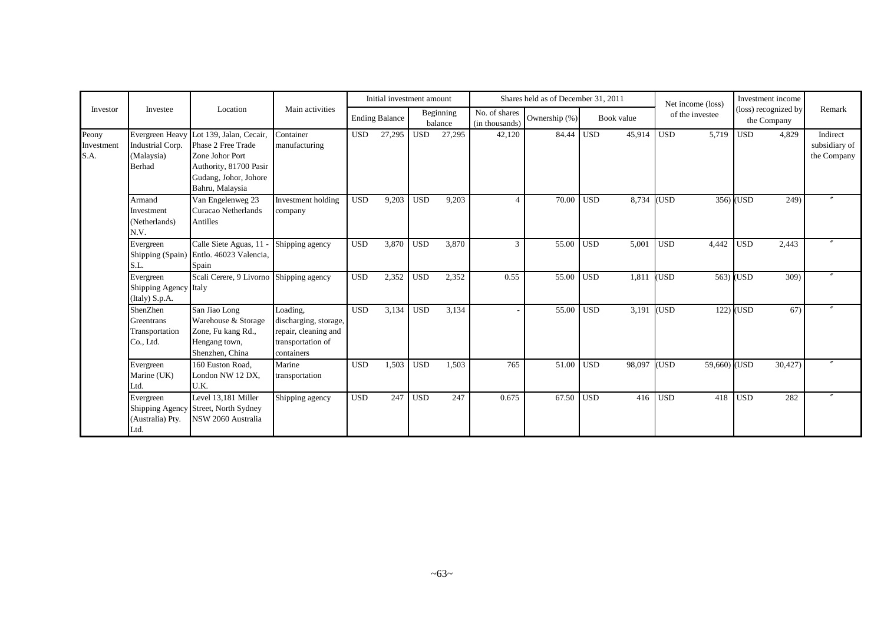| Investor | Investee | Location | Main activities | Initial investment amount | | Shares held as of December 31, 2011 | | | Net income (loss) of the investee | Investment income (loss) recognized by the Company | Remark |
|---|---|---|---|---|---|---|---|---|---|---|---|
| | | | | Ending Balance | Beginning balance | No. of shares (in thousands) | Ownership (%) | Book value | | | |
| Peony Investment S.A. | Evergreen Heavy Industrial Corp. (Malaysia) Berhad | Lot 139, Jalan, Cecair, Phase 2 Free Trade Zone Johor Port Authority, 81700 Pasir Gudang, Johor, Johore Bahru, Malaysia | Container manufacturing | USD 27,295 | USD 27,295 | 42,120 | 84.44 | USD 45,914 | USD 5,719 | USD 4,829 | Indirect subsidiary of the Company |
| | Armand Investment (Netherlands) N.V. | Van Engelenweg 23 Curacao Netherlands Antilles | Investment holding company | USD 9,203 | USD 9,203 | 4 | 70.00 | USD 8,734 | (USD 356) | (USD 249) | 〃 |
| | Evergreen Shipping (Spain) S.L. | Calle Siete Aguas, 11 - Entlo. 46023 Valencia, Spain | Shipping agency | USD 3,870 | USD 3,870 | 3 | 55.00 | USD 5,001 | USD 4,442 | USD 2,443 | 〃 |
| | Evergreen Shipping Agency (Italy) S.p.A. | Scali Cerere, 9 Livorno Italy | Shipping agency | USD 2,352 | USD 2,352 | 0.55 | 55.00 | USD 1,811 | (USD 563) | (USD 309) | 〃 |
| | ShenZhen Greentrans Transportation Co., Ltd. | San Jiao Long Warehouse & Storage Zone, Fu kang Rd., Hengang town, Shenzhen, China | Loading, discharging, storage, repair, cleaning and transportation of containers | USD 3,134 | USD 3,134 | - | 55.00 | USD 3,191 | (USD 122) | (USD 67) | 〃 |
| | Evergreen Marine (UK) Ltd. | 160 Euston Road, London NW 12 DX, U.K. | Marine transportation | USD 1,503 | USD 1,503 | 765 | 51.00 | USD 98,097 | (USD 59,660) | (USD 30,427) | 〃 |
| | Evergreen Shipping Agency (Australia) Pty. Ltd. | Level 13,181 Miller Street, North Sydney NSW 2060 Australia | Shipping agency | USD 247 | USD 247 | 0.675 | 67.50 | USD 416 | USD 418 | USD 282 | 〃 |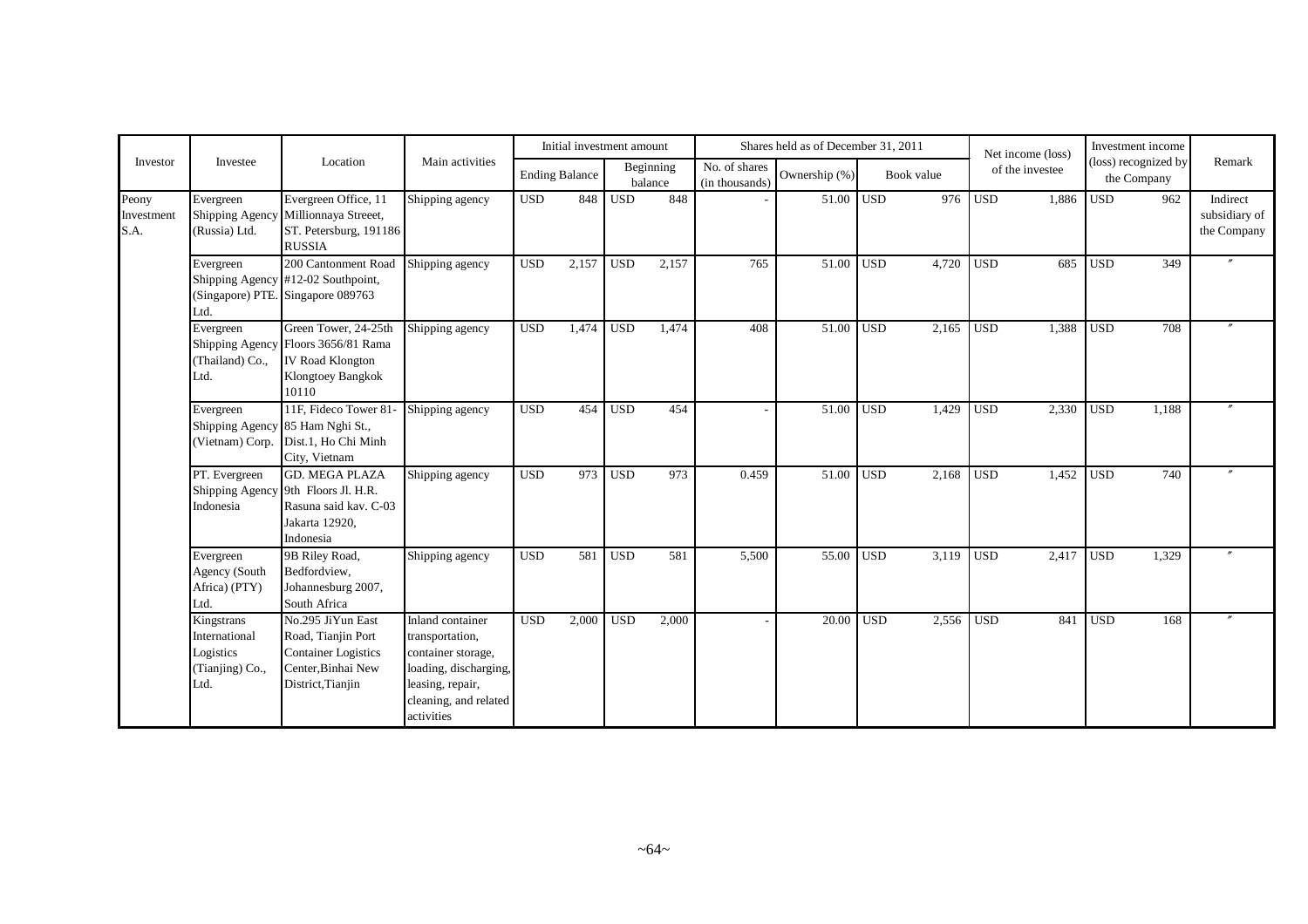| Investor | Investee | Location | Main activities | Initial investment amount | | Shares held as of December 31, 2011 | | | Net income (loss) of the investee | Investment income (loss) recognized by the Company | Remark |
|---|---|---|---|---|---|---|---|---|---|---|---|
| | | | | Ending Balance | Beginning balance | No. of shares (in thousands) | Ownership (%) | Book value | | | |
| Peony Investment S.A. | Evergreen Shipping Agency (Russia) Ltd. | Evergreen Office, 11 Millionnaya Streeet, ST. Petersburg, 191186 RUSSIA | Shipping agency | USD 848 | USD 848 | - | 51.00 | USD 976 | USD 1,886 | USD 962 | Indirect subsidiary of the Company |
| | Evergreen Shipping Agency (Singapore) PTE. Ltd. | 200 Cantonment Road #12-02 Southpoint, Singapore 089763 | Shipping agency | USD 2,157 | USD 2,157 | 765 | 51.00 | USD 4,720 | USD 685 | USD 349 | 〃 |
| | Evergreen Shipping Agency (Thailand) Co., Ltd. | Green Tower, 24-25th Floors 3656/81 Rama IV Road Klongton Klongtoey Bangkok 10110 | Shipping agency | USD 1,474 | USD 1,474 | 408 | 51.00 | USD 2,165 | USD 1,388 | USD 708 | 〃 |
| | Evergreen Shipping Agency (Vietnam) Corp. | 11F, Fideco Tower 81-85 Ham Nghi St., Dist.1, Ho Chi Minh City, Vietnam | Shipping agency | USD 454 | USD 454 | - | 51.00 | USD 1,429 | USD 2,330 | USD 1,188 | 〃 |
| | PT. Evergreen Shipping Agency Indonesia | GD. MEGA PLAZA 9th Floors Jl. H.R. Rasuna said kav. C-03 Jakarta 12920, Indonesia | Shipping agency | USD 973 | USD 973 | 0.459 | 51.00 | USD 2,168 | USD 1,452 | USD 740 | 〃 |
| | Evergreen Agency (South Africa) (PTY) Ltd. | 9B Riley Road, Bedfordview, Johannesburg 2007, South Africa | Shipping agency | USD 581 | USD 581 | 5,500 | 55.00 | USD 3,119 | USD 2,417 | USD 1,329 | 〃 |
| | Kingstrans International Logistics (Tianjing) Co., Ltd. | No.295 JiYun East Road, Tianjin Port Container Logistics Center,Binhai New District,Tianjin | Inland container transportation, container storage, loading, discharging, leasing, repair, cleaning, and related activities | USD 2,000 | USD 2,000 | - | 20.00 | USD 2,556 | USD 841 | USD 168 | 〃 |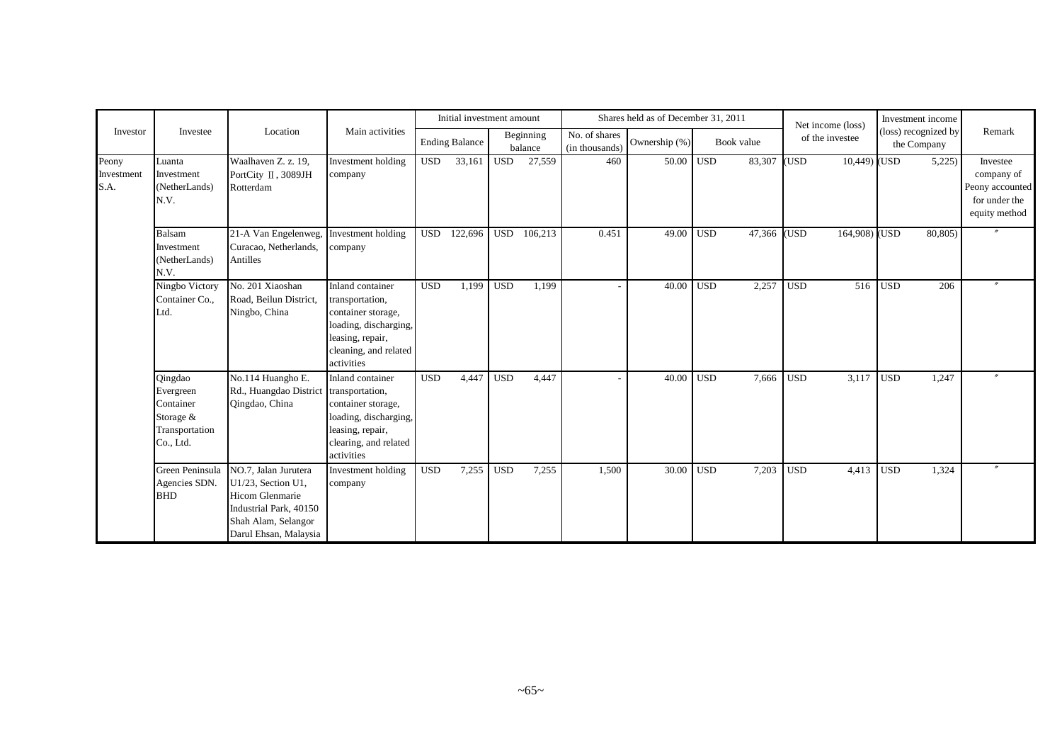| Investor | Investee | Location | Main activities | Initial investment amount | | Shares held as of December 31, 2011 | | | Net income (loss) of the investee | Investment income (loss) recognized by the Company | Remark |
|---|---|---|---|---|---|---|---|---|---|---|---|
| | | | | Ending Balance | Beginning balance | No. of shares (in thousands) | Ownership (%) | Book value | | | |
| Peony Investment S.A. | Luanta Investment (NetherLands) N.V. | Waalhaven Z. z. 19, PortCity Ⅱ, 3089JH Rotterdam | Investment holding company | USD 33,161 | USD 27,559 | 460 | 50.00 | USD 83,307 | (USD 10,449) | (USD 5,225) | Investee company of Peony accounted for under the equity method |
| | Balsam Investment (NetherLands) N.V. | 21-A Van Engelenweg, Curacao, Netherlands, Antilles | Investment holding company | USD 122,696 | USD 106,213 | 0.451 | 49.00 | USD 47,366 | (USD 164,908) | (USD 80,805) | 〃 |
| | Ningbo Victory Container Co., Ltd. | No. 201 Xiaoshan Road, Beilun District, Ningbo, China | Inland container transportation, container storage, loading, discharging, leasing, repair, cleaning, and related activities | USD 1,199 | USD 1,199 | - | 40.00 | USD 2,257 | USD 516 | USD 206 | 〃 |
| | Qingdao Evergreen Container Storage & Transportation Co., Ltd. | No.114 Huangho E. Rd., Huangdao District Qingdao, China | Inland container transportation, container storage, loading, discharging, leasing, repair, clearing, and related activities | USD 4,447 | USD 4,447 | - | 40.00 | USD 7,666 | USD 3,117 | USD 1,247 | 〃 |
| | Green Peninsula Agencies SDN. BHD | NO.7, Jalan Jurutera U1/23, Section U1, Hicom Glenmarie Industrial Park, 40150 Shah Alam, Selangor Darul Ehsan, Malaysia | Investment holding company | USD 7,255 | USD 7,255 | 1,500 | 30.00 | USD 7,203 | USD 4,413 | USD 1,324 | 〃 |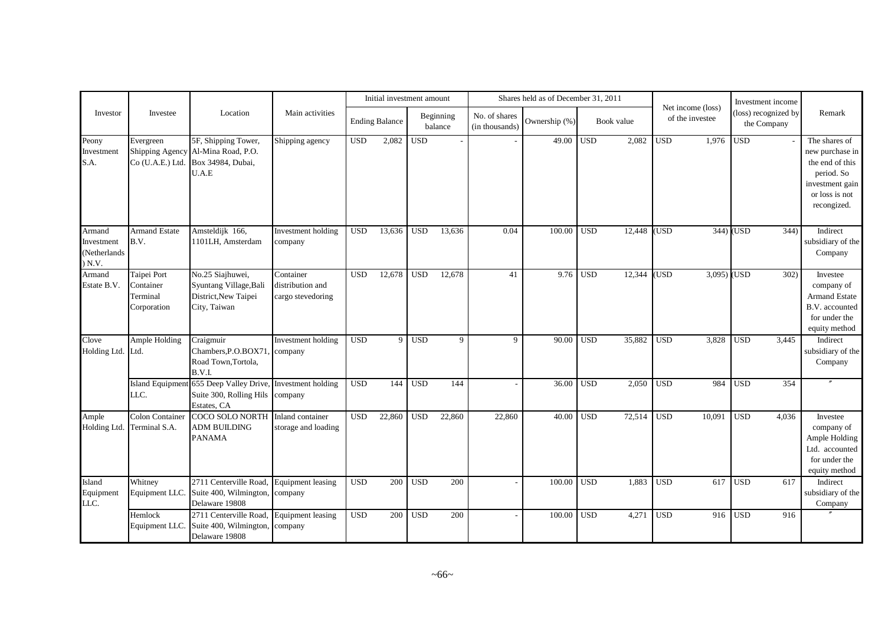| Investor | Investee | Location | Main activities | Initial investment amount | | Shares held as of December 31, 2011 | | | Net income (loss) of the investee | Investment income (loss) recognized by the Company | Remark |
|---|---|---|---|---|---|---|---|---|---|---|---|
| | | | | Ending Balance | Beginning balance | No. of shares (in thousands) | Ownership (%) | Book value | | | |
| Peony Investment S.A. | Evergreen Shipping Agency Co (U.A.E.) Ltd. | 5F, Shipping Tower, Al-Mina Road, P.O. Box 34984, Dubai, U.A.E | Shipping agency | USD 2,082 | USD - | - | 49.00 | USD 2,082 | USD 1,976 | USD - | The shares of new purchase in the end of this period. So investment gain or loss is not recognized. |
| Armand Investment (Netherlands) N.V. | Armand Estate B.V. | Amsteldijk 166, 1101LH, Amsterdam | Investment holding company | USD 13,636 | USD 13,636 | 0.04 | 100.00 | USD 12,448 | (USD 344) | (USD 344) | Indirect subsidiary of the Company |
| Armand Estate B.V. | Taipei Port Container Terminal Corporation | No.25 Siajhuwei, Syuntang Village,Bali District,New Taipei City, Taiwan | Container distribution and cargo stevedoring | USD 12,678 | USD 12,678 | 41 | 9.76 | USD 12,344 | (USD 3,095) | (USD 302) | Investee company of Armand Estate B.V. accounted for under the equity method |
| Clove Holding Ltd. | Ample Holding Ltd. | Craigmuir Chambers,P.O.BOX71, Road Town,Tortola, B.V.I. | Investment holding company | USD 9 | USD 9 | 9 | 90.00 | USD 35,882 | USD 3,828 | USD 3,445 | Indirect subsidiary of the Company |
| | Island Equipment LLC. | 655 Deep Valley Drive, Suite 300, Rolling Hils Estates, CA | Investment holding company | USD 144 | USD 144 | - | 36.00 | USD 2,050 | USD 984 | USD 354 | 〃 |
| Ample Holding Ltd. | Colon Container Terminal S.A. | COCO SOLO NORTH ADM BUILDING PANAMA | Inland container storage and loading | USD 22,860 | USD 22,860 | 22,860 | 40.00 | USD 72,514 | USD 10,091 | USD 4,036 | Investee company of Ample Holding Ltd. accounted for under the equity method |
| Island Equipment LLC. | Whitney Equipment LLC. | 2711 Centerville Road, Suite 400, Wilmington, Delaware 19808 | Equipment leasing company | USD 200 | USD 200 | - | 100.00 | USD 1,883 | USD 617 | USD 617 | Indirect subsidiary of the Company |
| | Hemlock Equipment LLC. | 2711 Centerville Road, Suite 400, Wilmington, Delaware 19808 | Equipment leasing company | USD 200 | USD 200 | - | 100.00 | USD 4,271 | USD 916 | USD 916 | 〃 |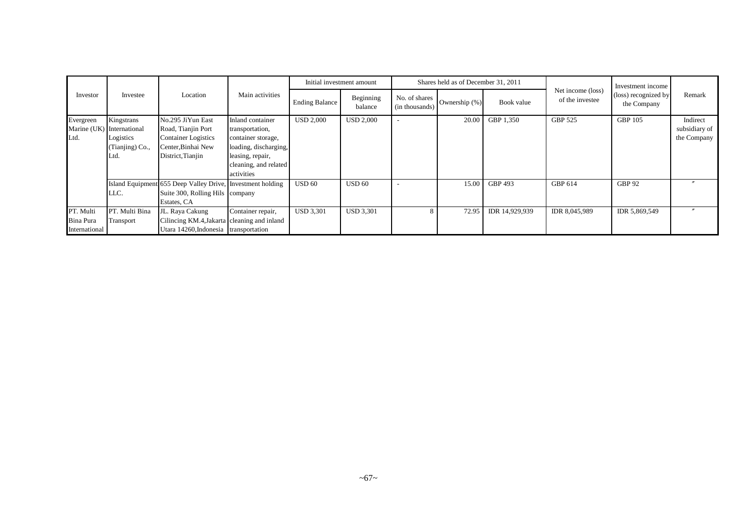| Investor | Investee | Location | Main activities | Initial investment amount | | Shares held as of December 31, 2011 | | | Net income (loss) of the investee | Investment income (loss) recognized by the Company | Remark |
|---|---|---|---|---|---|---|---|---|---|---|---|
| | | | | Ending Balance | Beginning balance | No. of shares (in thousands) | Ownership (%) | Book value | | | |
| Evergreen Marine (UK) Ltd. | Kingstrans International Logistics (Tianjing) Co., Ltd. | No.295 JiYun East Road, Tianjin Port Container Logistics Center,Binhai New District,Tianjin | Inland container transportation, container storage, loading, discharging, leasing, repair, cleaning, and related activities | USD 2,000 | USD 2,000 | - | 20.00 | GBP 1,350 | GBP 525 | GBP 105 | Indirect subsidiary of the Company |
| | Island Equipment LLC. | 655 Deep Valley Drive, Suite 300, Rolling Hils Estates, CA | Investment holding company | USD 60 | USD 60 | - | 15.00 | GBP 493 | GBP 614 | GBP 92 | 〃 |
| PT. Multi Bina Pura International | PT. Multi Bina Transport | JL. Raya Cakung Cilincing KM.4,Jakarta Utara 14260,Indonesia | Container repair, cleaning and inland transportation | USD 3,301 | USD 3,301 | 8 | 72.95 | IDR 14,929,939 | IDR 8,045,989 | IDR 5,869,549 | 〃 |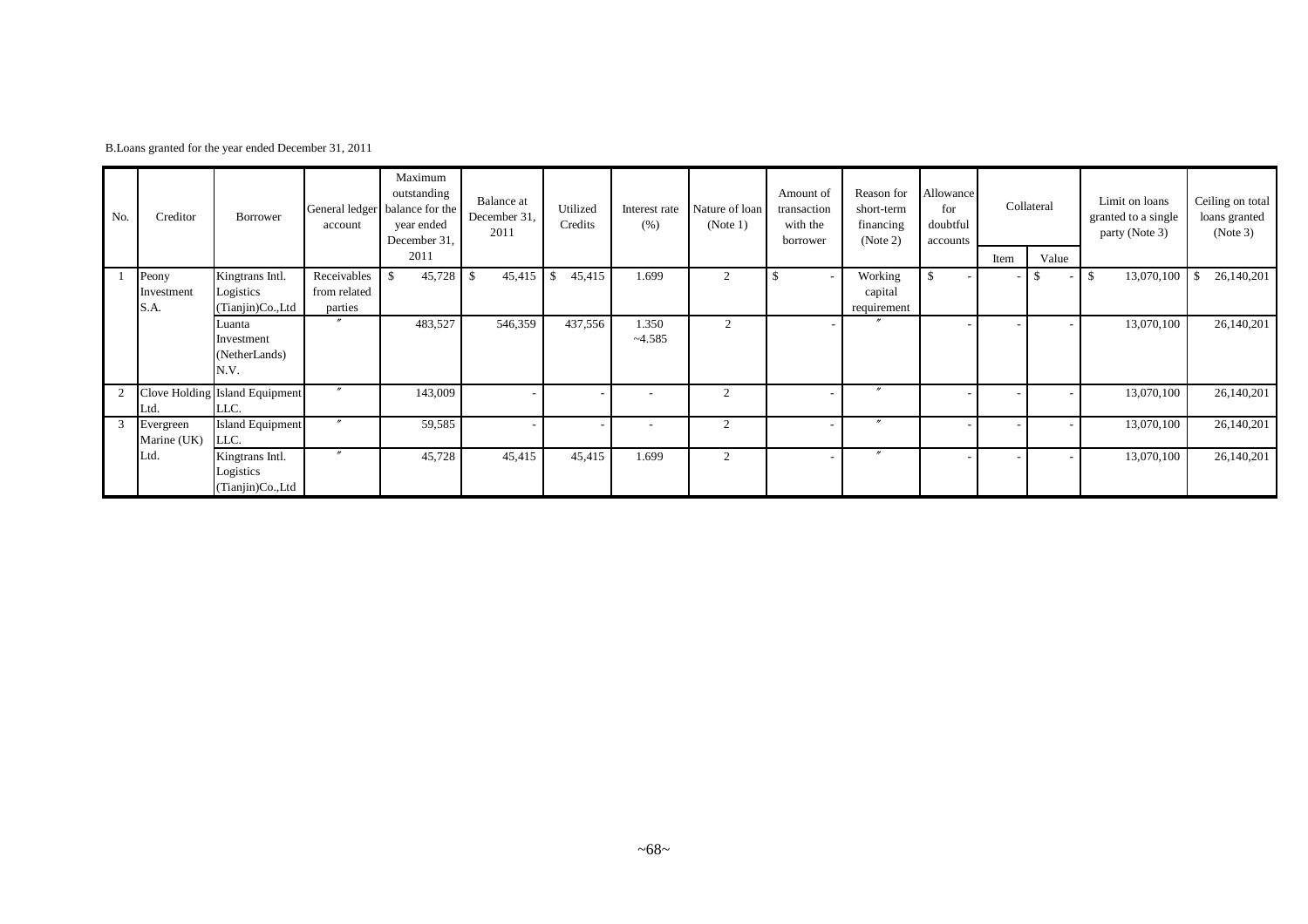B.Loans granted for the year ended December 31, 2011

| No. | Creditor | Borrower | General ledger account | Maximum outstanding balance for the year ended December 31, 2011 | Balance at December 31, 2011 | Utilized Credits | Interest rate (%) | Nature of loan (Note 1) | Amount of transaction with the borrower | Reason for short-term financing (Note 2) | Allowance for doubtful accounts | Collateral | | Limit on loans granted to a single party (Note 3) | Ceiling on total loans granted (Note 3) |
|---|---|---|---|---|---|---|---|---|---|---|---|---|---|---|---|
| | | | | | | | | | | | | Item | Value | | |
| 1 | Peony Investment S.A. | Kingtrans Intl. Logistics (Tianjin)Co.,Ltd | Receivables from related parties | $ 45,728 | $ 45,415 | $ 45,415 | 1.699 | 2 | $ - | Working capital requirement | $ - | - | $ - | $ 13,070,100 | $ 26,140,201 |
| | | Luanta Investment (NetherLands) N.V. | 〃 | 483,527 | 546,359 | 437,556 | 1.350 ~4.585 | 2 | - | 〃 | - | - | - | 13,070,100 | 26,140,201 |
| 2 | Clove Holding Ltd. | Island Equipment LLC. | 〃 | 143,009 | - | - | - | 2 | - | 〃 | - | - | - | 13,070,100 | 26,140,201 |
| 3 | Evergreen Marine (UK) Ltd. | Island Equipment LLC. | 〃 | 59,585 | - | - | - | 2 | - | 〃 | - | - | - | 13,070,100 | 26,140,201 |
| | | Kingtrans Intl. Logistics (Tianjin)Co.,Ltd | 〃 | 45,728 | 45,415 | 45,415 | 1.699 | 2 | - | 〃 | - | - | - | 13,070,100 | 26,140,201 |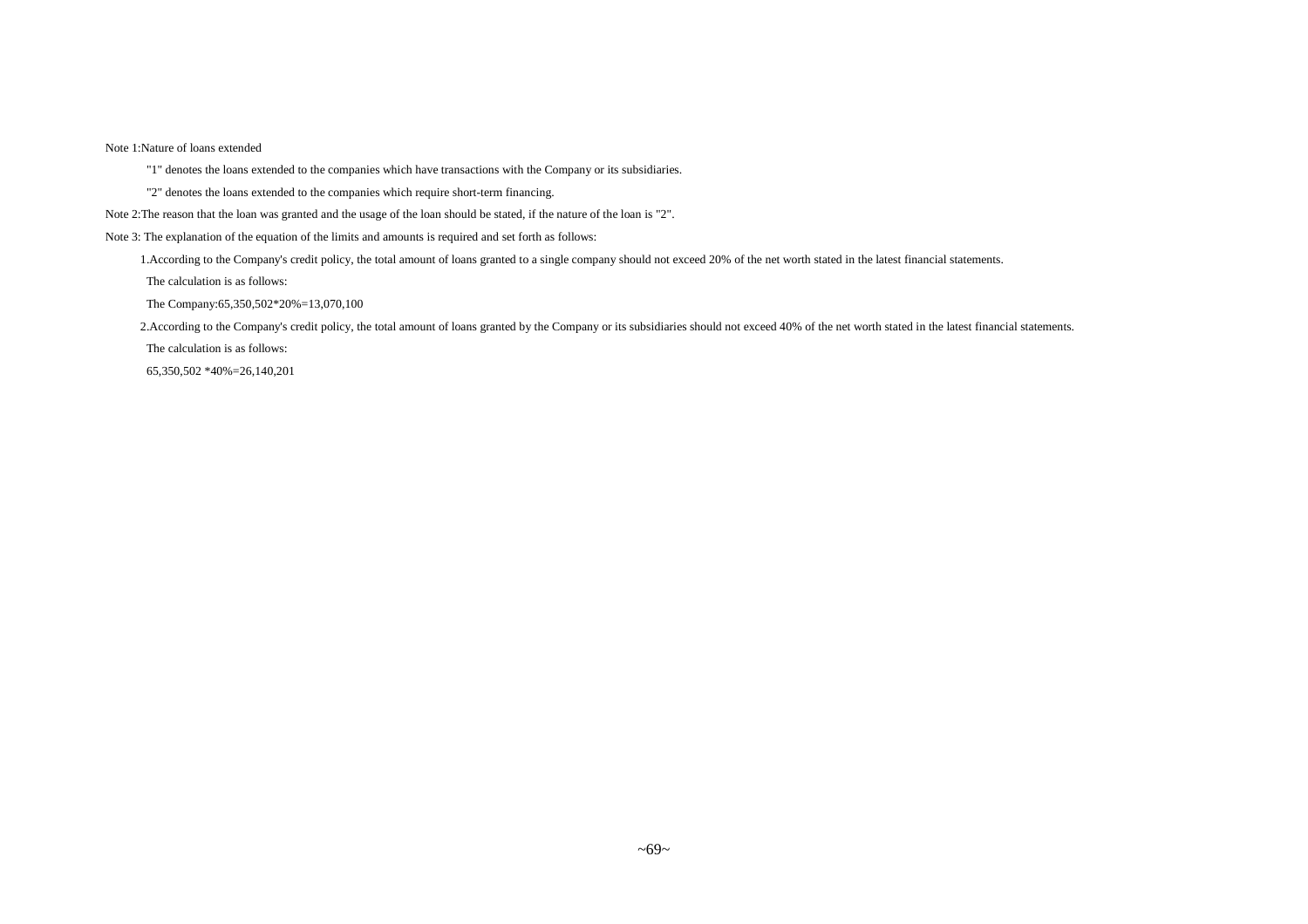Note 1:Nature of loans extended

"1" denotes the loans extended to the companies which have transactions with the Company or its subsidiaries.

"2" denotes the loans extended to the companies which require short-term financing.

Note 2:The reason that the loan was granted and the usage of the loan should be stated, if the nature of the loan is "2".

Note 3: The explanation of the equation of the limits and amounts is required and set forth as follows:

1.According to the Company's credit policy, the total amount of loans granted to a single company should not exceed 20% of the net worth stated in the latest financial statements.

The calculation is as follows:

The Company:65,350,502*20%=13,070,100

2.According to the Company's credit policy, the total amount of loans granted by the Company or its subsidiaries should not exceed 40% of the net worth stated in the latest financial statements.

The calculation is as follows:

65,350,502 *40%=26,140,201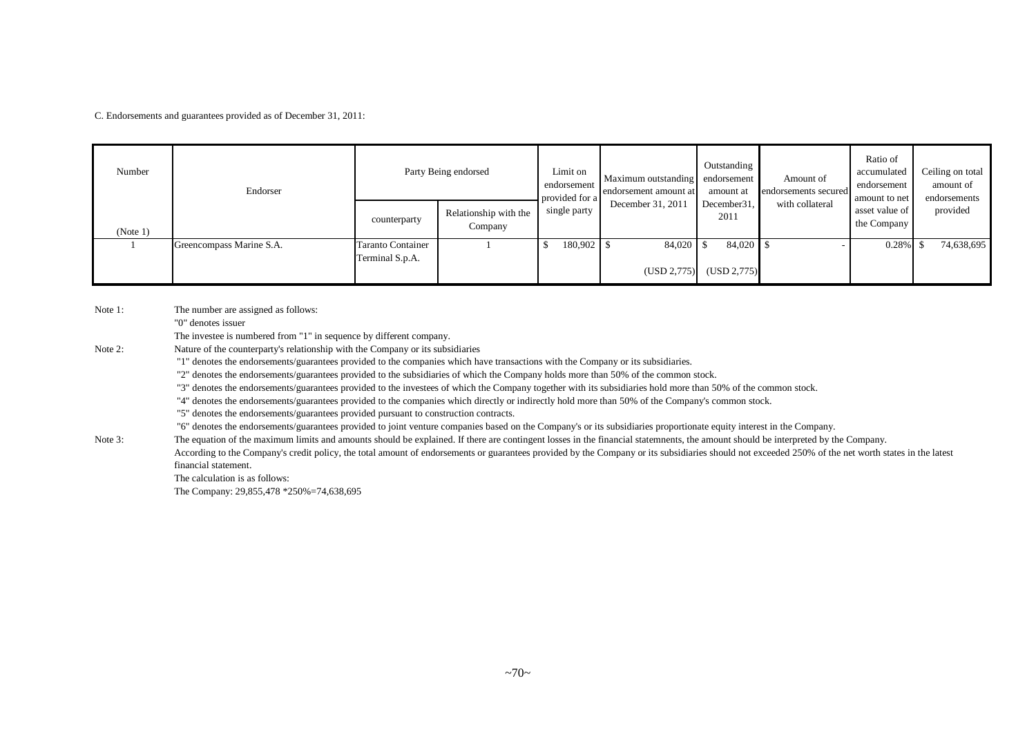C. Endorsements and guarantees provided as of December 31, 2011:

| Number (Note 1) | Endorser | Party Being endorsed | | Limit on endorsement provided for a single party | Maximum outstanding endorsement amount at December 31, 2011 | Outstanding endorsement amount at December31, 2011 | Amount of endorsements secured with collateral | Ratio of accumulated endorsement amount to net asset value of the Company | Ceiling on total amount of endorsements provided |
|---|---|---|---|---|---|---|---|---|---|
| | | counterparty | Relationship with the Company | | | | | | |
| 1 | Greencompass Marine S.A. | Taranto Container Terminal S.p.A. | 1 | $ 180,902 | $ 84,020 (USD 2,775) | $ 84,020 (USD 2,775) | $ - | 0.28% | $ 74,638,695 |

Note 1: The number are assigned as follows:
"0" denotes issuer
The investee is numbered from "1" in sequence by different company.

Note 2: Nature of the counterparty's relationship with the Company or its subsidiaries
"1" denotes the endorsements/guarantees provided to the companies which have transactions with the Company or its subsidiaries.
"2" denotes the endorsements/guarantees provided to the subsidiaries of which the Company holds more than 50% of the common stock.
"3" denotes the endorsements/guarantees provided to the investees of which the Company together with its subsidiaries hold more than 50% of the common stock.
"4" denotes the endorsements/guarantees provided to the companies which directly or indirectly hold more than 50% of the Company's common stock.
"5" denotes the endorsements/guarantees provided pursuant to construction contracts.
"6" denotes the endorsements/guarantees provided to joint venture companies based on the Company's or its subsidiaries proportionate equity interest in the Company.

Note 3: The equation of the maximum limits and amounts should be explained. If there are contingent losses in the financial statemnents, the amount should be interpreted by the Company.
According to the Company's credit policy, the total amount of endorsements or guarantees provided by the Company or its subsidiaries should not exceeded 250% of the net worth states in the latest financial statement.
The calculation is as follows:
The Company: 29,855,478 *250%=74,638,695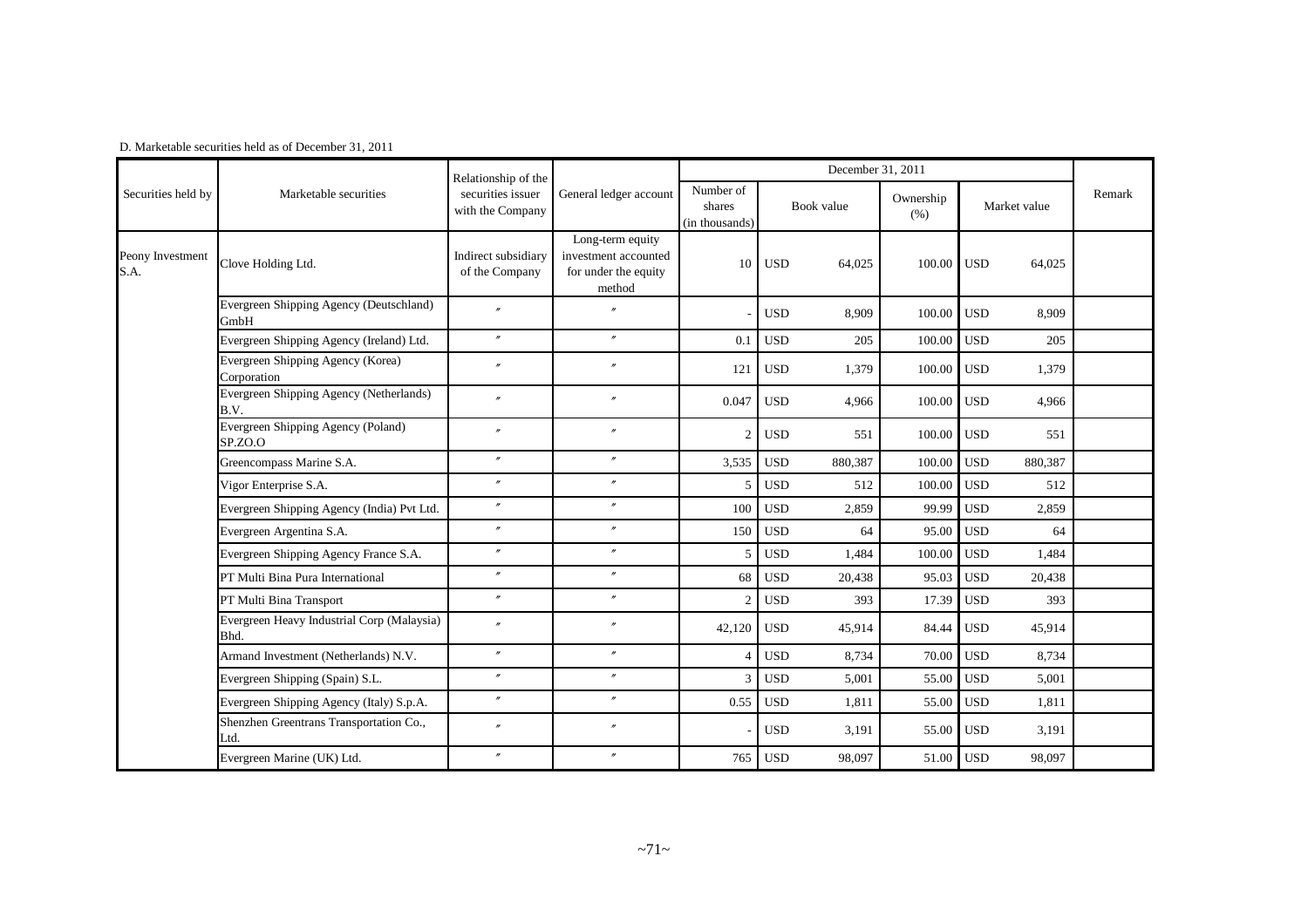D. Marketable securities held as of December 31, 2011

| Securities held by | Marketable securities | Relationship of the securities issuer with the Company | General ledger account | December 31, 2011 | | | | | | | Remark |
|---|---|---|---|---|---|---|---|---|---|---|---|
| | | | | Number of shares (in thousands) | Book value | | Ownership (%) | Market value | | | |
| Peony Investment S.A. | Clove Holding Ltd. | Indirect subsidiary of the Company | Long-term equity investment accounted for under the equity method | 10 | USD | 64,025 | 100.00 | USD | 64,025 | | |
| | Evergreen Shipping Agency (Deutschland) GmbH | 〃 | 〃 | - | USD | 8,909 | 100.00 | USD | 8,909 | | |
| | Evergreen Shipping Agency (Ireland) Ltd. | 〃 | 〃 | 0.1 | USD | 205 | 100.00 | USD | 205 | | |
| | Evergreen Shipping Agency (Korea) Corporation | 〃 | 〃 | 121 | USD | 1,379 | 100.00 | USD | 1,379 | | |
| | Evergreen Shipping Agency (Netherlands) B.V. | 〃 | 〃 | 0.047 | USD | 4,966 | 100.00 | USD | 4,966 | | |
| | Evergreen Shipping Agency (Poland) SP.ZO.O | 〃 | 〃 | 2 | USD | 551 | 100.00 | USD | 551 | | |
| | Greencompass Marine S.A. | 〃 | 〃 | 3,535 | USD | 880,387 | 100.00 | USD | 880,387 | | |
| | Vigor Enterprise S.A. | 〃 | 〃 | 5 | USD | 512 | 100.00 | USD | 512 | | |
| | Evergreen Shipping Agency (India) Pvt Ltd. | 〃 | 〃 | 100 | USD | 2,859 | 99.99 | USD | 2,859 | | |
| | Evergreen Argentina S.A. | 〃 | 〃 | 150 | USD | 64 | 95.00 | USD | 64 | | |
| | Evergreen Shipping Agency France S.A. | 〃 | 〃 | 5 | USD | 1,484 | 100.00 | USD | 1,484 | | |
| | PT Multi Bina Pura International | 〃 | 〃 | 68 | USD | 20,438 | 95.03 | USD | 20,438 | | |
| | PT Multi Bina Transport | 〃 | 〃 | 2 | USD | 393 | 17.39 | USD | 393 | | |
| | Evergreen Heavy Industrial Corp (Malaysia) Bhd. | 〃 | 〃 | 42,120 | USD | 45,914 | 84.44 | USD | 45,914 | | |
| | Armand Investment (Netherlands) N.V. | 〃 | 〃 | 4 | USD | 8,734 | 70.00 | USD | 8,734 | | |
| | Evergreen Shipping (Spain) S.L. | 〃 | 〃 | 3 | USD | 5,001 | 55.00 | USD | 5,001 | | |
| | Evergreen Shipping Agency (Italy) S.p.A. | 〃 | 〃 | 0.55 | USD | 1,811 | 55.00 | USD | 1,811 | | |
| | Shenzhen Greentrans Transportation Co., Ltd. | 〃 | 〃 | - | USD | 3,191 | 55.00 | USD | 3,191 | | |
| | Evergreen Marine (UK) Ltd. | 〃 | 〃 | 765 | USD | 98,097 | 51.00 | USD | 98,097 | | |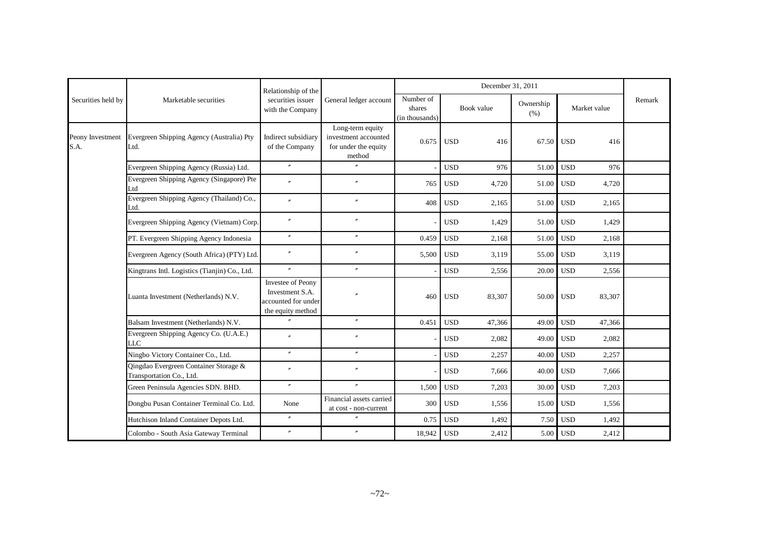| Securities held by | Marketable securities | Relationship of the securities issuer with the Company | General ledger account | December 31, 2011 | | | | | | | Remark |
|---|---|---|---|---|---|---|---|---|---|---|---|
| | | | | Number of shares (in thousands) | Book value | | Ownership (%) | Market value | | | |
| Peony Investment S.A. | Evergreen Shipping Agency (Australia) Pty Ltd. | Indirect subsidiary of the Company | Long-term equity investment accounted for under the equity method | 0.675 | USD | 416 | 67.50 | USD | 416 | | |
| | Evergreen Shipping Agency (Russia) Ltd. | 〃 | 〃 | - | USD | 976 | 51.00 | USD | 976 | | |
| | Evergreen Shipping Agency (Singapore) Pte Ltd | 〃 | 〃 | 765 | USD | 4,720 | 51.00 | USD | 4,720 | | |
| | Evergreen Shipping Agency (Thailand) Co., Ltd. | 〃 | 〃 | 408 | USD | 2,165 | 51.00 | USD | 2,165 | | |
| | Evergreen Shipping Agency (Vietnam) Corp. | 〃 | 〃 | - | USD | 1,429 | 51.00 | USD | 1,429 | | |
| | PT. Evergreen Shipping Agency Indonesia | 〃 | 〃 | 0.459 | USD | 2,168 | 51.00 | USD | 2,168 | | |
| | Evergreen Agency (South Africa) (PTY) Ltd. | 〃 | 〃 | 5,500 | USD | 3,119 | 55.00 | USD | 3,119 | | |
| | Kingtrans Intl. Logistics (Tianjin) Co., Ltd. | 〃 | 〃 | - | USD | 2,556 | 20.00 | USD | 2,556 | | |
| | Luanta Investment (Netherlands) N.V. | Investee of Peony Investment S.A. accounted for under the equity method | 〃 | 460 | USD | 83,307 | 50.00 | USD | 83,307 | | |
| | Balsam Investment (Netherlands) N.V. | 〃 | 〃 | 0.451 | USD | 47,366 | 49.00 | USD | 47,366 | | |
| | Evergreen Shipping Agency Co. (U.A.E.) LLC | 〃 | 〃 | - | USD | 2,082 | 49.00 | USD | 2,082 | | |
| | Ningbo Victory Container Co., Ltd. | 〃 | 〃 | - | USD | 2,257 | 40.00 | USD | 2,257 | | |
| | Qingdao Evergreen Container Storage & Transportation Co., Ltd. | 〃 | 〃 | - | USD | 7,666 | 40.00 | USD | 7,666 | | |
| | Green Peninsula Agencies SDN. BHD. | 〃 | 〃 | 1,500 | USD | 7,203 | 30.00 | USD | 7,203 | | |
| | Dongbu Pusan Container Terminal Co. Ltd. | None | Financial assets carried at cost - non-current | 300 | USD | 1,556 | 15.00 | USD | 1,556 | | |
| | Hutchison Inland Container Depots Ltd. | 〃 | 〃 | 0.75 | USD | 1,492 | 7.50 | USD | 1,492 | | |
| | Colombo - South Asia Gateway Terminal | 〃 | 〃 | 18,942 | USD | 2,412 | 5.00 | USD | 2,412 | | |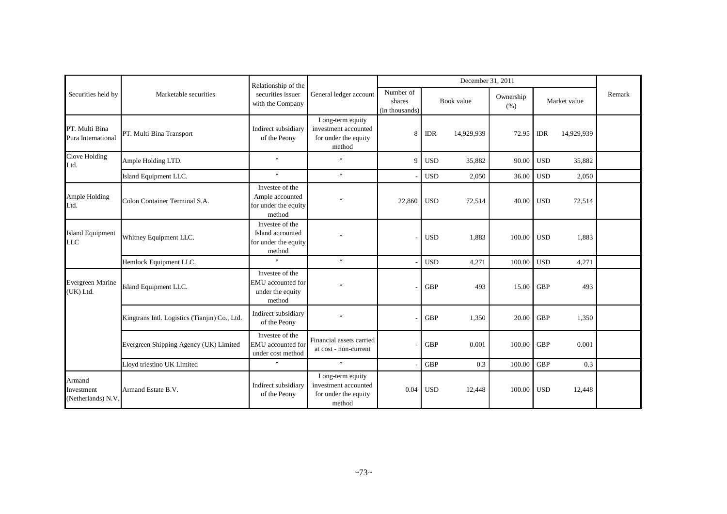| Securities held by | Marketable securities | Relationship of the securities issuer with the Company | General ledger account | December 31, 2011 | | | | | | | Remark |
|---|---|---|---|---|---|---|---|---|---|---|---|
| | | | | Number of shares (in thousands) | Book value | | Ownership (%) | Market value | | | |
| PT. Multi Bina Pura International | PT. Multi Bina Transport | Indirect subsidiary of the Peony | Long-term equity investment accounted for under the equity method | 8 | IDR | 14,929,939 | 72.95 | IDR | 14,929,939 | | |
| Clove Holding Ltd. | Ample Holding LTD. | 〃 | 〃 | 9 | USD | 35,882 | 90.00 | USD | 35,882 | | |
| | Island Equipment LLC. | 〃 | 〃 | - | USD | 2,050 | 36.00 | USD | 2,050 | | |
| Ample Holding Ltd. | Colon Container Terminal S.A. | Investee of the Ample accounted for under the equity method | 〃 | 22,860 | USD | 72,514 | 40.00 | USD | 72,514 | | |
| Island Equipment LLC | Whitney Equipment LLC. | Investee of the Island accounted for under the equity method | 〃 | - | USD | 1,883 | 100.00 | USD | 1,883 | | |
| | Hemlock Equipment LLC. | 〃 | 〃 | - | USD | 4,271 | 100.00 | USD | 4,271 | | |
| Evergreen Marine (UK) Ltd. | Island Equipment LLC. | Investee of the EMU accounted for under the equity method | 〃 | - | GBP | 493 | 15.00 | GBP | 493 | | |
| | Kingtrans Intl. Logistics (Tianjin) Co., Ltd. | Indirect subsidiary of the Peony | 〃 | - | GBP | 1,350 | 20.00 | GBP | 1,350 | | |
| | Evergreen Shipping Agency (UK) Limited | Investee of the EMU accounted for under cost method | Financial assets carried at cost - non-current | - | GBP | 0.001 | 100.00 | GBP | 0.001 | | |
| | Lloyd triestino UK Limited | 〃 | 〃 | - | GBP | 0.3 | 100.00 | GBP | 0.3 | | |
| Armand Investment (Netherlands) N.V. | Armand Estate B.V. | Indirect subsidiary of the Peony | Long-term equity investment accounted for under the equity method | 0.04 | USD | 12,448 | 100.00 | USD | 12,448 | | |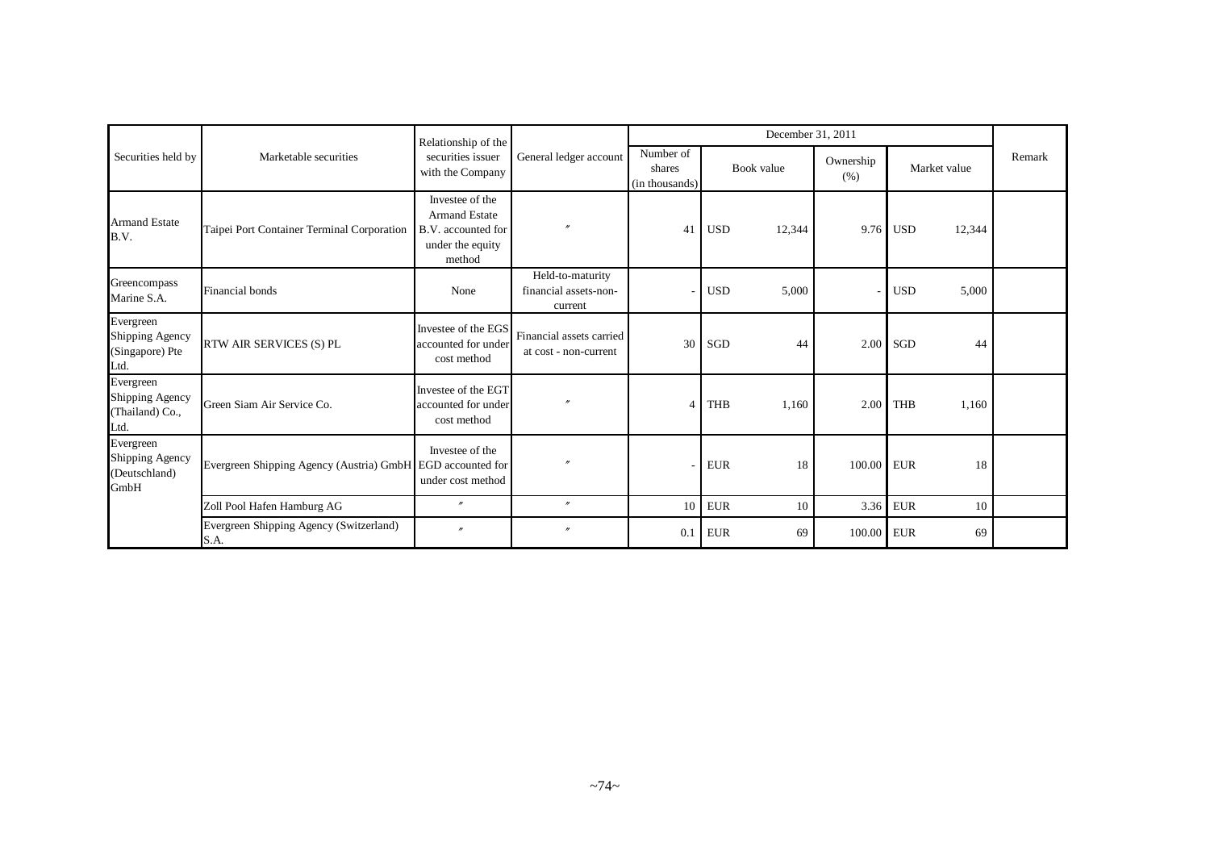| Securities held by | Marketable securities | Relationship of the securities issuer with the Company | General ledger account | December 31, 2011 | | | | | | | Remark |
|---|---|---|---|---|---|---|---|---|---|---|---|
| | | | | Number of shares (in thousands) | Book value | | Ownership (%) | Market value | | | |
| Armand Estate B.V. | Taipei Port Container Terminal Corporation | Investee of the Armand Estate B.V. accounted for under the equity method | 〃 | 41 | USD | 12,344 | 9.76 | USD | 12,344 | | |
| Greencompass Marine S.A. | Financial bonds | None | Held-to-maturity financial assets-non-current | - | USD | 5,000 | - | USD | 5,000 | | |
| Evergreen Shipping Agency (Singapore) Pte Ltd. | RTW AIR SERVICES (S) PL | Investee of the EGS accounted for under cost method | Financial assets carried at cost - non-current | 30 | SGD | 44 | 2.00 | SGD | 44 | | |
| Evergreen Shipping Agency (Thailand) Co., Ltd. | Green Siam Air Service Co. | Investee of the EGT accounted for under cost method | 〃 | 4 | THB | 1,160 | 2.00 | THB | 1,160 | | |
| Evergreen Shipping Agency (Deutschland) GmbH | Evergreen Shipping Agency (Austria) GmbH | Investee of the EGD accounted for under cost method | 〃 | - | EUR | 18 | 100.00 | EUR | 18 | | |
| | Zoll Pool Hafen Hamburg AG | 〃 | 〃 | 10 | EUR | 10 | 3.36 | EUR | 10 | | |
| | Evergreen Shipping Agency (Switzerland) S.A. | 〃 | 〃 | 0.1 | EUR | 69 | 100.00 | EUR | 69 | | |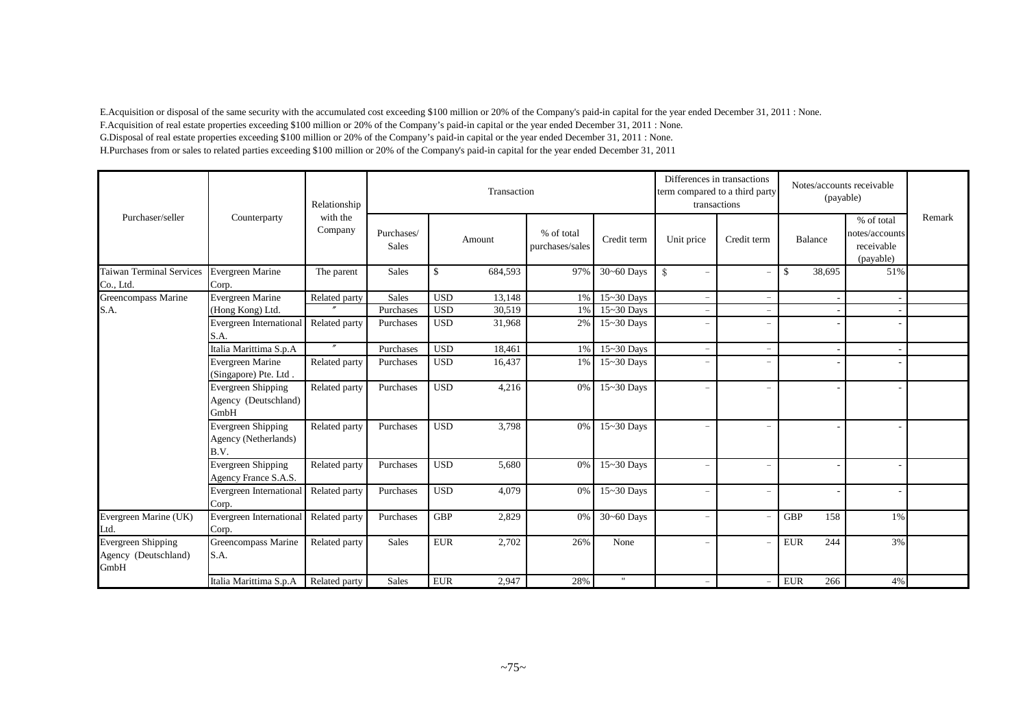E.Acquisition or disposal of the same security with the accumulated cost exceeding $100 million or 20% of the Company's paid-in capital for the year ended December 31, 2011 : None.

F.Acquisition of real estate properties exceeding $100 million or 20% of the Company's paid-in capital or the year ended December 31, 2011 : None.

G.Disposal of real estate properties exceeding $100 million or 20% of the Company's paid-in capital or the year ended December 31, 2011 : None.

H.Purchases from or sales to related parties exceeding $100 million or 20% of the Company's paid-in capital for the year ended December 31, 2011

| Purchaser/seller | Counterparty | Relationship with the Company | Transaction | | | | | Differences in transactions term compared to a third party transactions | | Notes/accounts receivable (payable) | | | Remark |
|---|---|---|---|---|---|---|---|---|---|---|---|---|---|
| | | | Purchases/ Sales | Amount | | % of total purchases/sales | Credit term | Unit price | Credit term | Balance | | % of total notes/accounts receivable (payable) | |
| Taiwan Terminal Services Co., Ltd. | Evergreen Marine Corp. | The parent | Sales | $ | 684,593 | 97% | 30~60 Days | $ – | – | $ | 38,695 | 51% | |
| Greencompass Marine S.A. | Evergreen Marine (Hong Kong) Ltd. | Related party | Sales | USD | 13,148 | 1% | 15~30 Days | – | – | | - | - | |
| | 〃 | 〃 | Purchases | USD | 30,519 | 1% | 15~30 Days | – | – | | - | - | |
| | Evergreen International S.A. | Related party | Purchases | USD | 31,968 | 2% | 15~30 Days | – | – | | - | - | |
| | Italia Marittima S.p.A | 〃 | Purchases | USD | 18,461 | 1% | 15~30 Days | – | – | | - | - | |
| | Evergreen Marine (Singapore) Pte. Ltd . | Related party | Purchases | USD | 16,437 | 1% | 15~30 Days | – | – | | - | - | |
| | Evergreen Shipping Agency (Deutschland) GmbH | Related party | Purchases | USD | 4,216 | 0% | 15~30 Days | – | – | | - | - | |
| | Evergreen Shipping Agency (Netherlands) B.V. | Related party | Purchases | USD | 3,798 | 0% | 15~30 Days | – | – | | - | - | |
| | Evergreen Shipping Agency France S.A.S. | Related party | Purchases | USD | 5,680 | 0% | 15~30 Days | – | – | | - | - | |
| | Evergreen International Corp. | Related party | Purchases | USD | 4,079 | 0% | 15~30 Days | – | – | | - | - | |
| Evergreen Marine (UK) Ltd. | Evergreen International Corp. | Related party | Purchases | GBP | 2,829 | 0% | 30~60 Days | – | – | GBP | 158 | 1% | |
| Evergreen Shipping Agency (Deutschland) GmbH | Greencompass Marine S.A. | Related party | Sales | EUR | 2,702 | 26% | None | – | – | EUR | 244 | 3% | |
| | Italia Marittima S.p.A | Related party | Sales | EUR | 2,947 | 28% | " | – | – | EUR | 266 | 4% | |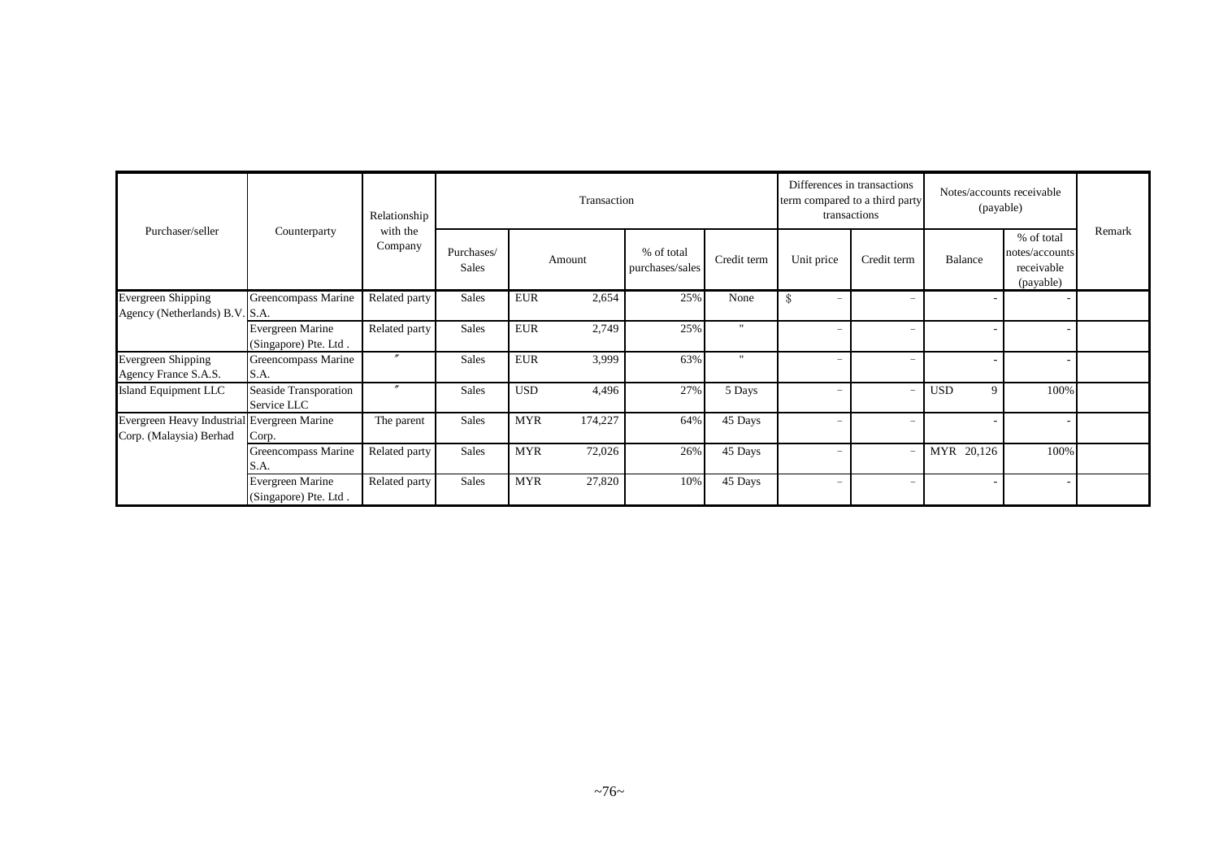| Purchaser/seller | Counterparty | Relationship with the Company | Transaction | | | | Differences in transactions term compared to a third party transactions | | Notes/accounts receivable (payable) | | Remark |
|---|---|---|---|---|---|---|---|---|---|---|---|
| | | | Purchases/ Sales | Amount | % of total purchases/sales | Credit term | Unit price | Credit term | Balance | % of total notes/accounts receivable (payable) | |
| Evergreen Shipping Agency (Netherlands) B.V. | Greencompass Marine S.A. | Related party | Sales | EUR 2,654 | 25% | None | $ − | − | - | - | |
| | Evergreen Marine (Singapore) Pte. Ltd . | Related party | Sales | EUR 2,749 | 25% | " | − | − | - | - | |
| Evergreen Shipping Agency France S.A.S. | Greencompass Marine S.A. | 〃 | Sales | EUR 3,999 | 63% | " | − | − | - | - | |
| Island Equipment LLC | Seaside Transporation Service LLC | 〃 | Sales | USD 4,496 | 27% | 5 Days | − | − | USD 9 | 100% | |
| Evergreen Heavy Industrial Corp. (Malaysia) Berhad | Evergreen Marine Corp. | The parent | Sales | MYR 174,227 | 64% | 45 Days | − | − | - | - | |
| | Greencompass Marine S.A. | Related party | Sales | MYR 72,026 | 26% | 45 Days | − | − | MYR 20,126 | 100% | |
| | Evergreen Marine (Singapore) Pte. Ltd . | Related party | Sales | MYR 27,820 | 10% | 45 Days | − | − | - | - | |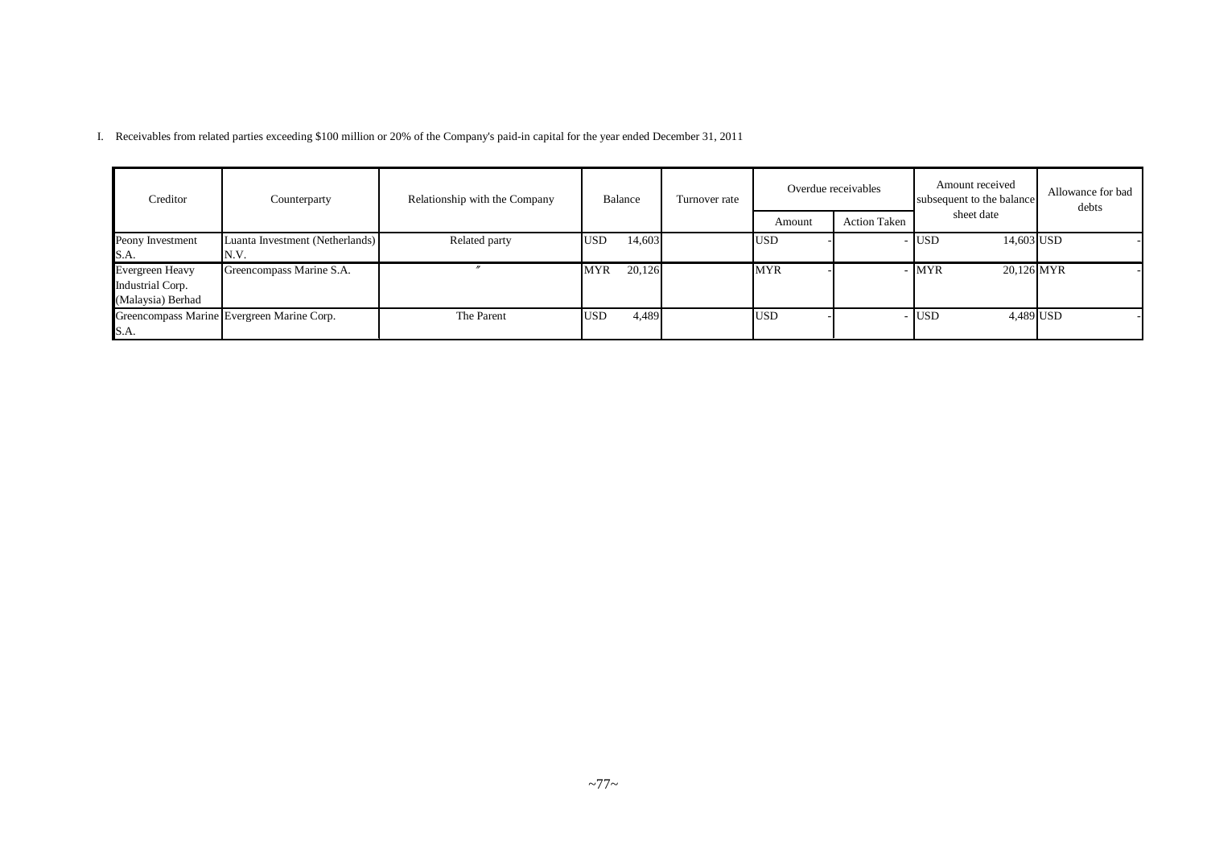I. Receivables from related parties exceeding $100 million or 20% of the Company's paid-in capital for the year ended December 31, 2011

| Creditor | Counterparty | Relationship with the Company | Balance | | Turnover rate | Overdue receivables | | Amount received subsequent to the balance sheet date | | Allowance for bad debts | |
|---|---|---|---|---|---|---|---|---|---|---|---|
| | | | | | | Amount | Action Taken | | | | |
| Peony Investment S.A. | Luanta Investment (Netherlands) N.V. | Related party | USD | 14,603 | | USD | - | - | USD 14,603 | USD | - |
| Evergreen Heavy Industrial Corp. (Malaysia) Berhad | Greencompass Marine S.A. | 〃 | MYR | 20,126 | | MYR | - | - | MYR 20,126 | MYR | - |
| Greencompass Marine S.A. | Evergreen Marine Corp. | The Parent | USD | 4,489 | | USD | - | - | USD 4,489 | USD | - |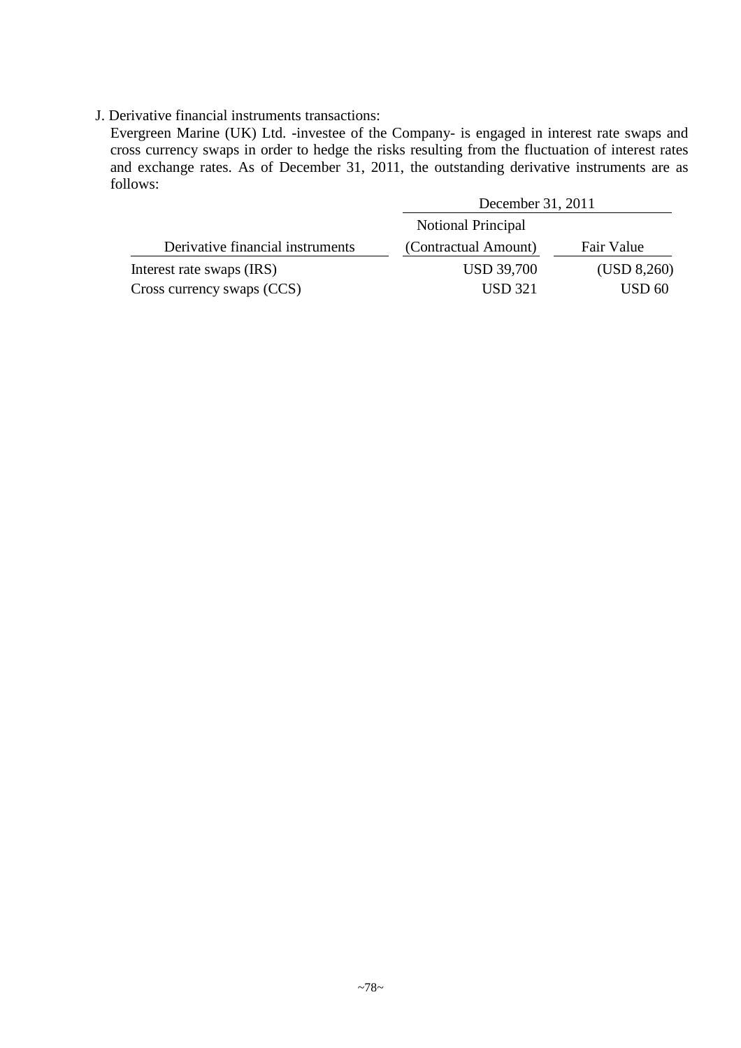J. Derivative financial instruments transactions:

Evergreen Marine (UK) Ltd. -investee of the Company- is engaged in interest rate swaps and cross currency swaps in order to hedge the risks resulting from the fluctuation of interest rates and exchange rates. As of December 31, 2011, the outstanding derivative instruments are as follows:

| | December 31, 2011 | |
|---|---|---|
| Derivative financial instruments | Notional Principal (Contractual Amount) | Fair Value |
| Interest rate swaps (IRS) | USD 39,700 | (USD 8,260) |
| Cross currency swaps (CCS) | USD 321 | USD 60 |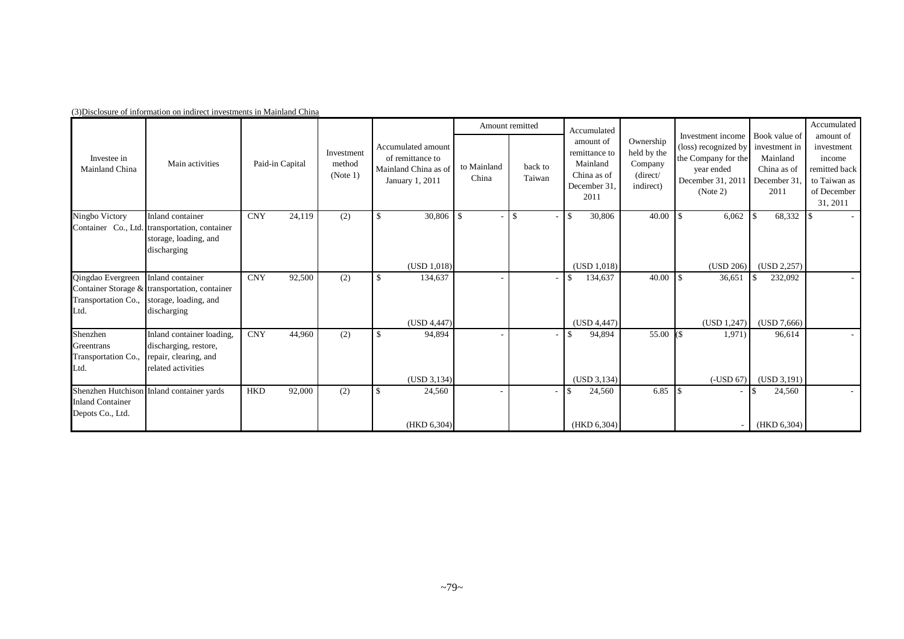(3)Disclosure of information on indirect investments in Mainland China

| Investee in Mainland China | Main activities | Paid-in Capital | Investment method (Note 1) | Accumulated amount of remittance to Mainland China as of January 1, 2011 | Amount remitted | | Accumulated amount of remittance to Mainland China as of December 31, 2011 | Ownership held by the Company (direct/ indirect) | Investment income (loss) recognized by the Company for the year ended December 31, 2011 (Note 2) | Book value of investment in Mainland China as of December 31, 2011 | Accumulated amount of investment income remitted back to Taiwan as of December 31, 2011 |
|---|---|---|---|---|---|---|---|---|---|---|---|
| | | | | | to Mainland China | back to Taiwan | | | | | |
| Ningbo Victory Container Co., Ltd. | Inland container transportation, container storage, loading, and discharging | CNY 24,119 | (2) | $ 30,806 (USD 1,018) | $ - | $ - | $ 30,806 (USD 1,018) | 40.00 | $ 6,062 (USD 206) | $ 68,332 (USD 2,257) | $ - |
| Qingdao Evergreen Container Storage & Transportation Co., Ltd. | Inland container transportation, container storage, loading, and discharging | CNY 92,500 | (2) | $ 134,637 (USD 4,447) | - | - | $ 134,637 (USD 4,447) | 40.00 | $ 36,651 (USD 1,247) | $ 232,092 (USD 7,666) | - |
| Shenzhen Greentrans Transportation Co., Ltd. | Inland container loading, discharging, restore, repair, clearing, and related activities | CNY 44,960 | (2) | $ 94,894 (USD 3,134) | - | - | $ 94,894 (USD 3,134) | 55.00 | ($ 1,971) (-USD 67) | 96,614 (USD 3,191) | - |
| Shenzhen Hutchison Inland Container Depots Co., Ltd. | Inland container yards | HKD 92,000 | (2) | $ 24,560 (HKD 6,304) | - | - | $ 24,560 (HKD 6,304) | 6.85 | $ - | $ 24,560 (HKD 6,304) | - |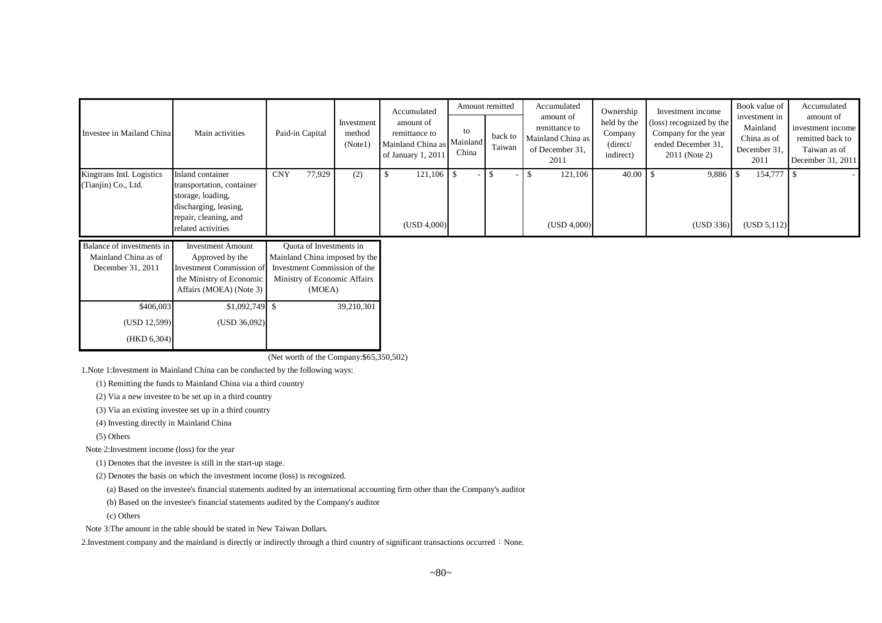| Investee in Mailand China | Main activities | Paid-in Capital | Investment method (Note1) | Accumulated amount of remittance to Mainland China as of January 1, 2011 | Amount remitted | | Accumulated amount of remittance to Mainland China as of December 31, 2011 | Ownership held by the Company (direct/ indirect) | Investment income (loss) recognized by the Company for the year ended December 31, 2011 (Note 2) | Book value of investment in Mainland China as of December 31, 2011 | Accumulated amount of investment income remitted back to Taiwan as of December 31, 2011 |
|---|---|---|---|---|---|---|---|---|---|---|---|
| | | | | | to Mainland China | back to Taiwan | | | | | |
| Kingtrans Intl. Logistics (Tianjin) Co., Ltd. | Inland container transportation, container storage, loading, discharging, leasing, repair, cleaning, and related activities | CNY 77,929 | (2) | $ 121,106 (USD 4,000) | $ - | $ - | $ 121,106 (USD 4,000) | 40.00 | $ 9,886 (USD 336) | $ 154,777 (USD 5,112) | $ - |

| Balance of investments in Mainland China as of December 31, 2011 | Investment Amount Approved by the Investment Commission of the Ministry of Economic Affairs (MOEA) (Note 3) | Quota of Investments in Mainland China imposed by the Investment Commission of the Ministry of Economic Affairs (MOEA) |
|---|---|---|
| $406,003 (USD 12,599) (HKD 6,304) | $1,092,749 (USD 36,092) | $ 39,210,301 |

(Net worth of the Company:$65,350,502)

1.Note 1:Investment in Mainland China can be conducted by the following ways:

(1) Remitting the funds to Mainland China via a third country

(2) Via a new investee to be set up in a third country

(3) Via an existing investee set up in a third country

(4) Investing directly in Mainland China

(5) Others

Note 2:Investment income (loss) for the year

(1) Denotes that the investee is still in the start-up stage.

(2) Denotes the basis on which the investment income (loss) is recognized.

(a) Based on the investee's financial statements audited by an international accounting firm other than the Company's auditor

(b) Based on the investee's financial statements audited by the Company's auditor

(c) Others

Note 3:The amount in the table should be stated in New Taiwan Dollars.

2.Investment company and the mainland is directly or indirectly through a third country of significant transactions occurred：None.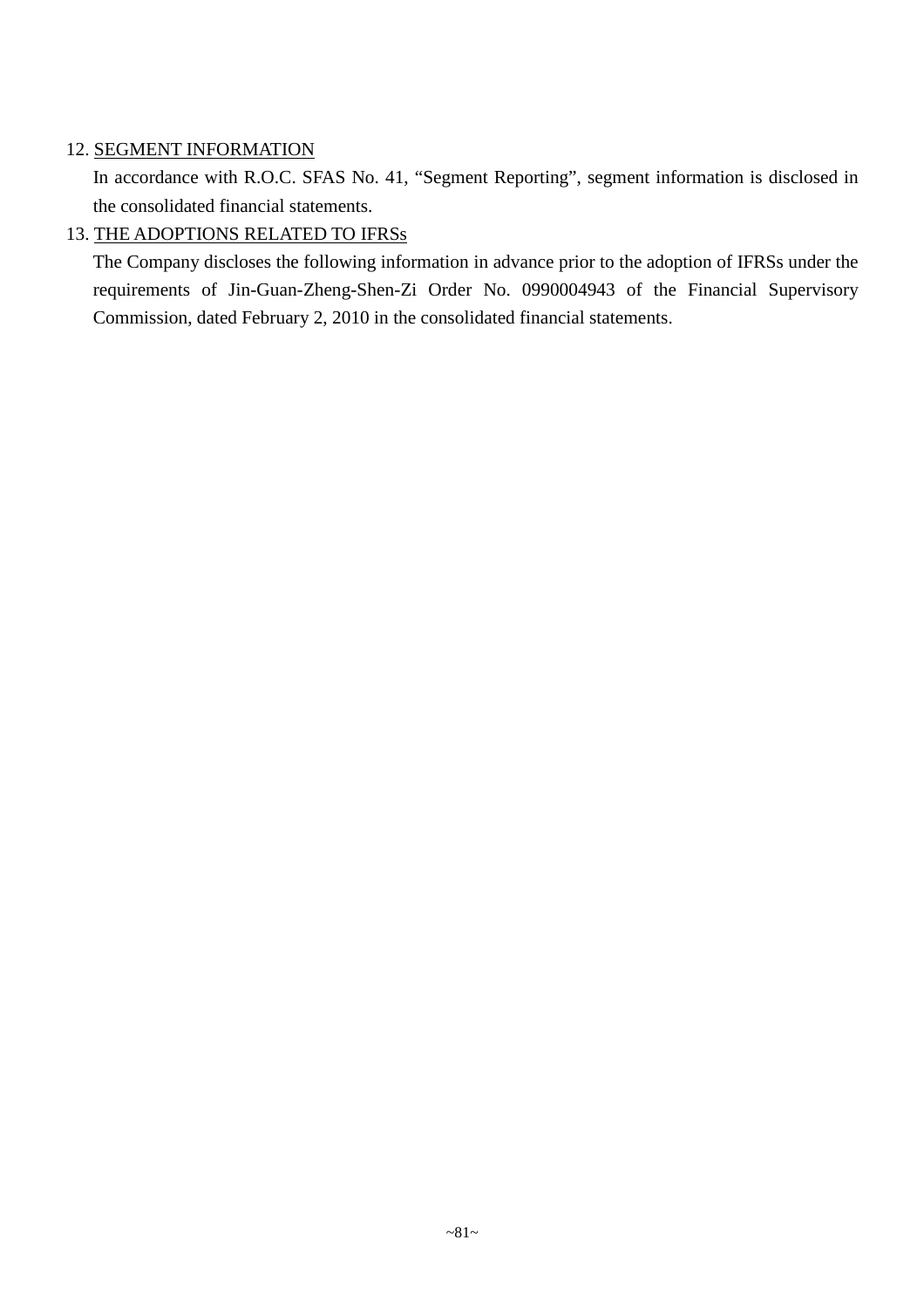12. SEGMENT INFORMATION

In accordance with R.O.C. SFAS No. 41, “Segment Reporting”, segment information is disclosed in the consolidated financial statements.

13. THE ADOPTIONS RELATED TO IFRSs

The Company discloses the following information in advance prior to the adoption of IFRSs under the requirements of Jin-Guan-Zheng-Shen-Zi Order No. 0990004943 of the Financial Supervisory Commission, dated February 2, 2010 in the consolidated financial statements.